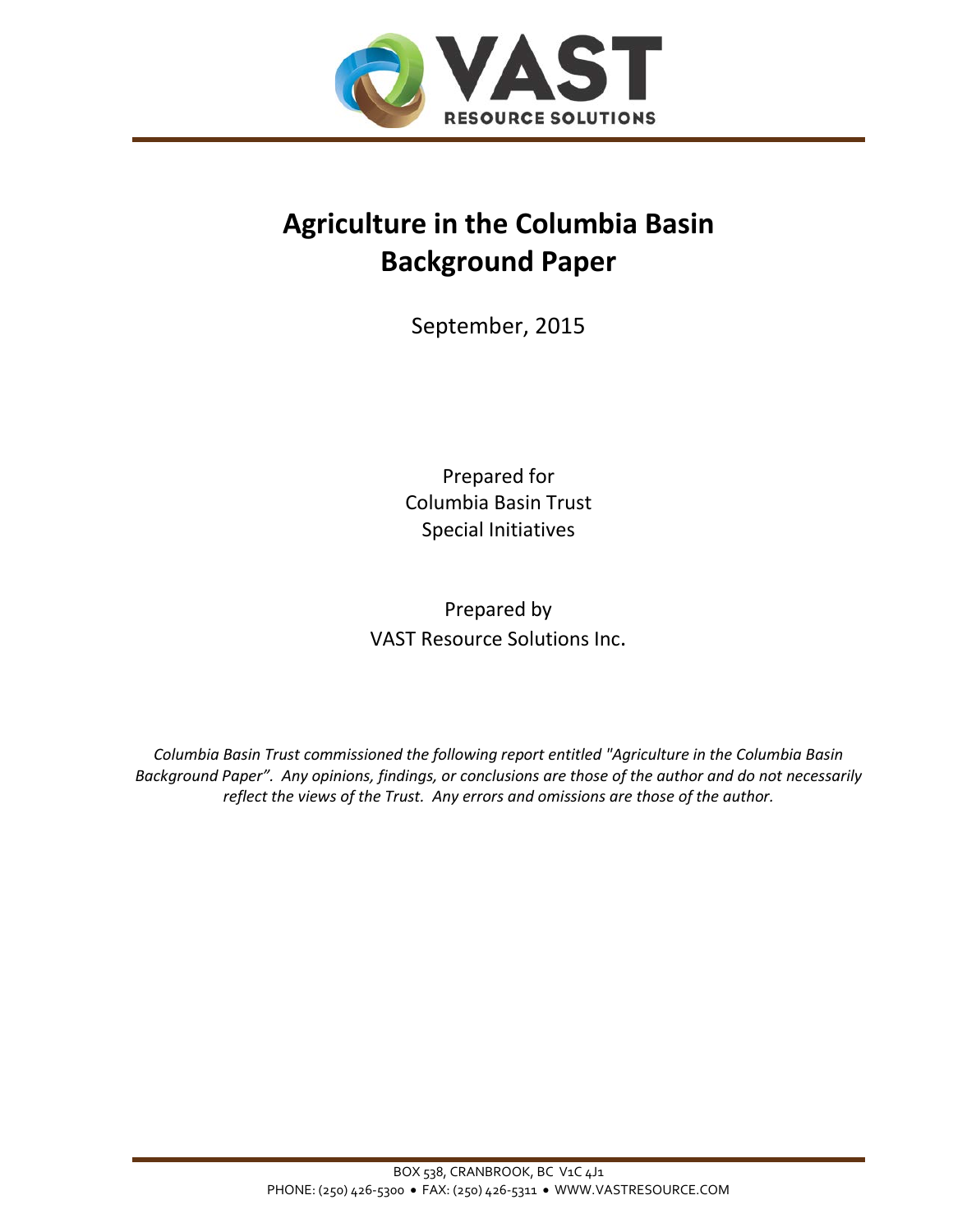VAST RESOURCE SOLUTIONS

# Agriculture in the Columbia Basin Background Paper

September, 2015

Prepared for
Columbia Basin Trust
Special Initiatives

Prepared by
VAST Resource Solutions Inc.

*Columbia Basin Trust commissioned the following report entitled "Agriculture in the Columbia Basin Background Paper". Any opinions, findings, or conclusions are those of the author and do not necessarily reflect the views of the Trust. Any errors and omissions are those of the author.*

BOX 538, CRANBROOK, BC V1C 4J1
PHONE: (250) 426-5300 • FAX: (250) 426-5311 • WWW.VASTRESOURCE.COM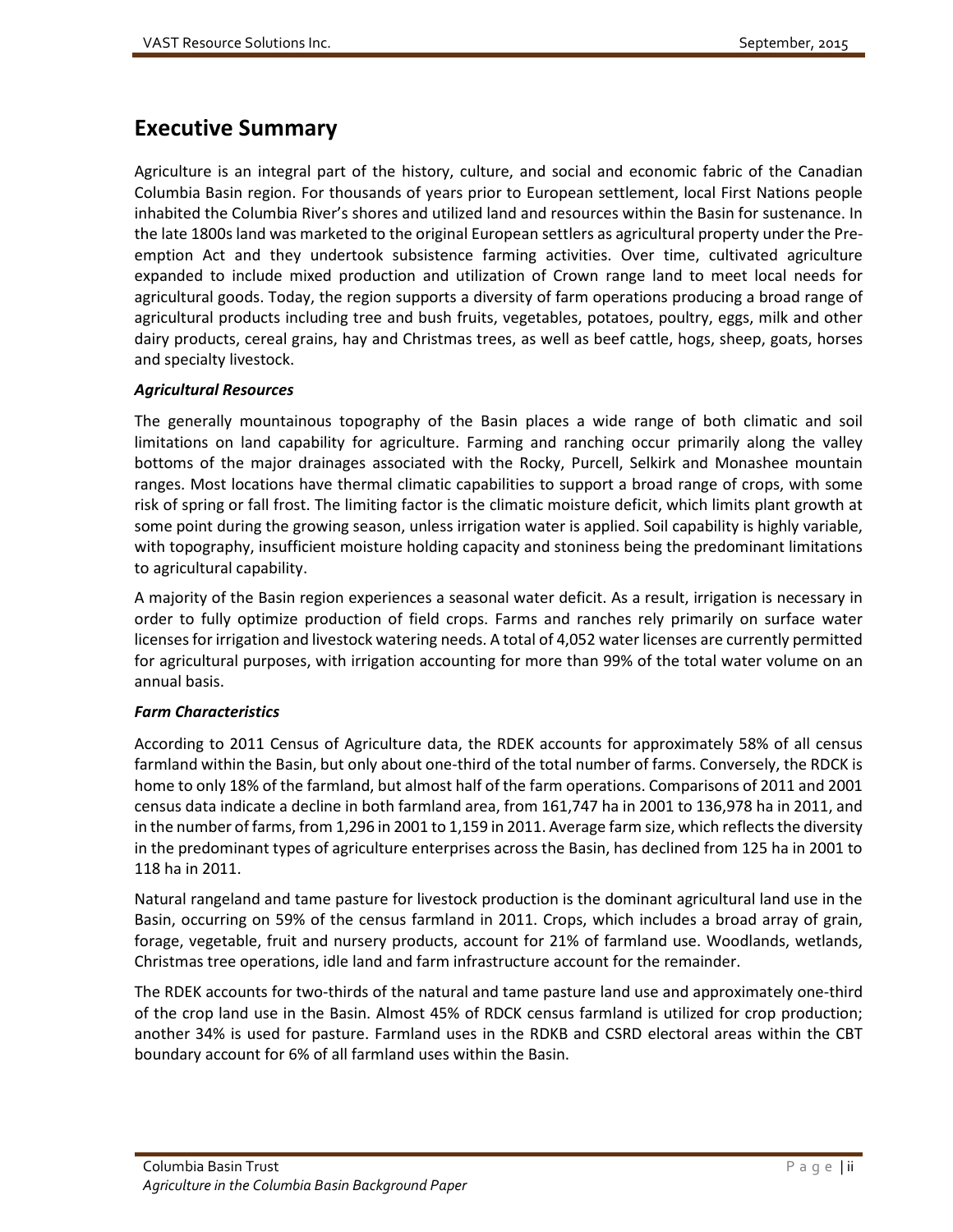## Executive Summary

Agriculture is an integral part of the history, culture, and social and economic fabric of the Canadian Columbia Basin region. For thousands of years prior to European settlement, local First Nations people inhabited the Columbia River's shores and utilized land and resources within the Basin for sustenance. In the late 1800s land was marketed to the original European settlers as agricultural property under the Pre-emption Act and they undertook subsistence farming activities. Over time, cultivated agriculture expanded to include mixed production and utilization of Crown range land to meet local needs for agricultural goods. Today, the region supports a diversity of farm operations producing a broad range of agricultural products including tree and bush fruits, vegetables, potatoes, poultry, eggs, milk and other dairy products, cereal grains, hay and Christmas trees, as well as beef cattle, hogs, sheep, goats, horses and specialty livestock.

### *Agricultural Resources*

The generally mountainous topography of the Basin places a wide range of both climatic and soil limitations on land capability for agriculture. Farming and ranching occur primarily along the valley bottoms of the major drainages associated with the Rocky, Purcell, Selkirk and Monashee mountain ranges. Most locations have thermal climatic capabilities to support a broad range of crops, with some risk of spring or fall frost. The limiting factor is the climatic moisture deficit, which limits plant growth at some point during the growing season, unless irrigation water is applied. Soil capability is highly variable, with topography, insufficient moisture holding capacity and stoniness being the predominant limitations to agricultural capability.

A majority of the Basin region experiences a seasonal water deficit. As a result, irrigation is necessary in order to fully optimize production of field crops. Farms and ranches rely primarily on surface water licenses for irrigation and livestock watering needs. A total of 4,052 water licenses are currently permitted for agricultural purposes, with irrigation accounting for more than 99% of the total water volume on an annual basis.

### *Farm Characteristics*

According to 2011 Census of Agriculture data, the RDEK accounts for approximately 58% of all census farmland within the Basin, but only about one-third of the total number of farms. Conversely, the RDCK is home to only 18% of the farmland, but almost half of the farm operations. Comparisons of 2011 and 2001 census data indicate a decline in both farmland area, from 161,747 ha in 2001 to 136,978 ha in 2011, and in the number of farms, from 1,296 in 2001 to 1,159 in 2011. Average farm size, which reflects the diversity in the predominant types of agriculture enterprises across the Basin, has declined from 125 ha in 2001 to 118 ha in 2011.

Natural rangeland and tame pasture for livestock production is the dominant agricultural land use in the Basin, occurring on 59% of the census farmland in 2011. Crops, which includes a broad array of grain, forage, vegetable, fruit and nursery products, account for 21% of farmland use. Woodlands, wetlands, Christmas tree operations, idle land and farm infrastructure account for the remainder.

The RDEK accounts for two-thirds of the natural and tame pasture land use and approximately one-third of the crop land use in the Basin. Almost 45% of RDCK census farmland is utilized for crop production; another 34% is used for pasture. Farmland uses in the RDKB and CSRD electoral areas within the CBT boundary account for 6% of all farmland uses within the Basin.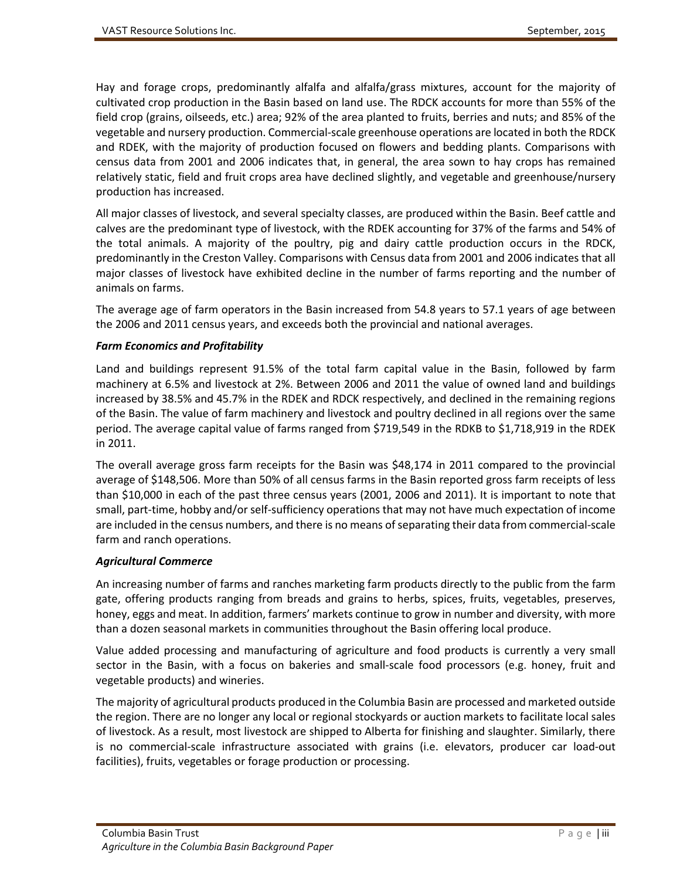Hay and forage crops, predominantly alfalfa and alfalfa/grass mixtures, account for the majority of cultivated crop production in the Basin based on land use. The RDCK accounts for more than 55% of the field crop (grains, oilseeds, etc.) area; 92% of the area planted to fruits, berries and nuts; and 85% of the vegetable and nursery production. Commercial-scale greenhouse operations are located in both the RDCK and RDEK, with the majority of production focused on flowers and bedding plants. Comparisons with census data from 2001 and 2006 indicates that, in general, the area sown to hay crops has remained relatively static, field and fruit crops area have declined slightly, and vegetable and greenhouse/nursery production has increased.

All major classes of livestock, and several specialty classes, are produced within the Basin. Beef cattle and calves are the predominant type of livestock, with the RDEK accounting for 37% of the farms and 54% of the total animals. A majority of the poultry, pig and dairy cattle production occurs in the RDCK, predominantly in the Creston Valley. Comparisons with Census data from 2001 and 2006 indicates that all major classes of livestock have exhibited decline in the number of farms reporting and the number of animals on farms.

The average age of farm operators in the Basin increased from 54.8 years to 57.1 years of age between the 2006 and 2011 census years, and exceeds both the provincial and national averages.

***Farm Economics and Profitability***

Land and buildings represent 91.5% of the total farm capital value in the Basin, followed by farm machinery at 6.5% and livestock at 2%. Between 2006 and 2011 the value of owned land and buildings increased by 38.5% and 45.7% in the RDEK and RDCK respectively, and declined in the remaining regions of the Basin. The value of farm machinery and livestock and poultry declined in all regions over the same period. The average capital value of farms ranged from $719,549 in the RDKB to $1,718,919 in the RDEK in 2011.

The overall average gross farm receipts for the Basin was $48,174 in 2011 compared to the provincial average of $148,506. More than 50% of all census farms in the Basin reported gross farm receipts of less than $10,000 in each of the past three census years (2001, 2006 and 2011). It is important to note that small, part-time, hobby and/or self-sufficiency operations that may not have much expectation of income are included in the census numbers, and there is no means of separating their data from commercial-scale farm and ranch operations.

***Agricultural Commerce***

An increasing number of farms and ranches marketing farm products directly to the public from the farm gate, offering products ranging from breads and grains to herbs, spices, fruits, vegetables, preserves, honey, eggs and meat. In addition, farmers' markets continue to grow in number and diversity, with more than a dozen seasonal markets in communities throughout the Basin offering local produce.

Value added processing and manufacturing of agriculture and food products is currently a very small sector in the Basin, with a focus on bakeries and small-scale food processors (e.g. honey, fruit and vegetable products) and wineries.

The majority of agricultural products produced in the Columbia Basin are processed and marketed outside the region. There are no longer any local or regional stockyards or auction markets to facilitate local sales of livestock. As a result, most livestock are shipped to Alberta for finishing and slaughter. Similarly, there is no commercial-scale infrastructure associated with grains (i.e. elevators, producer car load-out facilities), fruits, vegetables or forage production or processing.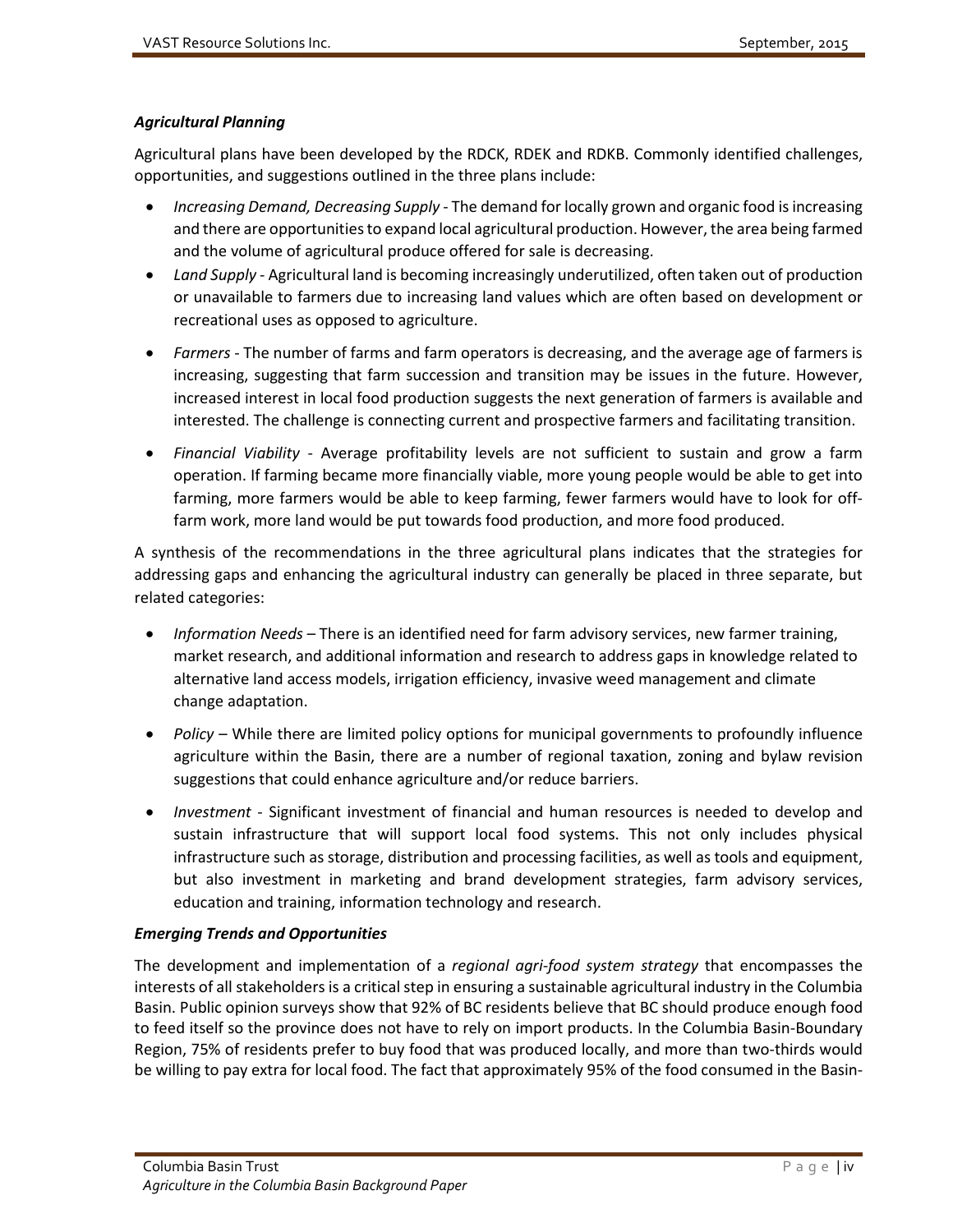### *Agricultural Planning*

Agricultural plans have been developed by the RDCK, RDEK and RDKB. Commonly identified challenges, opportunities, and suggestions outlined in the three plans include:

- *Increasing Demand, Decreasing Supply* - The demand for locally grown and organic food is increasing and there are opportunities to expand local agricultural production. However, the area being farmed and the volume of agricultural produce offered for sale is decreasing.
- *Land Supply* - Agricultural land is becoming increasingly underutilized, often taken out of production or unavailable to farmers due to increasing land values which are often based on development or recreational uses as opposed to agriculture.
- *Farmers* - The number of farms and farm operators is decreasing, and the average age of farmers is increasing, suggesting that farm succession and transition may be issues in the future. However, increased interest in local food production suggests the next generation of farmers is available and interested. The challenge is connecting current and prospective farmers and facilitating transition.
- *Financial Viability* - Average profitability levels are not sufficient to sustain and grow a farm operation. If farming became more financially viable, more young people would be able to get into farming, more farmers would be able to keep farming, fewer farmers would have to look for off-farm work, more land would be put towards food production, and more food produced.

A synthesis of the recommendations in the three agricultural plans indicates that the strategies for addressing gaps and enhancing the agricultural industry can generally be placed in three separate, but related categories:

- *Information Needs* – There is an identified need for farm advisory services, new farmer training, market research, and additional information and research to address gaps in knowledge related to alternative land access models, irrigation efficiency, invasive weed management and climate change adaptation.
- *Policy* – While there are limited policy options for municipal governments to profoundly influence agriculture within the Basin, there are a number of regional taxation, zoning and bylaw revision suggestions that could enhance agriculture and/or reduce barriers.
- *Investment* - Significant investment of financial and human resources is needed to develop and sustain infrastructure that will support local food systems. This not only includes physical infrastructure such as storage, distribution and processing facilities, as well as tools and equipment, but also investment in marketing and brand development strategies, farm advisory services, education and training, information technology and research.

### *Emerging Trends and Opportunities*

The development and implementation of a *regional agri-food system strategy* that encompasses the interests of all stakeholders is a critical step in ensuring a sustainable agricultural industry in the Columbia Basin. Public opinion surveys show that 92% of BC residents believe that BC should produce enough food to feed itself so the province does not have to rely on import products. In the Columbia Basin-Boundary Region, 75% of residents prefer to buy food that was produced locally, and more than two-thirds would be willing to pay extra for local food. The fact that approximately 95% of the food consumed in the Basin-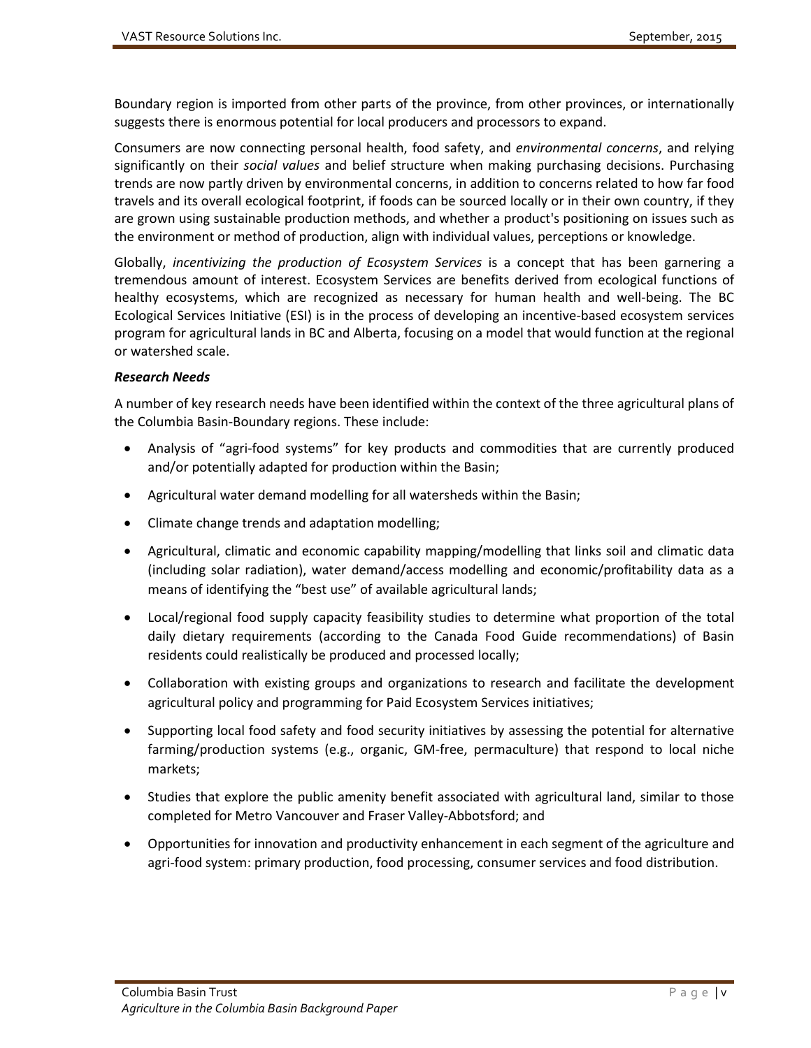Boundary region is imported from other parts of the province, from other provinces, or internationally suggests there is enormous potential for local producers and processors to expand.

Consumers are now connecting personal health, food safety, and *environmental concerns*, and relying significantly on their *social values* and belief structure when making purchasing decisions. Purchasing trends are now partly driven by environmental concerns, in addition to concerns related to how far food travels and its overall ecological footprint, if foods can be sourced locally or in their own country, if they are grown using sustainable production methods, and whether a product's positioning on issues such as the environment or method of production, align with individual values, perceptions or knowledge.

Globally, *incentivizing the production of Ecosystem Services* is a concept that has been garnering a tremendous amount of interest. Ecosystem Services are benefits derived from ecological functions of healthy ecosystems, which are recognized as necessary for human health and well-being. The BC Ecological Services Initiative (ESI) is in the process of developing an incentive-based ecosystem services program for agricultural lands in BC and Alberta, focusing on a model that would function at the regional or watershed scale.

***Research Needs***

A number of key research needs have been identified within the context of the three agricultural plans of the Columbia Basin-Boundary regions. These include:

- Analysis of "agri-food systems" for key products and commodities that are currently produced and/or potentially adapted for production within the Basin;
- Agricultural water demand modelling for all watersheds within the Basin;
- Climate change trends and adaptation modelling;
- Agricultural, climatic and economic capability mapping/modelling that links soil and climatic data (including solar radiation), water demand/access modelling and economic/profitability data as a means of identifying the "best use" of available agricultural lands;
- Local/regional food supply capacity feasibility studies to determine what proportion of the total daily dietary requirements (according to the Canada Food Guide recommendations) of Basin residents could realistically be produced and processed locally;
- Collaboration with existing groups and organizations to research and facilitate the development agricultural policy and programming for Paid Ecosystem Services initiatives;
- Supporting local food safety and food security initiatives by assessing the potential for alternative farming/production systems (e.g., organic, GM-free, permaculture) that respond to local niche markets;
- Studies that explore the public amenity benefit associated with agricultural land, similar to those completed for Metro Vancouver and Fraser Valley-Abbotsford; and
- Opportunities for innovation and productivity enhancement in each segment of the agriculture and agri-food system: primary production, food processing, consumer services and food distribution.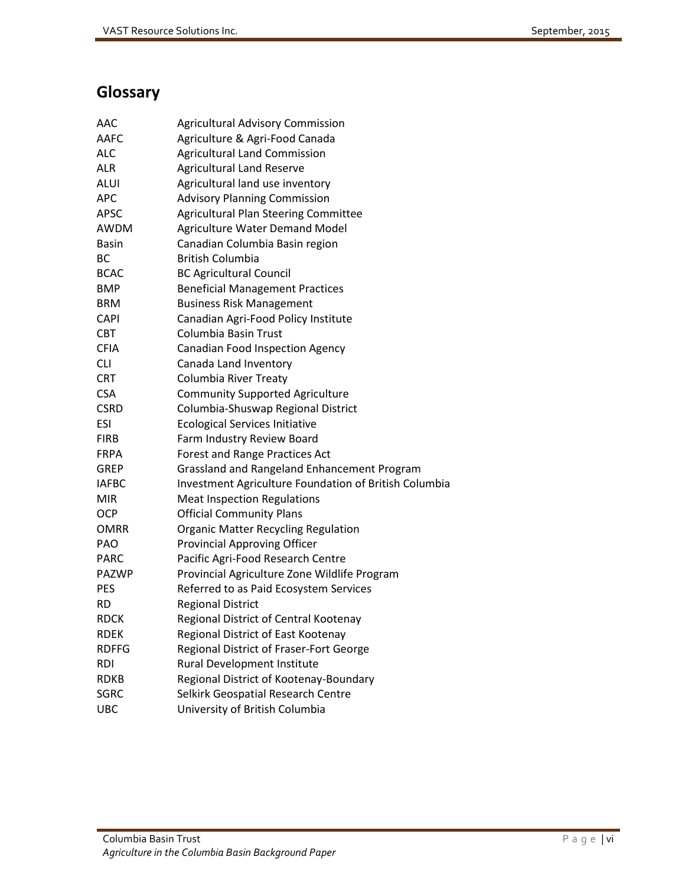## Glossary

| | |
|---|---|
| AAC | Agricultural Advisory Commission |
| AAFC | Agriculture & Agri-Food Canada |
| ALC | Agricultural Land Commission |
| ALR | Agricultural Land Reserve |
| ALUI | Agricultural land use inventory |
| APC | Advisory Planning Commission |
| APSC | Agricultural Plan Steering Committee |
| AWDM | Agriculture Water Demand Model |
| Basin | Canadian Columbia Basin region |
| BC | British Columbia |
| BCAC | BC Agricultural Council |
| BMP | Beneficial Management Practices |
| BRM | Business Risk Management |
| CAPI | Canadian Agri-Food Policy Institute |
| CBT | Columbia Basin Trust |
| CFIA | Canadian Food Inspection Agency |
| CLI | Canada Land Inventory |
| CRT | Columbia River Treaty |
| CSA | Community Supported Agriculture |
| CSRD | Columbia-Shuswap Regional District |
| ESI | Ecological Services Initiative |
| FIRB | Farm Industry Review Board |
| FRPA | Forest and Range Practices Act |
| GREP | Grassland and Rangeland Enhancement Program |
| IAFBC | Investment Agriculture Foundation of British Columbia |
| MIR | Meat Inspection Regulations |
| OCP | Official Community Plans |
| OMRR | Organic Matter Recycling Regulation |
| PAO | Provincial Approving Officer |
| PARC | Pacific Agri-Food Research Centre |
| PAZWP | Provincial Agriculture Zone Wildlife Program |
| PES | Referred to as Paid Ecosystem Services |
| RD | Regional District |
| RDCK | Regional District of Central Kootenay |
| RDEK | Regional District of East Kootenay |
| RDFFG | Regional District of Fraser-Fort George |
| RDI | Rural Development Institute |
| RDKB | Regional District of Kootenay-Boundary |
| SGRC | Selkirk Geospatial Research Centre |
| UBC | University of British Columbia |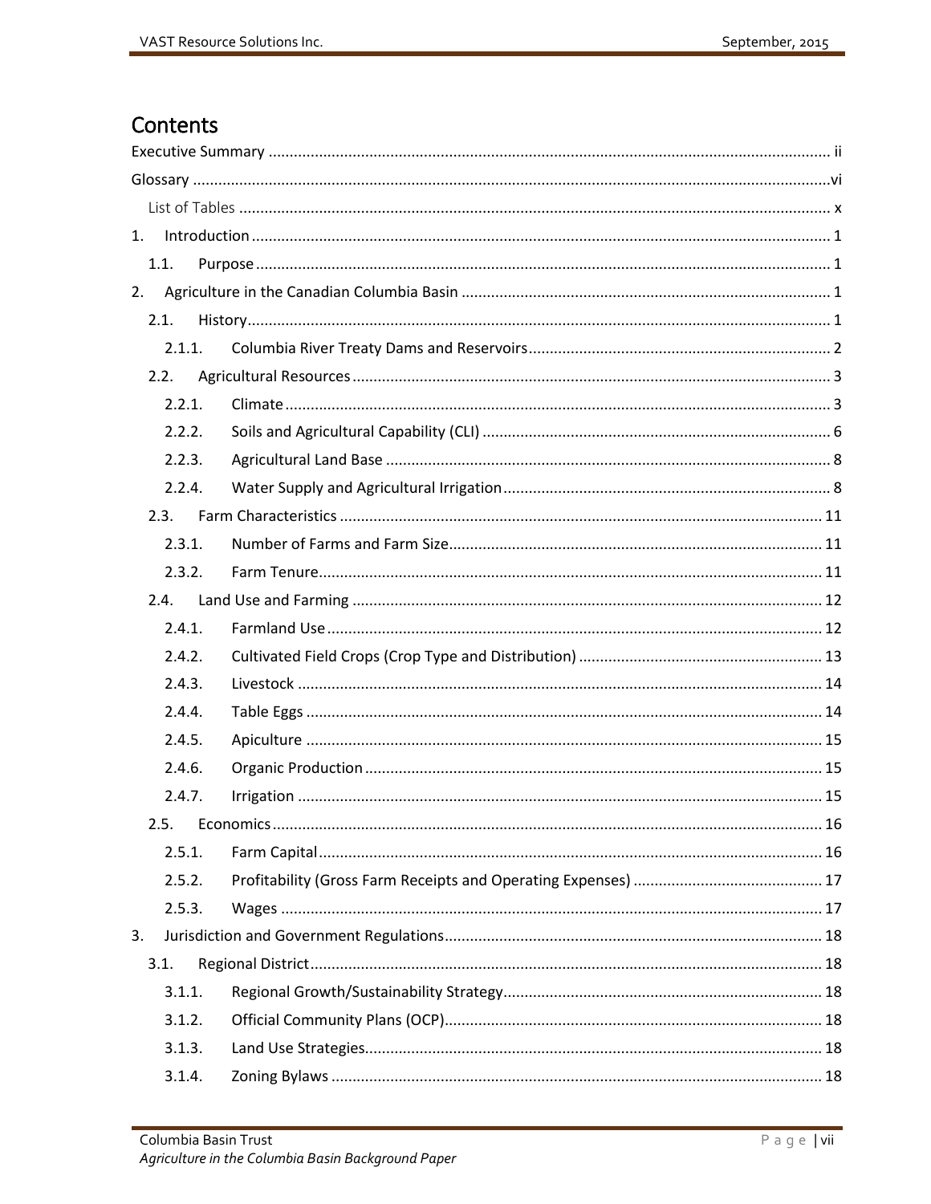# Contents

Executive Summary ..... ii

Glossary ..... vi

List of Tables ..... x

1. Introduction ..... 1
   - 1.1. Purpose ..... 1
2. Agriculture in the Canadian Columbia Basin ..... 1
   - 2.1. History ..... 1
     - 2.1.1. Columbia River Treaty Dams and Reservoirs ..... 2
   - 2.2. Agricultural Resources ..... 3
     - 2.2.1. Climate ..... 3
     - 2.2.2. Soils and Agricultural Capability (CLI) ..... 6
     - 2.2.3. Agricultural Land Base ..... 8
     - 2.2.4. Water Supply and Agricultural Irrigation ..... 8
   - 2.3. Farm Characteristics ..... 11
     - 2.3.1. Number of Farms and Farm Size ..... 11
     - 2.3.2. Farm Tenure ..... 11
   - 2.4. Land Use and Farming ..... 12
     - 2.4.1. Farmland Use ..... 12
     - 2.4.2. Cultivated Field Crops (Crop Type and Distribution) ..... 13
     - 2.4.3. Livestock ..... 14
     - 2.4.4. Table Eggs ..... 14
     - 2.4.5. Apiculture ..... 15
     - 2.4.6. Organic Production ..... 15
     - 2.4.7. Irrigation ..... 15
   - 2.5. Economics ..... 16
     - 2.5.1. Farm Capital ..... 16
     - 2.5.2. Profitability (Gross Farm Receipts and Operating Expenses) ..... 17
     - 2.5.3. Wages ..... 17
3. Jurisdiction and Government Regulations ..... 18
   - 3.1. Regional District ..... 18
     - 3.1.1. Regional Growth/Sustainability Strategy ..... 18
     - 3.1.2. Official Community Plans (OCP) ..... 18
     - 3.1.3. Land Use Strategies ..... 18
     - 3.1.4. Zoning Bylaws ..... 18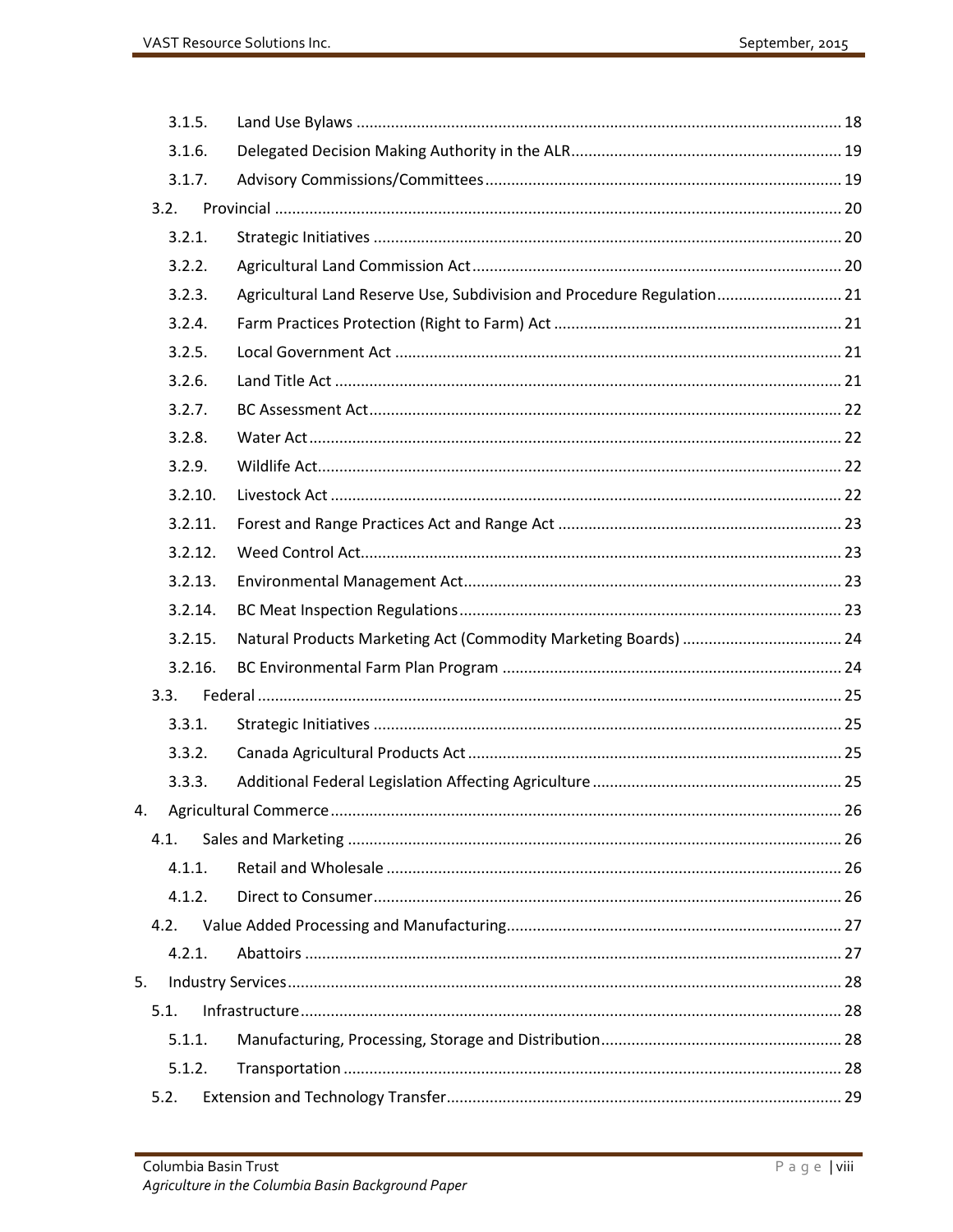3.1.5. Land Use Bylaws ........................................................................................................ 18

3.1.6. Delegated Decision Making Authority in the ALR.............................................................. 19

3.1.7. Advisory Commissions/Committees.................................................................................. 19

3.2. Provincial ......................................................................................................................... 20

3.2.1. Strategic Initiatives ......................................................................................................... 20

3.2.2. Agricultural Land Commission Act..................................................................................... 20

3.2.3. Agricultural Land Reserve Use, Subdivision and Procedure Regulation............................. 21

3.2.4. Farm Practices Protection (Right to Farm) Act .................................................................. 21

3.2.5. Local Government Act ...................................................................................................... 21

3.2.6. Land Title Act ................................................................................................................... 21

3.2.7. BC Assessment Act........................................................................................................... 22

3.2.8. Water Act......................................................................................................................... 22

3.2.9. Wildlife Act....................................................................................................................... 22

3.2.10. Livestock Act ................................................................................................................... 22

3.2.11. Forest and Range Practices Act and Range Act ................................................................. 23

3.2.12. Weed Control Act............................................................................................................. 23

3.2.13. Environmental Management Act....................................................................................... 23

3.2.14. BC Meat Inspection Regulations........................................................................................ 23

3.2.15. Natural Products Marketing Act (Commodity Marketing Boards) ..................................... 24

3.2.16. BC Environmental Farm Plan Program .............................................................................. 24

3.3. Federal ............................................................................................................................. 25

3.3.1. Strategic Initiatives ......................................................................................................... 25

3.3.2. Canada Agricultural Products Act...................................................................................... 25

3.3.3. Additional Federal Legislation Affecting Agriculture ......................................................... 25

4. Agricultural Commerce ........................................................................................................ 26

4.1. Sales and Marketing .......................................................................................................... 26

4.1.1. Retail and Wholesale ........................................................................................................ 26

4.1.2. Direct to Consumer........................................................................................................... 26

4.2. Value Added Processing and Manufacturing......................................................................... 27

4.2.1. Abattoirs .......................................................................................................................... 27

5. Industry Services................................................................................................................... 28

5.1. Infrastructure..................................................................................................................... 28

5.1.1. Manufacturing, Processing, Storage and Distribution........................................................ 28

5.1.2. Transportation ................................................................................................................. 28

5.2. Extension and Technology Transfer....................................................................................... 29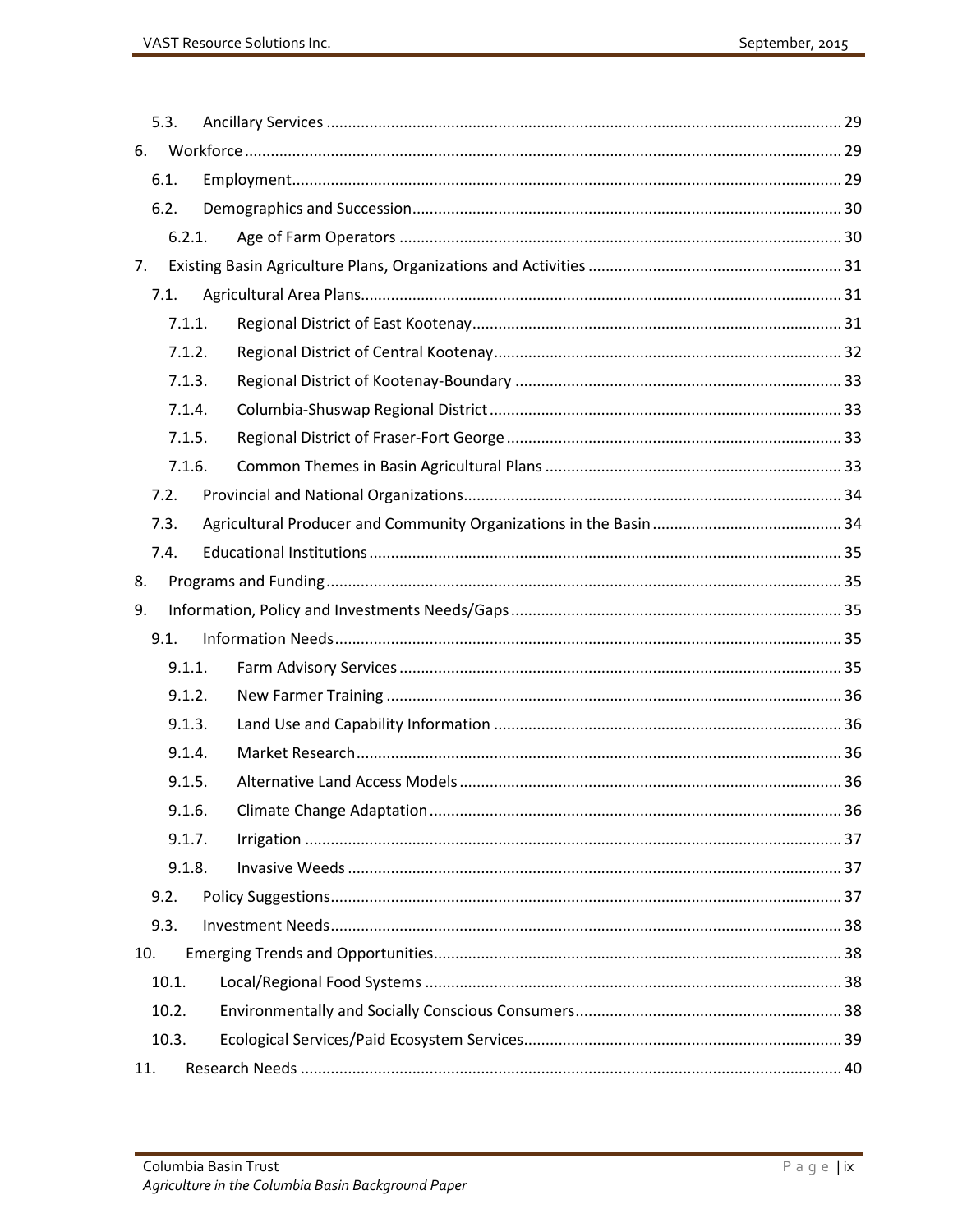5.3. Ancillary Services ........................................................................................................................ 29

6. Workforce ........................................................................................................................ 29

6.1. Employment ........................................................................................................................ 29

6.2. Demographics and Succession ........................................................................................................................ 30

6.2.1. Age of Farm Operators ........................................................................................................................ 30

7. Existing Basin Agriculture Plans, Organizations and Activities ........................................................................................................................ 31

7.1. Agricultural Area Plans ........................................................................................................................ 31

7.1.1. Regional District of East Kootenay ........................................................................................................................ 31

7.1.2. Regional District of Central Kootenay ........................................................................................................................ 32

7.1.3. Regional District of Kootenay-Boundary ........................................................................................................................ 33

7.1.4. Columbia-Shuswap Regional District ........................................................................................................................ 33

7.1.5. Regional District of Fraser-Fort George ........................................................................................................................ 33

7.1.6. Common Themes in Basin Agricultural Plans ........................................................................................................................ 33

7.2. Provincial and National Organizations ........................................................................................................................ 34

7.3. Agricultural Producer and Community Organizations in the Basin ........................................................................................................................ 34

7.4. Educational Institutions ........................................................................................................................ 35

8. Programs and Funding ........................................................................................................................ 35

9. Information, Policy and Investments Needs/Gaps ........................................................................................................................ 35

9.1. Information Needs ........................................................................................................................ 35

9.1.1. Farm Advisory Services ........................................................................................................................ 35

9.1.2. New Farmer Training ........................................................................................................................ 36

9.1.3. Land Use and Capability Information ........................................................................................................................ 36

9.1.4. Market Research ........................................................................................................................ 36

9.1.5. Alternative Land Access Models ........................................................................................................................ 36

9.1.6. Climate Change Adaptation ........................................................................................................................ 36

9.1.7. Irrigation ........................................................................................................................ 37

9.1.8. Invasive Weeds ........................................................................................................................ 37

9.2. Policy Suggestions ........................................................................................................................ 37

9.3. Investment Needs ........................................................................................................................ 38

10. Emerging Trends and Opportunities ........................................................................................................................ 38

10.1. Local/Regional Food Systems ........................................................................................................................ 38

10.2. Environmentally and Socially Conscious Consumers ........................................................................................................................ 38

10.3. Ecological Services/Paid Ecosystem Services ........................................................................................................................ 39

11. Research Needs ........................................................................................................................ 40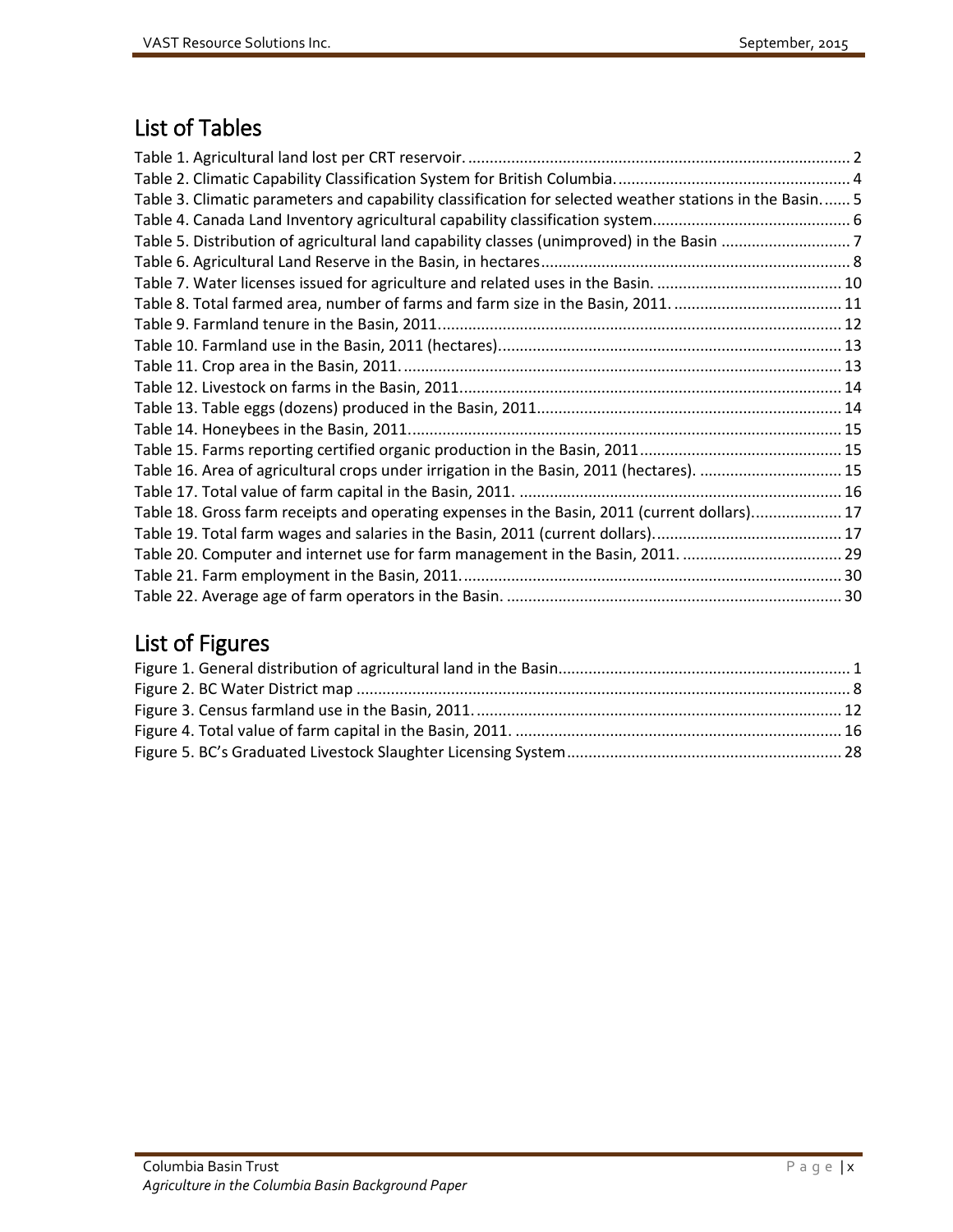## List of Tables

Table 1. Agricultural land lost per CRT reservoir. 2
Table 2. Climatic Capability Classification System for British Columbia. 4
Table 3. Climatic parameters and capability classification for selected weather stations in the Basin. 5
Table 4. Canada Land Inventory agricultural capability classification system. 6
Table 5. Distribution of agricultural land capability classes (unimproved) in the Basin 7
Table 6. Agricultural Land Reserve in the Basin, in hectares 8
Table 7. Water licenses issued for agriculture and related uses in the Basin. 10
Table 8. Total farmed area, number of farms and farm size in the Basin, 2011. 11
Table 9. Farmland tenure in the Basin, 2011. 12
Table 10. Farmland use in the Basin, 2011 (hectares). 13
Table 11. Crop area in the Basin, 2011. 13
Table 12. Livestock on farms in the Basin, 2011. 14
Table 13. Table eggs (dozens) produced in the Basin, 2011 14
Table 14. Honeybees in the Basin, 2011. 15
Table 15. Farms reporting certified organic production in the Basin, 2011 15
Table 16. Area of agricultural crops under irrigation in the Basin, 2011 (hectares). 15
Table 17. Total value of farm capital in the Basin, 2011. 16
Table 18. Gross farm receipts and operating expenses in the Basin, 2011 (current dollars). 17
Table 19. Total farm wages and salaries in the Basin, 2011 (current dollars). 17
Table 20. Computer and internet use for farm management in the Basin, 2011. 29
Table 21. Farm employment in the Basin, 2011. 30
Table 22. Average age of farm operators in the Basin. 30

## List of Figures

Figure 1. General distribution of agricultural land in the Basin 1
Figure 2. BC Water District map 8
Figure 3. Census farmland use in the Basin, 2011. 12
Figure 4. Total value of farm capital in the Basin, 2011. 16
Figure 5. BC's Graduated Livestock Slaughter Licensing System 28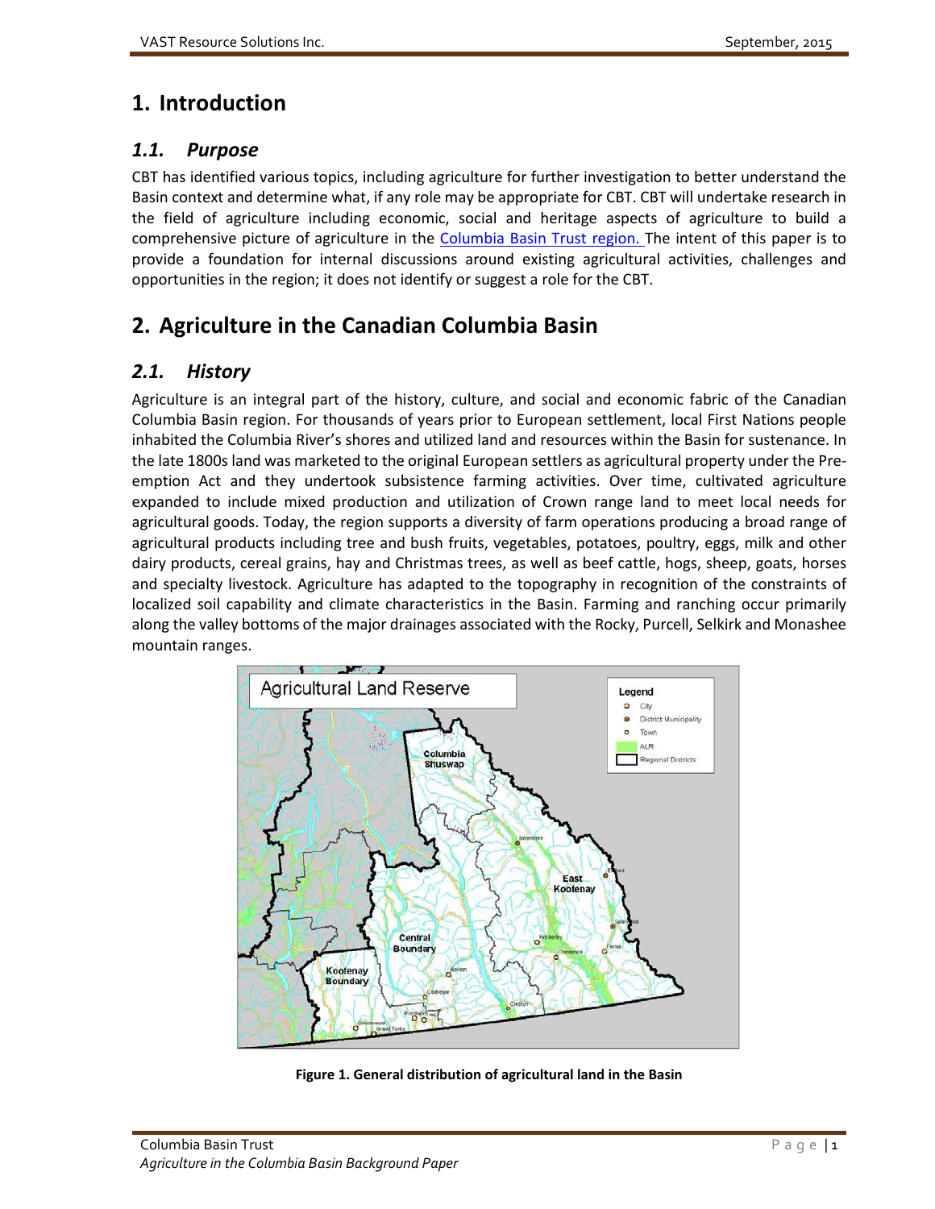# 1. Introduction

## 1.1. Purpose

CBT has identified various topics, including agriculture for further investigation to better understand the Basin context and determine what, if any role may be appropriate for CBT. CBT will undertake research in the field of agriculture including economic, social and heritage aspects of agriculture to build a comprehensive picture of agriculture in the Columbia Basin Trust region. The intent of this paper is to provide a foundation for internal discussions around existing agricultural activities, challenges and opportunities in the region; it does not identify or suggest a role for the CBT.

# 2. Agriculture in the Canadian Columbia Basin

## 2.1. History

Agriculture is an integral part of the history, culture, and social and economic fabric of the Canadian Columbia Basin region. For thousands of years prior to European settlement, local First Nations people inhabited the Columbia River's shores and utilized land and resources within the Basin for sustenance. In the late 1800s land was marketed to the original European settlers as agricultural property under the Pre-emption Act and they undertook subsistence farming activities. Over time, cultivated agriculture expanded to include mixed production and utilization of Crown range land to meet local needs for agricultural goods. Today, the region supports a diversity of farm operations producing a broad range of agricultural products including tree and bush fruits, vegetables, potatoes, poultry, eggs, milk and other dairy products, cereal grains, hay and Christmas trees, as well as beef cattle, hogs, sheep, goats, horses and specialty livestock. Agriculture has adapted to the topography in recognition of the constraints of localized soil capability and climate characteristics in the Basin. Farming and ranching occur primarily along the valley bottoms of the major drainages associated with the Rocky, Purcell, Selkirk and Monashee mountain ranges.

**Figure 1. General distribution of agricultural land in the Basin**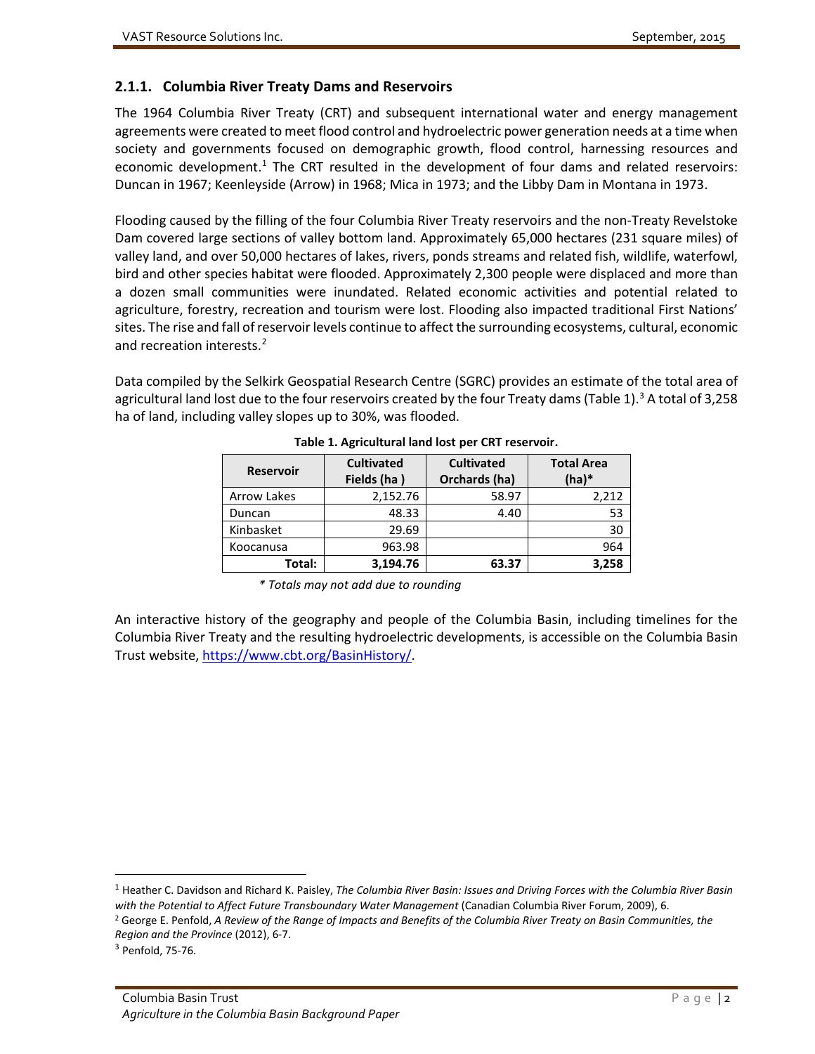### 2.1.1. Columbia River Treaty Dams and Reservoirs

The 1964 Columbia River Treaty (CRT) and subsequent international water and energy management agreements were created to meet flood control and hydroelectric power generation needs at a time when society and governments focused on demographic growth, flood control, harnessing resources and economic development.[1] The CRT resulted in the development of four dams and related reservoirs: Duncan in 1967; Keenleyside (Arrow) in 1968; Mica in 1973; and the Libby Dam in Montana in 1973.

Flooding caused by the filling of the four Columbia River Treaty reservoirs and the non-Treaty Revelstoke Dam covered large sections of valley bottom land. Approximately 65,000 hectares (231 square miles) of valley land, and over 50,000 hectares of lakes, rivers, ponds streams and related fish, wildlife, waterfowl, bird and other species habitat were flooded. Approximately 2,300 people were displaced and more than a dozen small communities were inundated. Related economic activities and potential related to agriculture, forestry, recreation and tourism were lost. Flooding also impacted traditional First Nations' sites. The rise and fall of reservoir levels continue to affect the surrounding ecosystems, cultural, economic and recreation interests.[2]

Data compiled by the Selkirk Geospatial Research Centre (SGRC) provides an estimate of the total area of agricultural land lost due to the four reservoirs created by the four Treaty dams (Table 1).[3] A total of 3,258 ha of land, including valley slopes up to 30%, was flooded.

**Table 1. Agricultural land lost per CRT reservoir.**

| Reservoir | Cultivated Fields (ha ) | Cultivated Orchards (ha) | Total Area (ha)* |
|---|---|---|---|
| Arrow Lakes | 2,152.76 | 58.97 | 2,212 |
| Duncan | 48.33 | 4.40 | 53 |
| Kinbasket | 29.69 | | 30 |
| Koocanusa | 963.98 | | 964 |
| **Total:** | **3,194.76** | **63.37** | **3,258** |

*\* Totals may not add due to rounding*

An interactive history of the geography and people of the Columbia Basin, including timelines for the Columbia River Treaty and the resulting hydroelectric developments, is accessible on the Columbia Basin Trust website, [https://www.cbt.org/BasinHistory/](https://www.cbt.org/BasinHistory/).

---

[1] Heather C. Davidson and Richard K. Paisley, *The Columbia River Basin: Issues and Driving Forces with the Columbia River Basin with the Potential to Affect Future Transboundary Water Management* (Canadian Columbia River Forum, 2009), 6.

[2] George E. Penfold, *A Review of the Range of Impacts and Benefits of the Columbia River Treaty on Basin Communities, the Region and the Province* (2012), 6-7.

[3] Penfold, 75-76.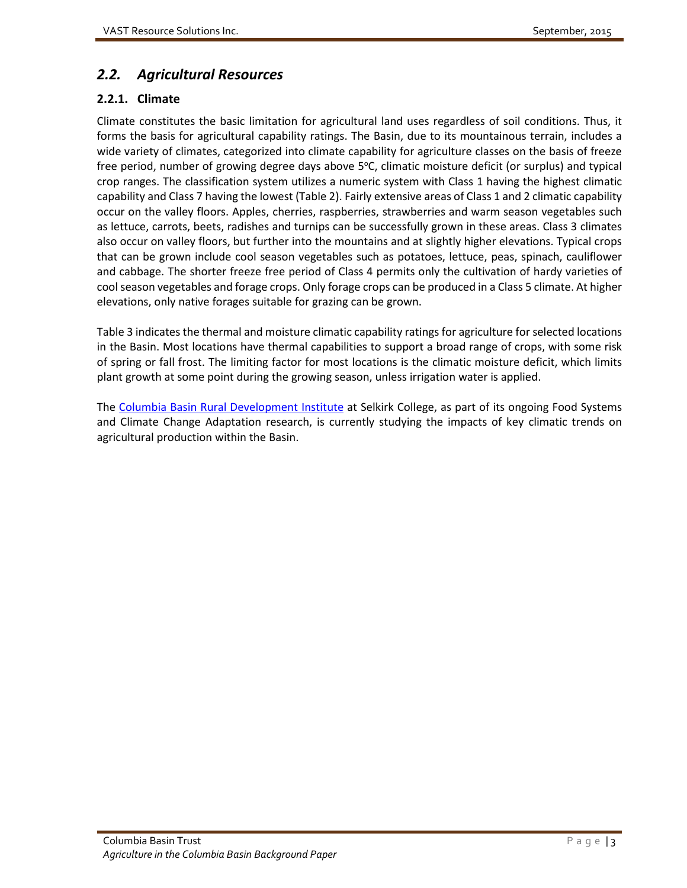## *2.2. Agricultural Resources*

### 2.2.1. Climate

Climate constitutes the basic limitation for agricultural land uses regardless of soil conditions. Thus, it forms the basis for agricultural capability ratings. The Basin, due to its mountainous terrain, includes a wide variety of climates, categorized into climate capability for agriculture classes on the basis of freeze free period, number of growing degree days above 5°C, climatic moisture deficit (or surplus) and typical crop ranges. The classification system utilizes a numeric system with Class 1 having the highest climatic capability and Class 7 having the lowest (Table 2). Fairly extensive areas of Class 1 and 2 climatic capability occur on the valley floors. Apples, cherries, raspberries, strawberries and warm season vegetables such as lettuce, carrots, beets, radishes and turnips can be successfully grown in these areas. Class 3 climates also occur on valley floors, but further into the mountains and at slightly higher elevations. Typical crops that can be grown include cool season vegetables such as potatoes, lettuce, peas, spinach, cauliflower and cabbage. The shorter freeze free period of Class 4 permits only the cultivation of hardy varieties of cool season vegetables and forage crops. Only forage crops can be produced in a Class 5 climate. At higher elevations, only native forages suitable for grazing can be grown.

Table 3 indicates the thermal and moisture climatic capability ratings for agriculture for selected locations in the Basin. Most locations have thermal capabilities to support a broad range of crops, with some risk of spring or fall frost. The limiting factor for most locations is the climatic moisture deficit, which limits plant growth at some point during the growing season, unless irrigation water is applied.

The Columbia Basin Rural Development Institute at Selkirk College, as part of its ongoing Food Systems and Climate Change Adaptation research, is currently studying the impacts of key climatic trends on agricultural production within the Basin.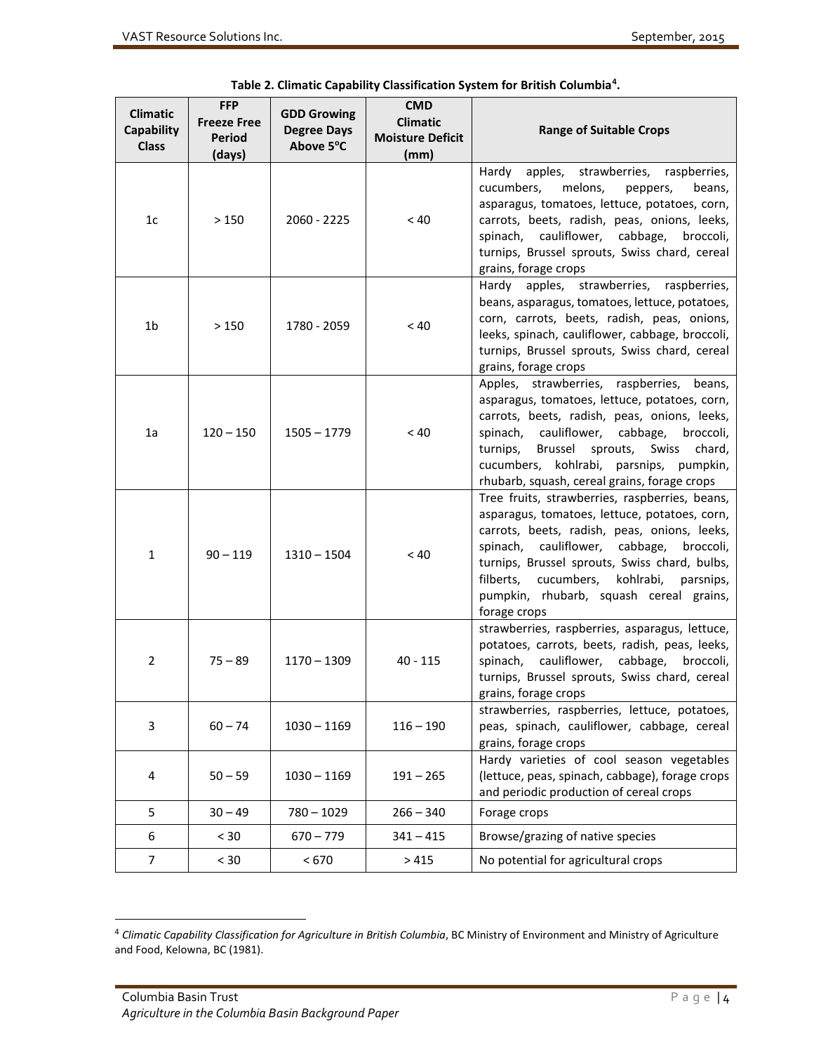**Table 2. Climatic Capability Classification System for British Columbia[4].**

| Climatic Capability Class | FFP Freeze Free Period (days) | GDD Growing Degree Days Above 5°C | CMD Climatic Moisture Deficit (mm) | Range of Suitable Crops |
|---|---|---|---|---|
| 1c | > 150 | 2060 - 2225 | < 40 | Hardy apples, strawberries, raspberries, cucumbers, melons, peppers, beans, asparagus, tomatoes, lettuce, potatoes, corn, carrots, beets, radish, peas, onions, leeks, spinach, cauliflower, cabbage, broccoli, turnips, Brussel sprouts, Swiss chard, cereal grains, forage crops |
| 1b | > 150 | 1780 - 2059 | < 40 | Hardy apples, strawberries, raspberries, beans, asparagus, tomatoes, lettuce, potatoes, corn, carrots, beets, radish, peas, onions, leeks, spinach, cauliflower, cabbage, broccoli, turnips, Brussel sprouts, Swiss chard, cereal grains, forage crops |
| 1a | 120 – 150 | 1505 – 1779 | < 40 | Apples, strawberries, raspberries, beans, asparagus, tomatoes, lettuce, potatoes, corn, carrots, beets, radish, peas, onions, leeks, spinach, cauliflower, cabbage, broccoli, turnips, Brussel sprouts, Swiss chard, cucumbers, kohlrabi, parsnips, pumpkin, rhubarb, squash, cereal grains, forage crops |
| 1 | 90 – 119 | 1310 – 1504 | < 40 | Tree fruits, strawberries, raspberries, beans, asparagus, tomatoes, lettuce, potatoes, corn, carrots, beets, radish, peas, onions, leeks, spinach, cauliflower, cabbage, broccoli, turnips, Brussel sprouts, Swiss chard, bulbs, filberts, cucumbers, kohlrabi, parsnips, pumpkin, rhubarb, squash cereal grains, forage crops |
| 2 | 75 – 89 | 1170 – 1309 | 40 - 115 | strawberries, raspberries, asparagus, lettuce, potatoes, carrots, beets, radish, peas, leeks, spinach, cauliflower, cabbage, broccoli, turnips, Brussel sprouts, Swiss chard, cereal grains, forage crops |
| 3 | 60 – 74 | 1030 – 1169 | 116 – 190 | strawberries, raspberries, lettuce, potatoes, peas, spinach, cauliflower, cabbage, cereal grains, forage crops |
| 4 | 50 – 59 | 1030 – 1169 | 191 – 265 | Hardy varieties of cool season vegetables (lettuce, peas, spinach, cabbage), forage crops and periodic production of cereal crops |
| 5 | 30 – 49 | 780 – 1029 | 266 – 340 | Forage crops |
| 6 | < 30 | 670 – 779 | 341 – 415 | Browse/grazing of native species |
| 7 | < 30 | < 670 | > 415 | No potential for agricultural crops |

[4] *Climatic Capability Classification for Agriculture in British Columbia*, BC Ministry of Environment and Ministry of Agriculture and Food, Kelowna, BC (1981).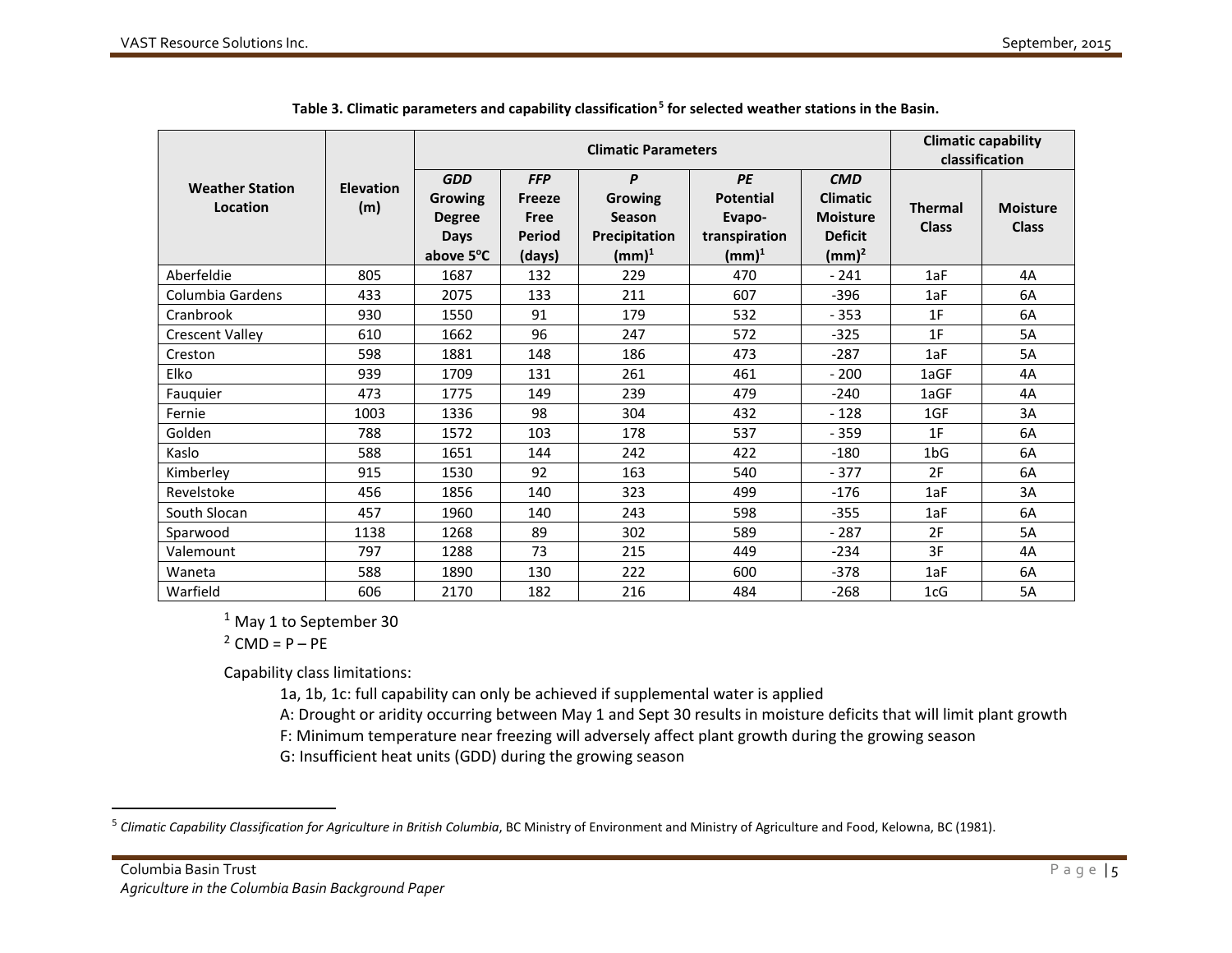**Table 3. Climatic parameters and capability classification[5] for selected weather stations in the Basin.**

| Weather Station Location | Elevation (m) | Climatic Parameters | | | | | Climatic capability classification | |
|---|---|---|---|---|---|---|---|---|
| | | *GDD* Growing Degree Days above 5°C | *FFP* Freeze Free Period (days) | *P* Growing Season Precipitation (mm)[1] | *PE* Potential Evapo-transpiration (mm)[1] | *CMD* Climatic Moisture Deficit (mm)[2] | Thermal Class | Moisture Class |
| Aberfeldie | 805 | 1687 | 132 | 229 | 470 | - 241 | 1aF | 4A |
| Columbia Gardens | 433 | 2075 | 133 | 211 | 607 | -396 | 1aF | 6A |
| Cranbrook | 930 | 1550 | 91 | 179 | 532 | - 353 | 1F | 6A |
| Crescent Valley | 610 | 1662 | 96 | 247 | 572 | -325 | 1F | 5A |
| Creston | 598 | 1881 | 148 | 186 | 473 | -287 | 1aF | 5A |
| Elko | 939 | 1709 | 131 | 261 | 461 | - 200 | 1aGF | 4A |
| Fauquier | 473 | 1775 | 149 | 239 | 479 | -240 | 1aGF | 4A |
| Fernie | 1003 | 1336 | 98 | 304 | 432 | - 128 | 1GF | 3A |
| Golden | 788 | 1572 | 103 | 178 | 537 | - 359 | 1F | 6A |
| Kaslo | 588 | 1651 | 144 | 242 | 422 | -180 | 1bG | 6A |
| Kimberley | 915 | 1530 | 92 | 163 | 540 | - 377 | 2F | 6A |
| Revelstoke | 456 | 1856 | 140 | 323 | 499 | -176 | 1aF | 3A |
| South Slocan | 457 | 1960 | 140 | 243 | 598 | -355 | 1aF | 6A |
| Sparwood | 1138 | 1268 | 89 | 302 | 589 | - 287 | 2F | 5A |
| Valemount | 797 | 1288 | 73 | 215 | 449 | -234 | 3F | 4A |
| Waneta | 588 | 1890 | 130 | 222 | 600 | -378 | 1aF | 6A |
| Warfield | 606 | 2170 | 182 | 216 | 484 | -268 | 1cG | 5A |

[1] May 1 to September 30

[2] CMD = P – PE

Capability class limitations:

- 1a, 1b, 1c: full capability can only be achieved if supplemental water is applied
- A: Drought or aridity occurring between May 1 and Sept 30 results in moisture deficits that will limit plant growth
- F: Minimum temperature near freezing will adversely affect plant growth during the growing season
- G: Insufficient heat units (GDD) during the growing season

[5] *Climatic Capability Classification for Agriculture in British Columbia*, BC Ministry of Environment and Ministry of Agriculture and Food, Kelowna, BC (1981).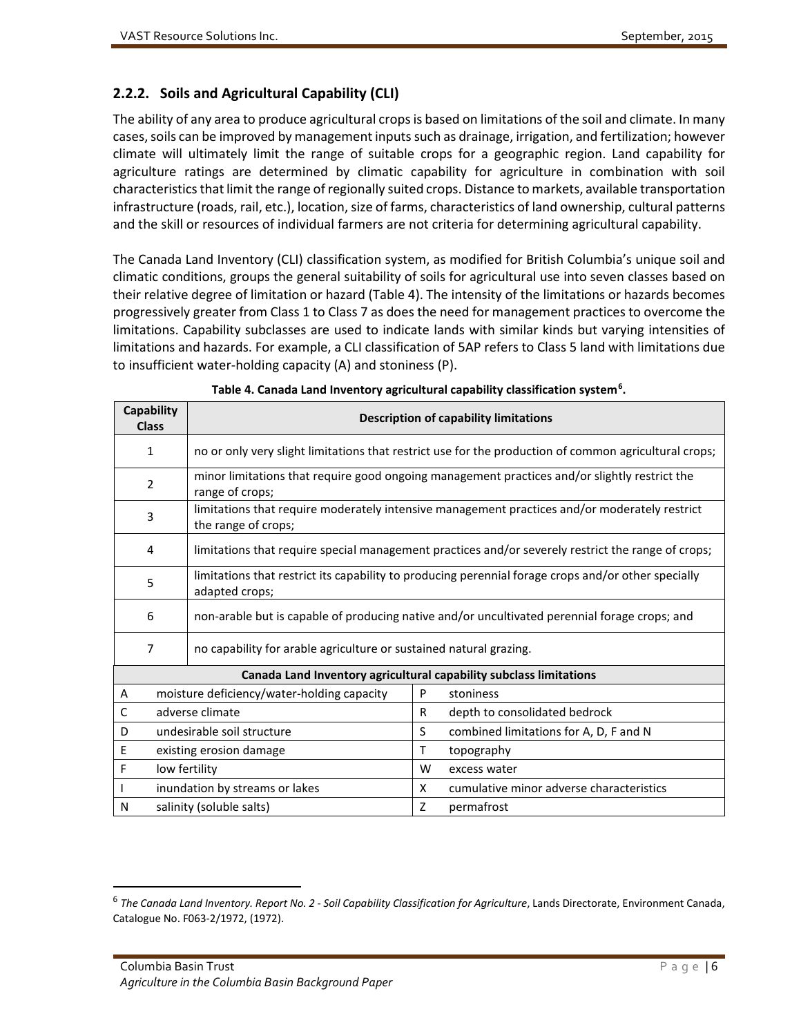### 2.2.2. Soils and Agricultural Capability (CLI)

The ability of any area to produce agricultural crops is based on limitations of the soil and climate. In many cases, soils can be improved by management inputs such as drainage, irrigation, and fertilization; however climate will ultimately limit the range of suitable crops for a geographic region. Land capability for agriculture ratings are determined by climatic capability for agriculture in combination with soil characteristics that limit the range of regionally suited crops. Distance to markets, available transportation infrastructure (roads, rail, etc.), location, size of farms, characteristics of land ownership, cultural patterns and the skill or resources of individual farmers are not criteria for determining agricultural capability.

The Canada Land Inventory (CLI) classification system, as modified for British Columbia's unique soil and climatic conditions, groups the general suitability of soils for agricultural use into seven classes based on their relative degree of limitation or hazard (Table 4). The intensity of the limitations or hazards becomes progressively greater from Class 1 to Class 7 as does the need for management practices to overcome the limitations. Capability subclasses are used to indicate lands with similar kinds but varying intensities of limitations and hazards. For example, a CLI classification of 5AP refers to Class 5 land with limitations due to insufficient water-holding capacity (A) and stoniness (P).

**Table 4. Canada Land Inventory agricultural capability classification system[6].**

| Capability Class | Description of capability limitations |
|---|---|
| 1 | no or only very slight limitations that restrict use for the production of common agricultural crops; |
| 2 | minor limitations that require good ongoing management practices and/or slightly restrict the range of crops; |
| 3 | limitations that require moderately intensive management practices and/or moderately restrict the range of crops; |
| 4 | limitations that require special management practices and/or severely restrict the range of crops; |
| 5 | limitations that restrict its capability to producing perennial forage crops and/or other specially adapted crops; |
| 6 | non-arable but is capable of producing native and/or uncultivated perennial forage crops; and |
| 7 | no capability for arable agriculture or sustained natural grazing. |

**Canada Land Inventory agricultural capability subclass limitations**

| | | | |
|---|---|---|---|
| A | moisture deficiency/water-holding capacity | P | stoniness |
| C | adverse climate | R | depth to consolidated bedrock |
| D | undesirable soil structure | S | combined limitations for A, D, F and N |
| E | existing erosion damage | T | topography |
| F | low fertility | W | excess water |
| I | inundation by streams or lakes | X | cumulative minor adverse characteristics |
| N | salinity (soluble salts) | Z | permafrost |

[6] *The Canada Land Inventory. Report No. 2 - Soil Capability Classification for Agriculture*, Lands Directorate, Environment Canada, Catalogue No. F063-2/1972, (1972).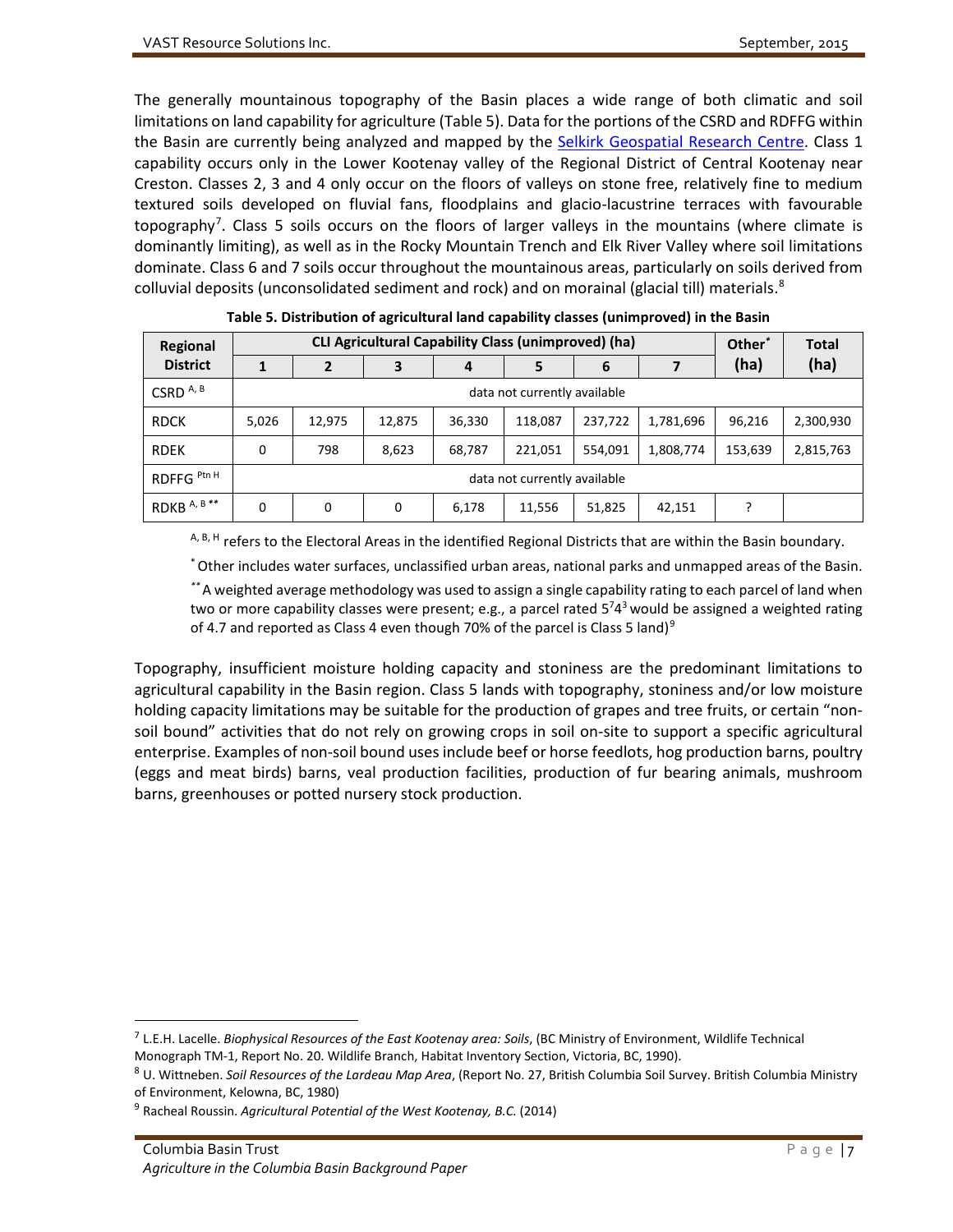The generally mountainous topography of the Basin places a wide range of both climatic and soil limitations on land capability for agriculture (Table 5). Data for the portions of the CSRD and RDFFG within the Basin are currently being analyzed and mapped by the Selkirk Geospatial Research Centre. Class 1 capability occurs only in the Lower Kootenay valley of the Regional District of Central Kootenay near Creston. Classes 2, 3 and 4 only occur on the floors of valleys on stone free, relatively fine to medium textured soils developed on fluvial fans, floodplains and glacio-lacustrine terraces with favourable topography[7]. Class 5 soils occurs on the floors of larger valleys in the mountains (where climate is dominantly limiting), as well as in the Rocky Mountain Trench and Elk River Valley where soil limitations dominate. Class 6 and 7 soils occur throughout the mountainous areas, particularly on soils derived from colluvial deposits (unconsolidated sediment and rock) and on morainal (glacial till) materials.[8]

**Table 5. Distribution of agricultural land capability classes (unimproved) in the Basin**

| Regional District | CLI Agricultural Capability Class (unimproved) (ha) | | | | | | | Other* (ha) | Total (ha) |
|---|---|---|---|---|---|---|---|---|---|
| | 1 | 2 | 3 | 4 | 5 | 6 | 7 | | |
| CSRD [A, B] | data not currently available | | | | | | | | |
| RDCK | 5,026 | 12,975 | 12,875 | 36,330 | 118,087 | 237,722 | 1,781,696 | 96,216 | 2,300,930 |
| RDEK | 0 | 798 | 8,623 | 68,787 | 221,051 | 554,091 | 1,808,774 | 153,639 | 2,815,763 |
| RDFFG [Ptn H] | data not currently available | | | | | | | | |
| RDKB [A, B **] | 0 | 0 | 0 | 6,178 | 11,556 | 51,825 | 42,151 | ? | |

[A, B, H] refers to the Electoral Areas in the identified Regional Districts that are within the Basin boundary.

* Other includes water surfaces, unclassified urban areas, national parks and unmapped areas of the Basin.

** A weighted average methodology was used to assign a single capability rating to each parcel of land when two or more capability classes were present; e.g., a parcel rated $5^7 4^3$ would be assigned a weighted rating of 4.7 and reported as Class 4 even though 70% of the parcel is Class 5 land)[9]

Topography, insufficient moisture holding capacity and stoniness are the predominant limitations to agricultural capability in the Basin region. Class 5 lands with topography, stoniness and/or low moisture holding capacity limitations may be suitable for the production of grapes and tree fruits, or certain "non-soil bound" activities that do not rely on growing crops in soil on-site to support a specific agricultural enterprise. Examples of non-soil bound uses include beef or horse feedlots, hog production barns, poultry (eggs and meat birds) barns, veal production facilities, production of fur bearing animals, mushroom barns, greenhouses or potted nursery stock production.

---

[7] L.E.H. Lacelle. *Biophysical Resources of the East Kootenay area: Soils*, (BC Ministry of Environment, Wildlife Technical Monograph TM-1, Report No. 20. Wildlife Branch, Habitat Inventory Section, Victoria, BC, 1990).

[8] U. Wittneben. *Soil Resources of the Lardeau Map Area*, (Report No. 27, British Columbia Soil Survey. British Columbia Ministry of Environment, Kelowna, BC, 1980)

[9] Racheal Roussin. *Agricultural Potential of the West Kootenay, B.C.* (2014)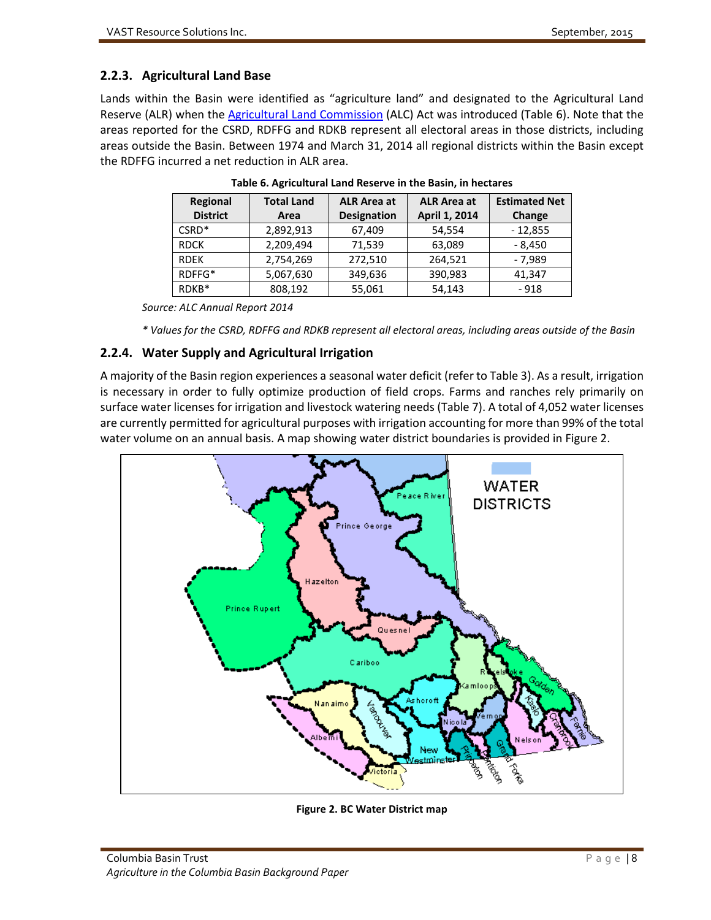### 2.2.3. Agricultural Land Base

Lands within the Basin were identified as "agriculture land" and designated to the Agricultural Land Reserve (ALR) when the Agricultural Land Commission (ALC) Act was introduced (Table 6). Note that the areas reported for the CSRD, RDFFG and RDKB represent all electoral areas in those districts, including areas outside the Basin. Between 1974 and March 31, 2014 all regional districts within the Basin except the RDFFG incurred a net reduction in ALR area.

**Table 6. Agricultural Land Reserve in the Basin, in hectares**

| Regional District | Total Land Area | ALR Area at Designation | ALR Area at April 1, 2014 | Estimated Net Change |
|---|---|---|---|---|
| CSRD* | 2,892,913 | 67,409 | 54,554 | - 12,855 |
| RDCK | 2,209,494 | 71,539 | 63,089 | - 8,450 |
| RDEK | 2,754,269 | 272,510 | 264,521 | - 7,989 |
| RDFFG* | 5,067,630 | 349,636 | 390,983 | 41,347 |
| RDKB* | 808,192 | 55,061 | 54,143 | - 918 |

*Source: ALC Annual Report 2014*

*\* Values for the CSRD, RDFFG and RDKB represent all electoral areas, including areas outside of the Basin*

### 2.2.4. Water Supply and Agricultural Irrigation

A majority of the Basin region experiences a seasonal water deficit (refer to Table 3). As a result, irrigation is necessary in order to fully optimize production of field crops. Farms and ranches rely primarily on surface water licenses for irrigation and livestock watering needs (Table 7). A total of 4,052 water licenses are currently permitted for agricultural purposes with irrigation accounting for more than 99% of the total water volume on an annual basis. A map showing water district boundaries is provided in Figure 2.

**Figure 2. BC Water District map**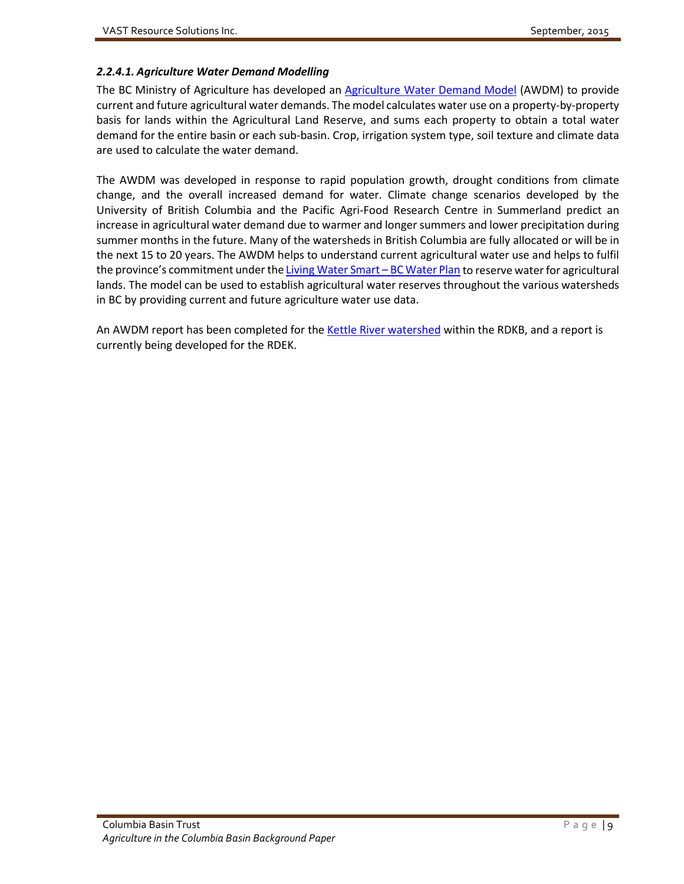#### *2.2.4.1. Agriculture Water Demand Modelling*

The BC Ministry of Agriculture has developed an Agriculture Water Demand Model (AWDM) to provide current and future agricultural water demands. The model calculates water use on a property-by-property basis for lands within the Agricultural Land Reserve, and sums each property to obtain a total water demand for the entire basin or each sub-basin. Crop, irrigation system type, soil texture and climate data are used to calculate the water demand.

The AWDM was developed in response to rapid population growth, drought conditions from climate change, and the overall increased demand for water. Climate change scenarios developed by the University of British Columbia and the Pacific Agri-Food Research Centre in Summerland predict an increase in agricultural water demand due to warmer and longer summers and lower precipitation during summer months in the future. Many of the watersheds in British Columbia are fully allocated or will be in the next 15 to 20 years. The AWDM helps to understand current agricultural water use and helps to fulfil the province's commitment under the Living Water Smart – BC Water Plan to reserve water for agricultural lands. The model can be used to establish agricultural water reserves throughout the various watersheds in BC by providing current and future agriculture water use data.

An AWDM report has been completed for the Kettle River watershed within the RDKB, and a report is currently being developed for the RDEK.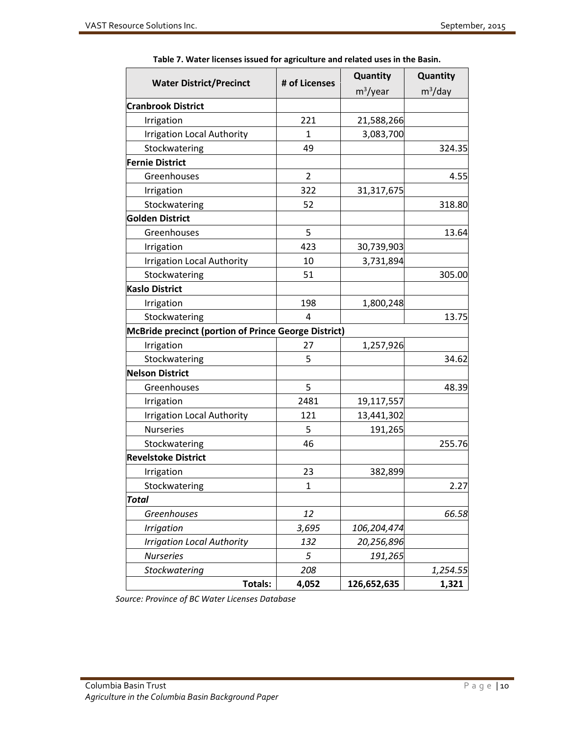**Table 7. Water licenses issued for agriculture and related uses in the Basin.**

| Water District/Precinct | # of Licenses | Quantity $m^3$/year | Quantity $m^3$/day |
|---|---|---|---|
| **Cranbrook District** | | | |
| Irrigation | 221 | 21,588,266 | |
| Irrigation Local Authority | 1 | 3,083,700 | |
| Stockwatering | 49 | | 324.35 |
| **Fernie District** | | | |
| Greenhouses | 2 | | 4.55 |
| Irrigation | 322 | 31,317,675 | |
| Stockwatering | 52 | | 318.80 |
| **Golden District** | | | |
| Greenhouses | 5 | | 13.64 |
| Irrigation | 423 | 30,739,903 | |
| Irrigation Local Authority | 10 | 3,731,894 | |
| Stockwatering | 51 | | 305.00 |
| **Kaslo District** | | | |
| Irrigation | 198 | 1,800,248 | |
| Stockwatering | 4 | | 13.75 |
| **McBride precinct (portion of Prince George District)** | | | |
| Irrigation | 27 | 1,257,926 | |
| Stockwatering | 5 | | 34.62 |
| **Nelson District** | | | |
| Greenhouses | 5 | | 48.39 |
| Irrigation | 2481 | 19,117,557 | |
| Irrigation Local Authority | 121 | 13,441,302 | |
| Nurseries | 5 | 191,265 | |
| Stockwatering | 46 | | 255.76 |
| **Revelstoke District** | | | |
| Irrigation | 23 | 382,899 | |
| Stockwatering | 1 | | 2.27 |
| ***Total*** | | | |
| *Greenhouses* | *12* | | *66.58* |
| *Irrigation* | *3,695* | *106,204,474* | |
| *Irrigation Local Authority* | *132* | *20,256,896* | |
| *Nurseries* | *5* | *191,265* | |
| *Stockwatering* | *208* | | *1,254.55* |
| **Totals:** | **4,052** | **126,652,635** | **1,321** |

*Source: Province of BC Water Licenses Database*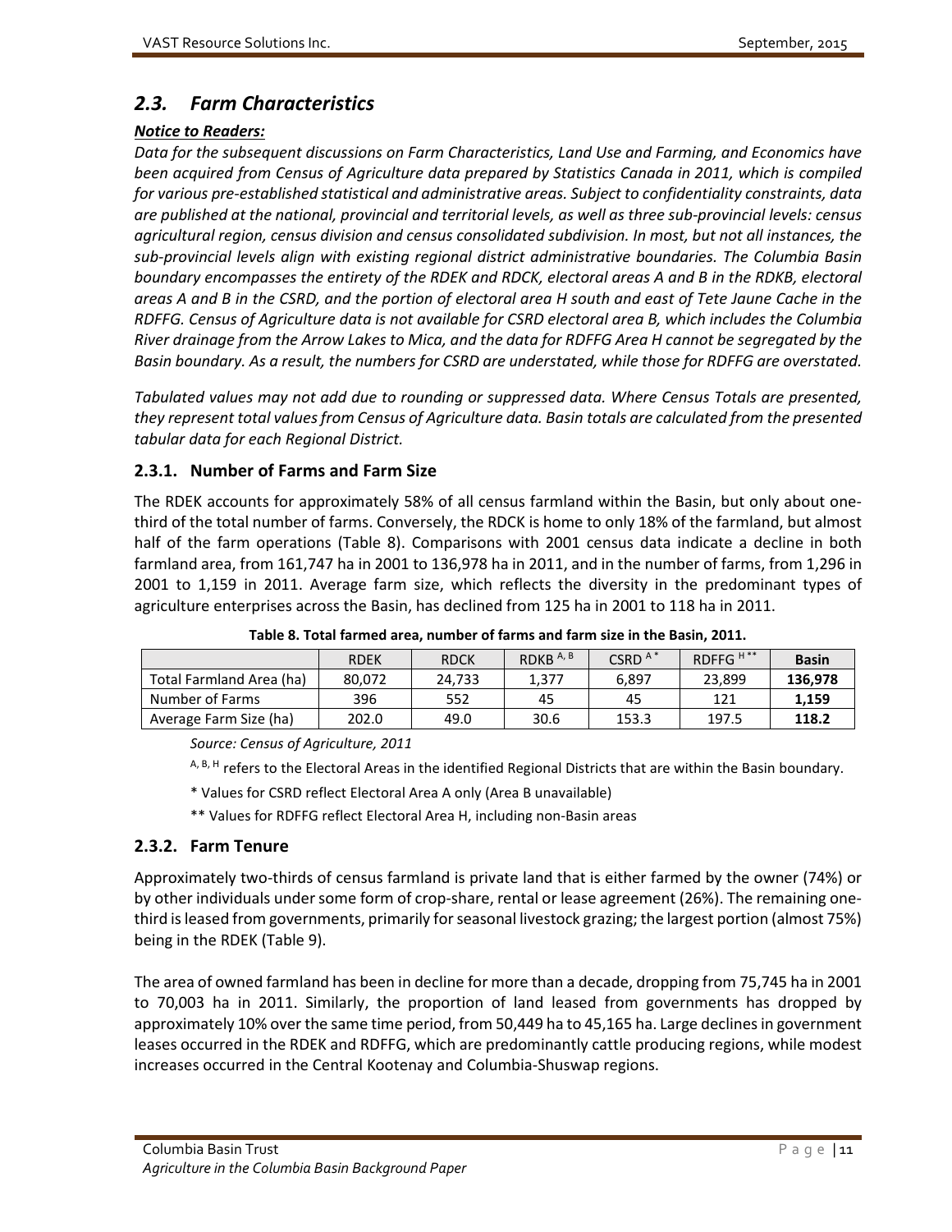## 2.3. Farm Characteristics

***Notice to Readers:***

*Data for the subsequent discussions on Farm Characteristics, Land Use and Farming, and Economics have been acquired from Census of Agriculture data prepared by Statistics Canada in 2011, which is compiled for various pre-established statistical and administrative areas. Subject to confidentiality constraints, data are published at the national, provincial and territorial levels, as well as three sub-provincial levels: census agricultural region, census division and census consolidated subdivision. In most, but not all instances, the sub-provincial levels align with existing regional district administrative boundaries. The Columbia Basin boundary encompasses the entirety of the RDEK and RDCK, electoral areas A and B in the RDKB, electoral areas A and B in the CSRD, and the portion of electoral area H south and east of Tete Jaune Cache in the RDFFG. Census of Agriculture data is not available for CSRD electoral area B, which includes the Columbia River drainage from the Arrow Lakes to Mica, and the data for RDFFG Area H cannot be segregated by the Basin boundary. As a result, the numbers for CSRD are understated, while those for RDFFG are overstated.*

*Tabulated values may not add due to rounding or suppressed data. Where Census Totals are presented, they represent total values from Census of Agriculture data. Basin totals are calculated from the presented tabular data for each Regional District.*

### 2.3.1. Number of Farms and Farm Size

The RDEK accounts for approximately 58% of all census farmland within the Basin, but only about one-third of the total number of farms. Conversely, the RDCK is home to only 18% of the farmland, but almost half of the farm operations (Table 8). Comparisons with 2001 census data indicate a decline in both farmland area, from 161,747 ha in 2001 to 136,978 ha in 2011, and in the number of farms, from 1,296 in 2001 to 1,159 in 2011. Average farm size, which reflects the diversity in the predominant types of agriculture enterprises across the Basin, has declined from 125 ha in 2001 to 118 ha in 2011.

**Table 8. Total farmed area, number of farms and farm size in the Basin, 2011.**

| | RDEK | RDCK | RDKB [A, B] | CSRD [A *] | RDFFG [H **] | **Basin** |
|---|---|---|---|---|---|---|
| Total Farmland Area (ha) | 80,072 | 24,733 | 1,377 | 6,897 | 23,899 | **136,978** |
| Number of Farms | 396 | 552 | 45 | 45 | 121 | **1,159** |
| Average Farm Size (ha) | 202.0 | 49.0 | 30.6 | 153.3 | 197.5 | **118.2** |

*Source: Census of Agriculture, 2011*

[A, B, H] refers to the Electoral Areas in the identified Regional Districts that are within the Basin boundary.

\* Values for CSRD reflect Electoral Area A only (Area B unavailable)

\** Values for RDFFG reflect Electoral Area H, including non-Basin areas

### 2.3.2. Farm Tenure

Approximately two-thirds of census farmland is private land that is either farmed by the owner (74%) or by other individuals under some form of crop-share, rental or lease agreement (26%). The remaining one-third is leased from governments, primarily for seasonal livestock grazing; the largest portion (almost 75%) being in the RDEK (Table 9).

The area of owned farmland has been in decline for more than a decade, dropping from 75,745 ha in 2001 to 70,003 ha in 2011. Similarly, the proportion of land leased from governments has dropped by approximately 10% over the same time period, from 50,449 ha to 45,165 ha. Large declines in government leases occurred in the RDEK and RDFFG, which are predominantly cattle producing regions, while modest increases occurred in the Central Kootenay and Columbia-Shuswap regions.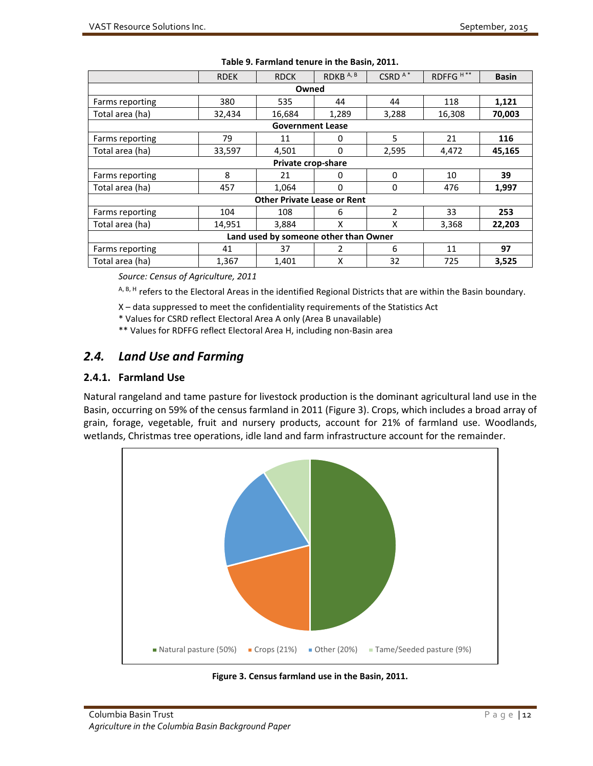**Table 9. Farmland tenure in the Basin, 2011.**

| | RDEK | RDCK | RDKB [A, B] | CSRD [A *] | RDFFG [H **] | **Basin** |
|---|---|---|---|---|---|---|
| **Owned** | | | | | | |
| Farms reporting | 380 | 535 | 44 | 44 | 118 | **1,121** |
| Total area (ha) | 32,434 | 16,684 | 1,289 | 3,288 | 16,308 | **70,003** |
| **Government Lease** | | | | | | |
| Farms reporting | 79 | 11 | 0 | 5 | 21 | **116** |
| Total area (ha) | 33,597 | 4,501 | 0 | 2,595 | 4,472 | **45,165** |
| **Private crop-share** | | | | | | |
| Farms reporting | 8 | 21 | 0 | 0 | 10 | **39** |
| Total area (ha) | 457 | 1,064 | 0 | 0 | 476 | **1,997** |
| **Other Private Lease or Rent** | | | | | | |
| Farms reporting | 104 | 108 | 6 | 2 | 33 | **253** |
| Total area (ha) | 14,951 | 3,884 | X | X | 3,368 | **22,203** |
| **Land used by someone other than Owner** | | | | | | |
| Farms reporting | 41 | 37 | 2 | 6 | 11 | **97** |
| Total area (ha) | 1,367 | 1,401 | X | 32 | 725 | **3,525** |

*Source: Census of Agriculture, 2011*

[A, B, H] refers to the Electoral Areas in the identified Regional Districts that are within the Basin boundary.

X – data suppressed to meet the confidentiality requirements of the Statistics Act

* Values for CSRD reflect Electoral Area A only (Area B unavailable)

** Values for RDFFG reflect Electoral Area H, including non-Basin area

## *2.4. Land Use and Farming*

### 2.4.1. Farmland Use

Natural rangeland and tame pasture for livestock production is the dominant agricultural land use in the Basin, occurring on 59% of the census farmland in 2011 (Figure 3). Crops, which includes a broad array of grain, forage, vegetable, fruit and nursery products, account for 21% of farmland use. Woodlands, wetlands, Christmas tree operations, idle land and farm infrastructure account for the remainder.

Natural pasture (50%) | Crops (21%) | Other (20%) | Tame/Seeded pasture (9%)

**Figure 3. Census farmland use in the Basin, 2011.**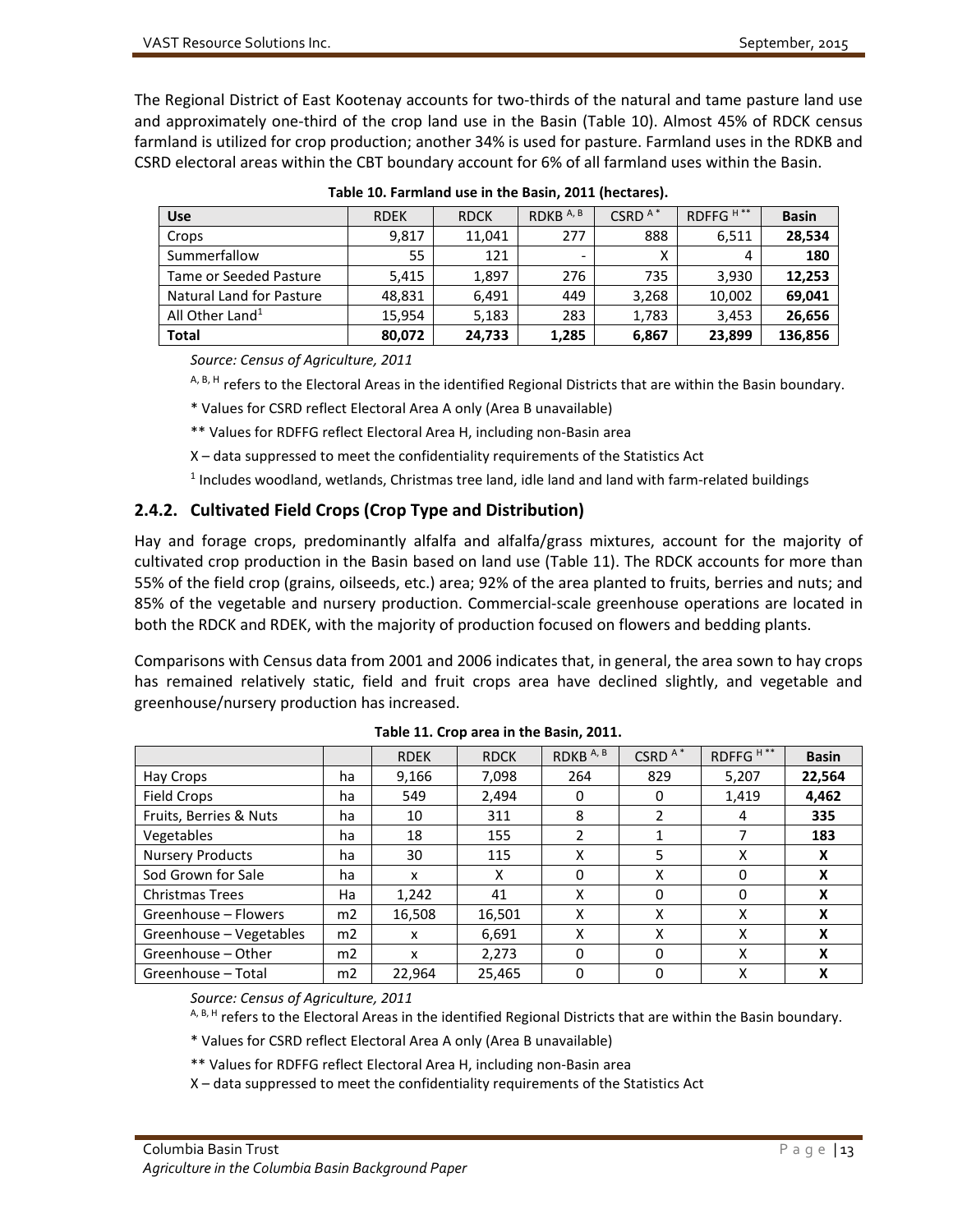The Regional District of East Kootenay accounts for two-thirds of the natural and tame pasture land use and approximately one-third of the crop land use in the Basin (Table 10). Almost 45% of RDCK census farmland is utilized for crop production; another 34% is used for pasture. Farmland uses in the RDKB and CSRD electoral areas within the CBT boundary account for 6% of all farmland uses within the Basin.

**Table 10. Farmland use in the Basin, 2011 (hectares).**

| Use | RDEK | RDCK | RDKB [A, B] | CSRD [A*] | RDFFG [H**] | Basin |
|---|---|---|---|---|---|---|
| Crops | 9,817 | 11,041 | 277 | 888 | 6,511 | **28,534** |
| Summerfallow | 55 | 121 | - | X | 4 | **180** |
| Tame or Seeded Pasture | 5,415 | 1,897 | 276 | 735 | 3,930 | **12,253** |
| Natural Land for Pasture | 48,831 | 6,491 | 449 | 3,268 | 10,002 | **69,041** |
| All Other Land[1] | 15,954 | 5,183 | 283 | 1,783 | 3,453 | **26,656** |
| **Total** | **80,072** | **24,733** | **1,285** | **6,867** | **23,899** | **136,856** |

*Source: Census of Agriculture, 2011*

[A, B, H] refers to the Electoral Areas in the identified Regional Districts that are within the Basin boundary.

* Values for CSRD reflect Electoral Area A only (Area B unavailable)

** Values for RDFFG reflect Electoral Area H, including non-Basin area

X – data suppressed to meet the confidentiality requirements of the Statistics Act

[1] Includes woodland, wetlands, Christmas tree land, idle land and land with farm-related buildings

### 2.4.2. Cultivated Field Crops (Crop Type and Distribution)

Hay and forage crops, predominantly alfalfa and alfalfa/grass mixtures, account for the majority of cultivated crop production in the Basin based on land use (Table 11). The RDCK accounts for more than 55% of the field crop (grains, oilseeds, etc.) area; 92% of the area planted to fruits, berries and nuts; and 85% of the vegetable and nursery production. Commercial-scale greenhouse operations are located in both the RDCK and RDEK, with the majority of production focused on flowers and bedding plants.

Comparisons with Census data from 2001 and 2006 indicates that, in general, the area sown to hay crops has remained relatively static, field and fruit crops area have declined slightly, and vegetable and greenhouse/nursery production has increased.

**Table 11. Crop area in the Basin, 2011.**

| | | RDEK | RDCK | RDKB [A, B] | CSRD [A*] | RDFFG [H**] | Basin |
|---|---|---|---|---|---|---|---|
| Hay Crops | ha | 9,166 | 7,098 | 264 | 829 | 5,207 | **22,564** |
| Field Crops | ha | 549 | 2,494 | 0 | 0 | 1,419 | **4,462** |
| Fruits, Berries & Nuts | ha | 10 | 311 | 8 | 2 | 4 | **335** |
| Vegetables | ha | 18 | 155 | 2 | 1 | 7 | **183** |
| Nursery Products | ha | 30 | 115 | X | 5 | X | **X** |
| Sod Grown for Sale | ha | x | X | 0 | X | 0 | **X** |
| Christmas Trees | Ha | 1,242 | 41 | X | 0 | 0 | **X** |
| Greenhouse – Flowers | m2 | 16,508 | 16,501 | X | X | X | **X** |
| Greenhouse – Vegetables | m2 | x | 6,691 | X | X | X | **X** |
| Greenhouse – Other | m2 | x | 2,273 | 0 | 0 | X | **X** |
| Greenhouse – Total | m2 | 22,964 | 25,465 | 0 | 0 | X | **X** |

*Source: Census of Agriculture, 2011*

[A, B, H] refers to the Electoral Areas in the identified Regional Districts that are within the Basin boundary.

* Values for CSRD reflect Electoral Area A only (Area B unavailable)

** Values for RDFFG reflect Electoral Area H, including non-Basin area

X – data suppressed to meet the confidentiality requirements of the Statistics Act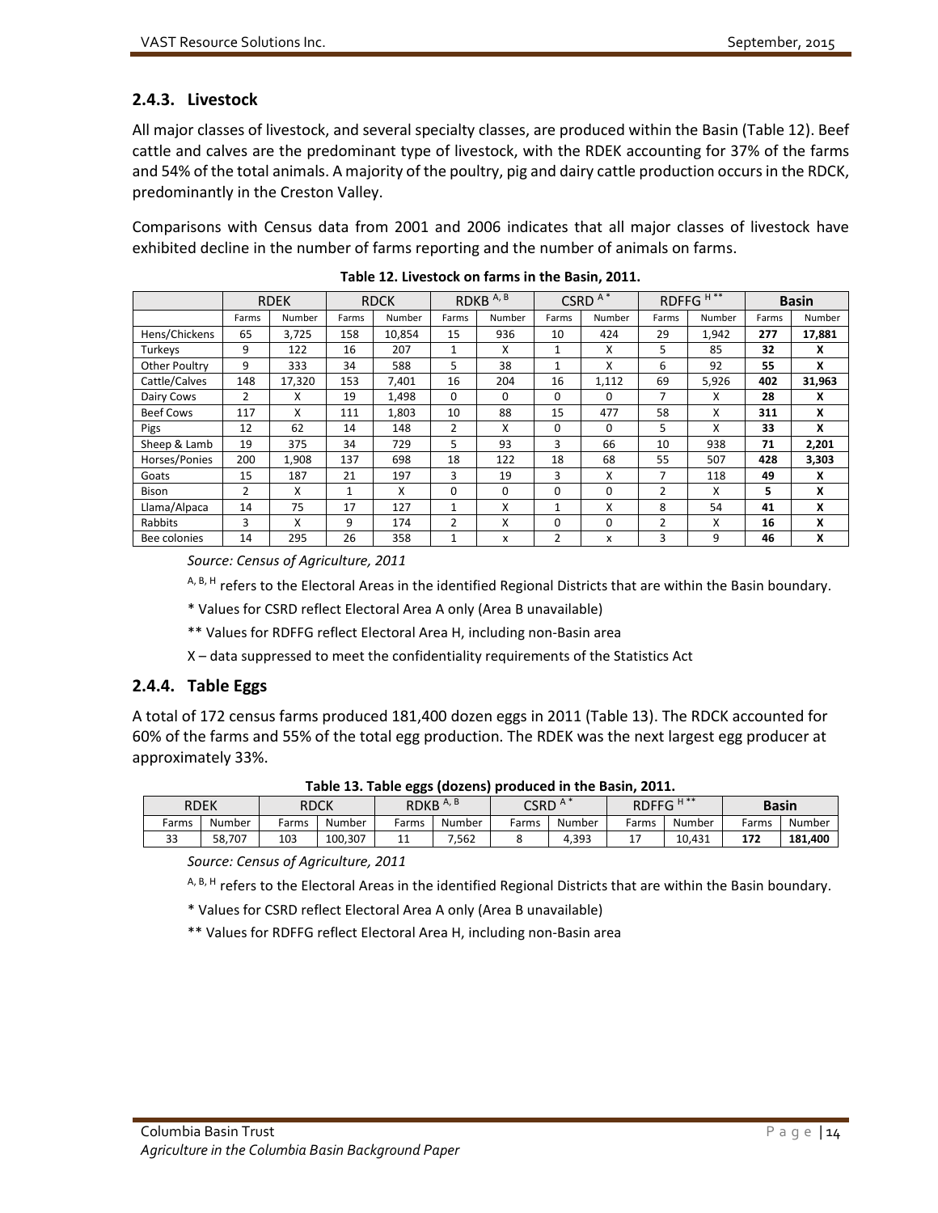### 2.4.3. Livestock

All major classes of livestock, and several specialty classes, are produced within the Basin (Table 12). Beef cattle and calves are the predominant type of livestock, with the RDEK accounting for 37% of the farms and 54% of the total animals. A majority of the poultry, pig and dairy cattle production occurs in the RDCK, predominantly in the Creston Valley.

Comparisons with Census data from 2001 and 2006 indicates that all major classes of livestock have exhibited decline in the number of farms reporting and the number of animals on farms.

**Table 12. Livestock on farms in the Basin, 2011.**

| | RDEK | | RDCK | | RDKB A, B | | CSRD A * | | RDFFG H ** | | **Basin** | |
|---|---|---|---|---|---|---|---|---|---|---|---|---|
| | Farms | Number | Farms | Number | Farms | Number | Farms | Number | Farms | Number | Farms | Number |
| Hens/Chickens | 65 | 3,725 | 158 | 10,854 | 15 | 936 | 10 | 424 | 29 | 1,942 | **277** | **17,881** |
| Turkeys | 9 | 122 | 16 | 207 | 1 | X | 1 | X | 5 | 85 | **32** | **X** |
| Other Poultry | 9 | 333 | 34 | 588 | 5 | 38 | 1 | X | 6 | 92 | **55** | **X** |
| Cattle/Calves | 148 | 17,320 | 153 | 7,401 | 16 | 204 | 16 | 1,112 | 69 | 5,926 | **402** | **31,963** |
| Dairy Cows | 2 | X | 19 | 1,498 | 0 | 0 | 0 | 0 | 7 | X | **28** | **X** |
| Beef Cows | 117 | X | 111 | 1,803 | 10 | 88 | 15 | 477 | 58 | X | **311** | **X** |
| Pigs | 12 | 62 | 14 | 148 | 2 | X | 0 | 0 | 5 | X | **33** | **X** |
| Sheep & Lamb | 19 | 375 | 34 | 729 | 5 | 93 | 3 | 66 | 10 | 938 | **71** | **2,201** |
| Horses/Ponies | 200 | 1,908 | 137 | 698 | 18 | 122 | 18 | 68 | 55 | 507 | **428** | **3,303** |
| Goats | 15 | 187 | 21 | 197 | 3 | 19 | 3 | X | 7 | 118 | **49** | **X** |
| Bison | 2 | X | 1 | X | 0 | 0 | 0 | 0 | 2 | X | **5** | **X** |
| Llama/Alpaca | 14 | 75 | 17 | 127 | 1 | X | 1 | X | 8 | 54 | **41** | **X** |
| Rabbits | 3 | X | 9 | 174 | 2 | X | 0 | 0 | 2 | X | **16** | **X** |
| Bee colonies | 14 | 295 | 26 | 358 | 1 | x | 2 | x | 3 | 9 | **46** | **X** |

*Source: Census of Agriculture, 2011*

A, B, H refers to the Electoral Areas in the identified Regional Districts that are within the Basin boundary.

* Values for CSRD reflect Electoral Area A only (Area B unavailable)

** Values for RDFFG reflect Electoral Area H, including non-Basin area

X – data suppressed to meet the confidentiality requirements of the Statistics Act

### 2.4.4. Table Eggs

A total of 172 census farms produced 181,400 dozen eggs in 2011 (Table 13). The RDCK accounted for 60% of the farms and 55% of the total egg production. The RDEK was the next largest egg producer at approximately 33%.

**Table 13. Table eggs (dozens) produced in the Basin, 2011.**

| RDEK | | RDCK | | RDKB A, B | | CSRD A * | | RDFFG H ** | | **Basin** | |
|---|---|---|---|---|---|---|---|---|---|---|---|
| Farms | Number | Farms | Number | Farms | Number | Farms | Number | Farms | Number | Farms | Number |
| 33 | 58,707 | 103 | 100,307 | 11 | 7,562 | 8 | 4,393 | 17 | 10,431 | **172** | **181,400** |

*Source: Census of Agriculture, 2011*

A, B, H refers to the Electoral Areas in the identified Regional Districts that are within the Basin boundary.

* Values for CSRD reflect Electoral Area A only (Area B unavailable)

** Values for RDFFG reflect Electoral Area H, including non-Basin area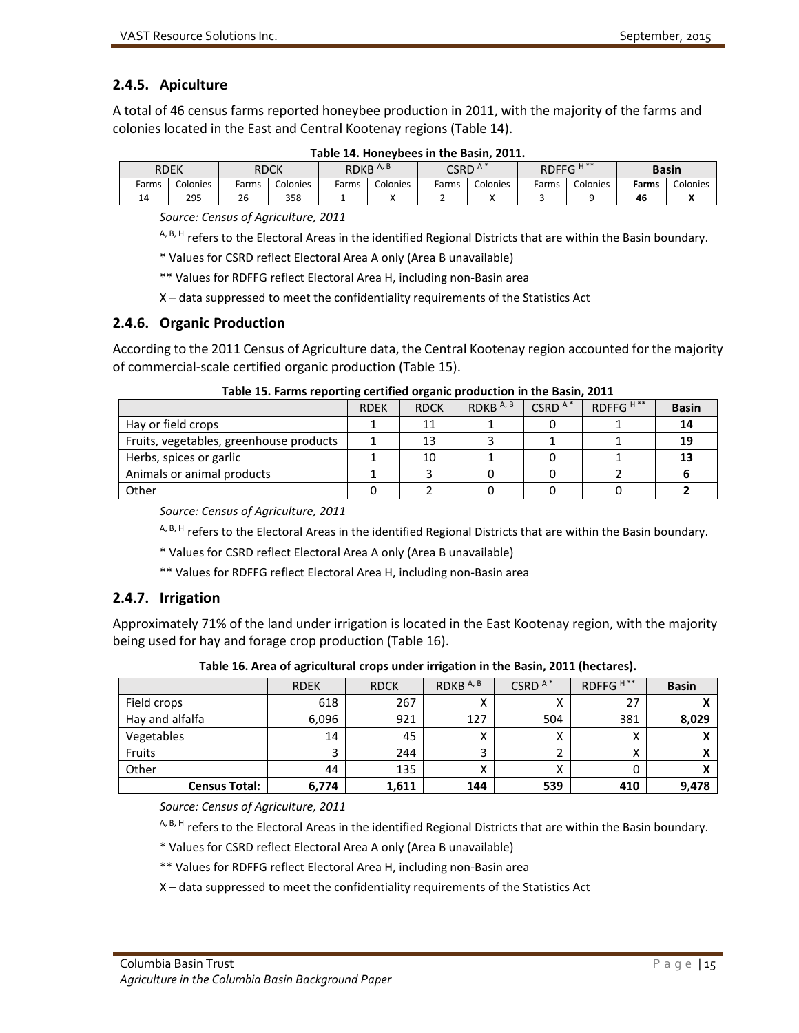### 2.4.5. Apiculture

A total of 46 census farms reported honeybee production in 2011, with the majority of the farms and colonies located in the East and Central Kootenay regions (Table 14).

**Table 14. Honeybees in the Basin, 2011.**

| RDEK | | RDCK | | RDKB [A, B] | | CSRD [A *] | | RDFFG [H **] | | **Basin** | |
|---|---|---|---|---|---|---|---|---|---|---|---|
| Farms | Colonies | Farms | Colonies | Farms | Colonies | Farms | Colonies | Farms | Colonies | **Farms** | Colonies |
| 14 | 295 | 26 | 358 | 1 | X | 2 | X | 3 | 9 | **46** | **X** |

*Source: Census of Agriculture, 2011*

[A, B, H] refers to the Electoral Areas in the identified Regional Districts that are within the Basin boundary.

* Values for CSRD reflect Electoral Area A only (Area B unavailable)

** Values for RDFFG reflect Electoral Area H, including non-Basin area

X – data suppressed to meet the confidentiality requirements of the Statistics Act

### 2.4.6. Organic Production

According to the 2011 Census of Agriculture data, the Central Kootenay region accounted for the majority of commercial-scale certified organic production (Table 15).

**Table 15. Farms reporting certified organic production in the Basin, 2011**

| | RDEK | RDCK | RDKB [A, B] | CSRD [A *] | RDFFG [H **] | **Basin** |
|---|---|---|---|---|---|---|
| Hay or field crops | 1 | 11 | 1 | 0 | 1 | **14** |
| Fruits, vegetables, greenhouse products | 1 | 13 | 3 | 1 | 1 | **19** |
| Herbs, spices or garlic | 1 | 10 | 1 | 0 | 1 | **13** |
| Animals or animal products | 1 | 3 | 0 | 0 | 2 | **6** |
| Other | 0 | 2 | 0 | 0 | 0 | **2** |

*Source: Census of Agriculture, 2011*

[A, B, H] refers to the Electoral Areas in the identified Regional Districts that are within the Basin boundary.

* Values for CSRD reflect Electoral Area A only (Area B unavailable)

** Values for RDFFG reflect Electoral Area H, including non-Basin area

### 2.4.7. Irrigation

Approximately 71% of the land under irrigation is located in the East Kootenay region, with the majority being used for hay and forage crop production (Table 16).

**Table 16. Area of agricultural crops under irrigation in the Basin, 2011 (hectares).**

| | RDEK | RDCK | RDKB [A, B] | CSRD [A *] | RDFFG [H **] | **Basin** |
|---|---|---|---|---|---|---|
| Field crops | 618 | 267 | X | X | 27 | **X** |
| Hay and alfalfa | 6,096 | 921 | 127 | 504 | 381 | **8,029** |
| Vegetables | 14 | 45 | X | X | X | **X** |
| Fruits | 3 | 244 | 3 | 2 | X | **X** |
| Other | 44 | 135 | X | X | 0 | **X** |
| **Census Total:** | **6,774** | **1,611** | **144** | **539** | **410** | **9,478** |

*Source: Census of Agriculture, 2011*

[A, B, H] refers to the Electoral Areas in the identified Regional Districts that are within the Basin boundary.

* Values for CSRD reflect Electoral Area A only (Area B unavailable)

** Values for RDFFG reflect Electoral Area H, including non-Basin area

X – data suppressed to meet the confidentiality requirements of the Statistics Act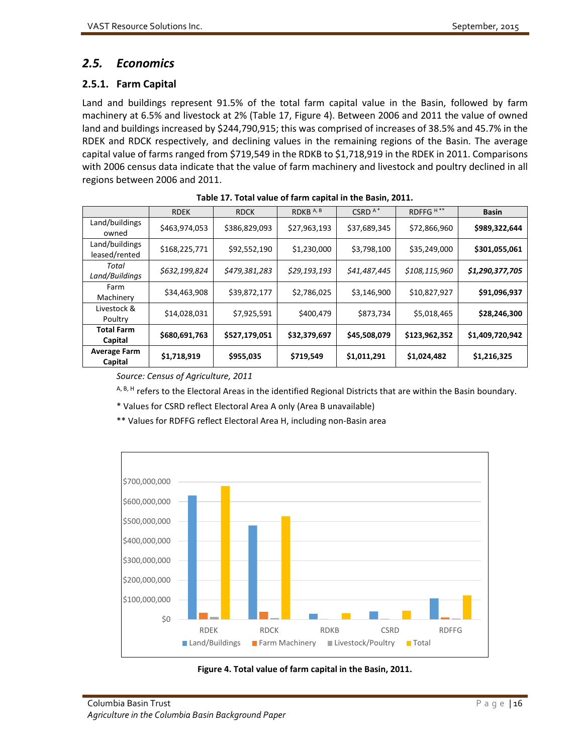## 2.5. Economics

### 2.5.1. Farm Capital

Land and buildings represent 91.5% of the total farm capital value in the Basin, followed by farm machinery at 6.5% and livestock at 2% (Table 17, Figure 4). Between 2006 and 2011 the value of owned land and buildings increased by $244,790,915; this was comprised of increases of 38.5% and 45.7% in the RDEK and RDCK respectively, and declining values in the remaining regions of the Basin. The average capital value of farms ranged from $719,549 in the RDKB to $1,718,919 in the RDEK in 2011. Comparisons with 2006 census data indicate that the value of farm machinery and livestock and poultry declined in all regions between 2006 and 2011.

**Table 17. Total value of farm capital in the Basin, 2011.**

| | RDEK | RDCK | RDKB [A, B] | CSRD [A *] | RDFFG [H **] | **Basin** |
|---|---|---|---|---|---|---|
| Land/buildings owned | $463,974,053 | $386,829,093 | $27,963,193 | $37,689,345 | $72,866,960 | **$989,322,644** |
| Land/buildings leased/rented | $168,225,771 | $92,552,190 | $1,230,000 | $3,798,100 | $35,249,000 | **$301,055,061** |
| *Total Land/Buildings* | *$632,199,824* | *$479,381,283* | *$29,193,193* | *$41,487,445* | *$108,115,960* | ***$1,290,377,705*** |
| Farm Machinery | $34,463,908 | $39,872,177 | $2,786,025 | $3,146,900 | $10,827,927 | **$91,096,937** |
| Livestock & Poultry | $14,028,031 | $7,925,591 | $400,479 | $873,734 | $5,018,465 | **$28,246,300** |
| **Total Farm Capital** | **$680,691,763** | **$527,179,051** | **$32,379,697** | **$45,508,079** | **$123,962,352** | **$1,409,720,942** |
| **Average Farm Capital** | **$1,718,919** | **$955,035** | **$719,549** | **$1,011,291** | **$1,024,482** | **$1,216,325** |

*Source: Census of Agriculture, 2011*

[A, B, H] refers to the Electoral Areas in the identified Regional Districts that are within the Basin boundary.

\* Values for CSRD reflect Electoral Area A only (Area B unavailable)

\** Values for RDFFG reflect Electoral Area H, including non-Basin area

**Figure 4. Total value of farm capital in the Basin, 2011.**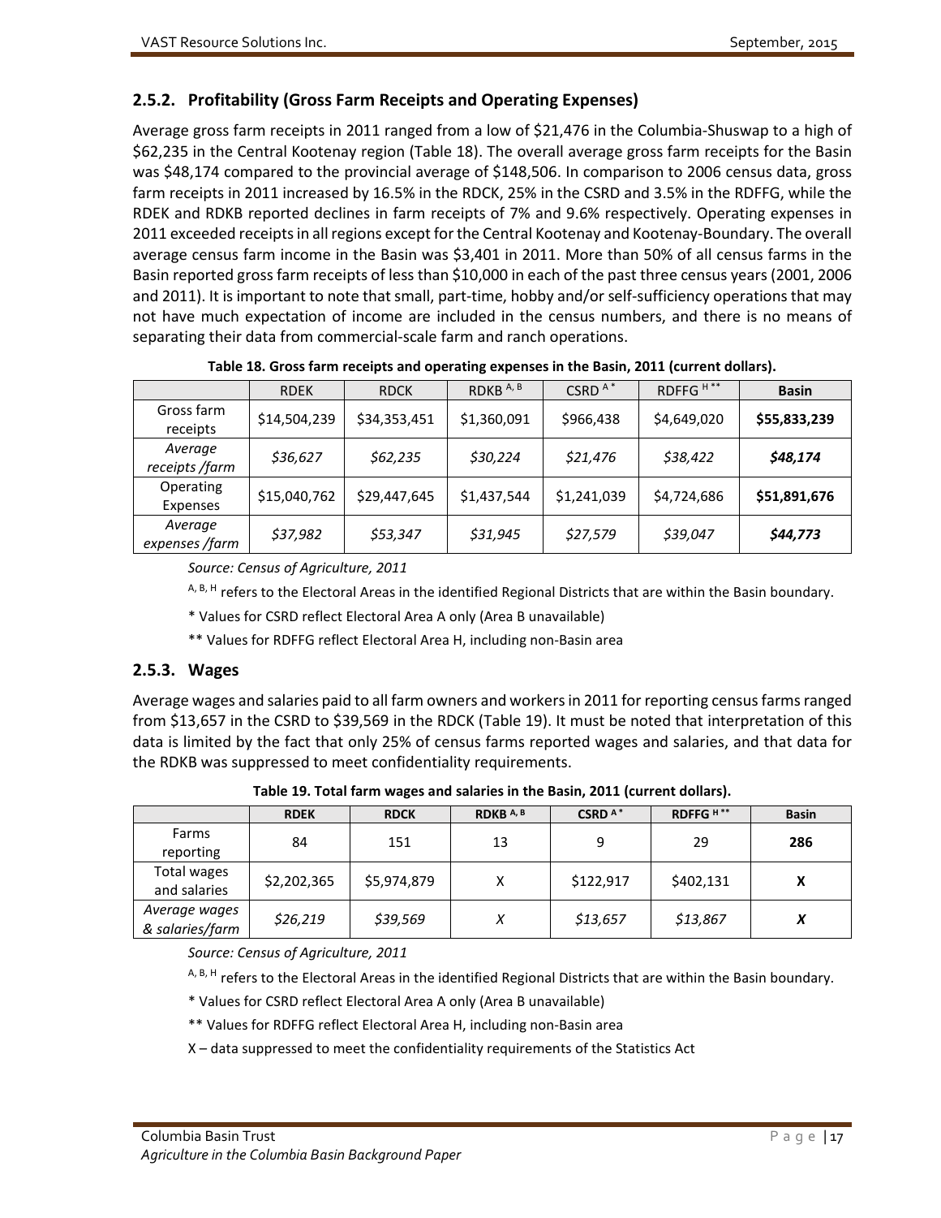### 2.5.2. Profitability (Gross Farm Receipts and Operating Expenses)

Average gross farm receipts in 2011 ranged from a low of $21,476 in the Columbia-Shuswap to a high of $62,235 in the Central Kootenay region (Table 18). The overall average gross farm receipts for the Basin was $48,174 compared to the provincial average of $148,506. In comparison to 2006 census data, gross farm receipts in 2011 increased by 16.5% in the RDCK, 25% in the CSRD and 3.5% in the RDFFG, while the RDEK and RDKB reported declines in farm receipts of 7% and 9.6% respectively. Operating expenses in 2011 exceeded receipts in all regions except for the Central Kootenay and Kootenay-Boundary. The overall average census farm income in the Basin was $3,401 in 2011. More than 50% of all census farms in the Basin reported gross farm receipts of less than $10,000 in each of the past three census years (2001, 2006 and 2011). It is important to note that small, part-time, hobby and/or self-sufficiency operations that may not have much expectation of income are included in the census numbers, and there is no means of separating their data from commercial-scale farm and ranch operations.

**Table 18. Gross farm receipts and operating expenses in the Basin, 2011 (current dollars).**

| | RDEK | RDCK | RDKB [A, B] | CSRD [A*] | RDFFG [H**] | **Basin** |
|---|---|---|---|---|---|---|
| Gross farm receipts | $14,504,239 | $34,353,451 | $1,360,091 | $966,438 | $4,649,020 | **$55,833,239** |
| *Average receipts /farm* | *$36,627* | *$62,235* | *$30,224* | *$21,476* | *$38,422* | ***$48,174*** |
| Operating Expenses | $15,040,762 | $29,447,645 | $1,437,544 | $1,241,039 | $4,724,686 | **$51,891,676** |
| *Average expenses /farm* | *$37,982* | *$53,347* | *$31,945* | *$27,579* | *$39,047* | ***$44,773*** |

*Source: Census of Agriculture, 2011*

[A, B, H] refers to the Electoral Areas in the identified Regional Districts that are within the Basin boundary.

* Values for CSRD reflect Electoral Area A only (Area B unavailable)

** Values for RDFFG reflect Electoral Area H, including non-Basin area

### 2.5.3. Wages

Average wages and salaries paid to all farm owners and workers in 2011 for reporting census farms ranged from $13,657 in the CSRD to $39,569 in the RDCK (Table 19). It must be noted that interpretation of this data is limited by the fact that only 25% of census farms reported wages and salaries, and that data for the RDKB was suppressed to meet confidentiality requirements.

**Table 19. Total farm wages and salaries in the Basin, 2011 (current dollars).**

| | **RDEK** | **RDCK** | **RDKB [A, B]** | **CSRD [A*]** | **RDFFG [H**]** | **Basin** |
|---|---|---|---|---|---|---|
| Farms reporting | 84 | 151 | 13 | 9 | 29 | **286** |
| Total wages and salaries | $2,202,365 | $5,974,879 | X | $122,917 | $402,131 | **X** |
| *Average wages & salaries/farm* | *$26,219* | *$39,569* | *X* | *$13,657* | *$13,867* | ***X*** |

*Source: Census of Agriculture, 2011*

[A, B, H] refers to the Electoral Areas in the identified Regional Districts that are within the Basin boundary.

* Values for CSRD reflect Electoral Area A only (Area B unavailable)

** Values for RDFFG reflect Electoral Area H, including non-Basin area

X – data suppressed to meet the confidentiality requirements of the Statistics Act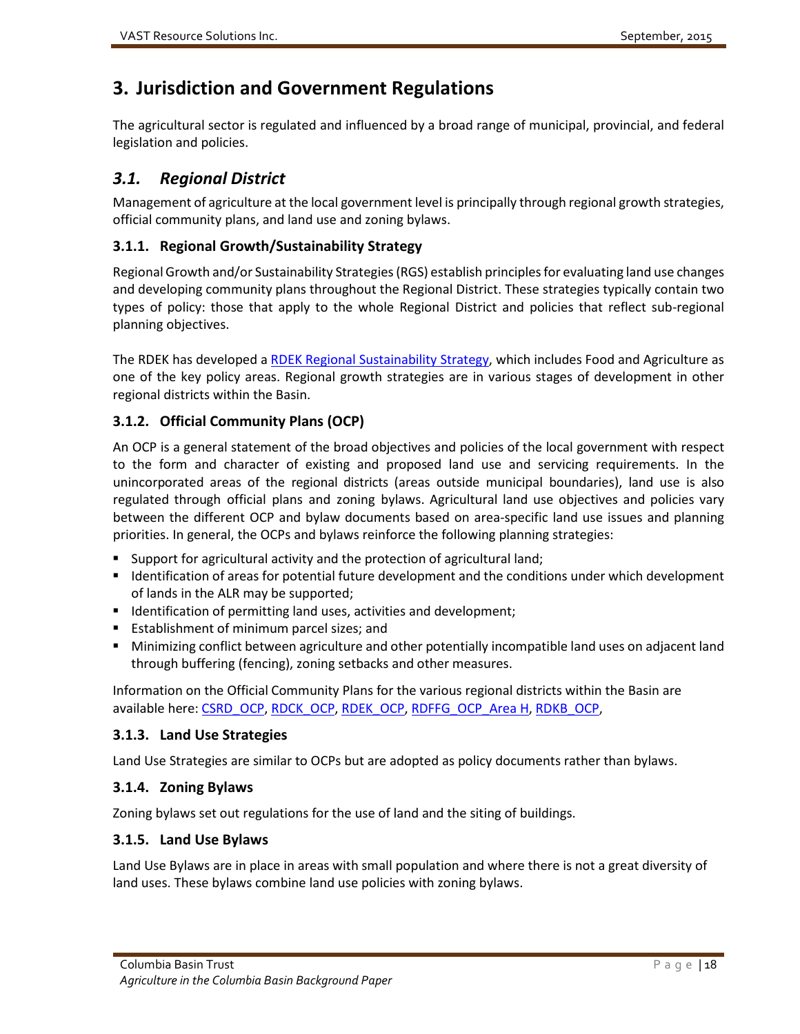# 3. Jurisdiction and Government Regulations

The agricultural sector is regulated and influenced by a broad range of municipal, provincial, and federal legislation and policies.

## *3.1. Regional District*

Management of agriculture at the local government level is principally through regional growth strategies, official community plans, and land use and zoning bylaws.

### 3.1.1. Regional Growth/Sustainability Strategy

Regional Growth and/or Sustainability Strategies (RGS) establish principles for evaluating land use changes and developing community plans throughout the Regional District. These strategies typically contain two types of policy: those that apply to the whole Regional District and policies that reflect sub-regional planning objectives.

The RDEK has developed a RDEK Regional Sustainability Strategy, which includes Food and Agriculture as one of the key policy areas. Regional growth strategies are in various stages of development in other regional districts within the Basin.

### 3.1.2. Official Community Plans (OCP)

An OCP is a general statement of the broad objectives and policies of the local government with respect to the form and character of existing and proposed land use and servicing requirements. In the unincorporated areas of the regional districts (areas outside municipal boundaries), land use is also regulated through official plans and zoning bylaws. Agricultural land use objectives and policies vary between the different OCP and bylaw documents based on area-specific land use issues and planning priorities. In general, the OCPs and bylaws reinforce the following planning strategies:

- Support for agricultural activity and the protection of agricultural land;
- Identification of areas for potential future development and the conditions under which development of lands in the ALR may be supported;
- Identification of permitting land uses, activities and development;
- Establishment of minimum parcel sizes; and
- Minimizing conflict between agriculture and other potentially incompatible land uses on adjacent land through buffering (fencing), zoning setbacks and other measures.

Information on the Official Community Plans for the various regional districts within the Basin are available here: CSRD_OCP, RDCK_OCP, RDEK_OCP, RDFFG_OCP_Area H, RDKB_OCP,

### 3.1.3. Land Use Strategies

Land Use Strategies are similar to OCPs but are adopted as policy documents rather than bylaws.

### 3.1.4. Zoning Bylaws

Zoning bylaws set out regulations for the use of land and the siting of buildings.

### 3.1.5. Land Use Bylaws

Land Use Bylaws are in place in areas with small population and where there is not a great diversity of land uses. These bylaws combine land use policies with zoning bylaws.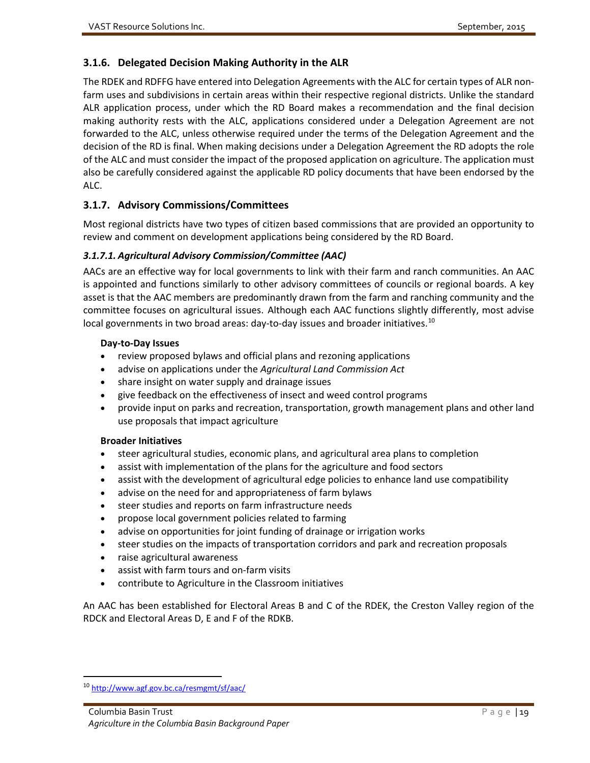### 3.1.6. Delegated Decision Making Authority in the ALR

The RDEK and RDFFG have entered into Delegation Agreements with the ALC for certain types of ALR non-farm uses and subdivisions in certain areas within their respective regional districts. Unlike the standard ALR application process, under which the RD Board makes a recommendation and the final decision making authority rests with the ALC, applications considered under a Delegation Agreement are not forwarded to the ALC, unless otherwise required under the terms of the Delegation Agreement and the decision of the RD is final. When making decisions under a Delegation Agreement the RD adopts the role of the ALC and must consider the impact of the proposed application on agriculture. The application must also be carefully considered against the applicable RD policy documents that have been endorsed by the ALC.

### 3.1.7. Advisory Commissions/Committees

Most regional districts have two types of citizen based commissions that are provided an opportunity to review and comment on development applications being considered by the RD Board.

#### *3.1.7.1. Agricultural Advisory Commission/Committee (AAC)*

AACs are an effective way for local governments to link with their farm and ranch communities. An AAC is appointed and functions similarly to other advisory committees of councils or regional boards. A key asset is that the AAC members are predominantly drawn from the farm and ranching community and the committee focuses on agricultural issues. Although each AAC functions slightly differently, most advise local governments in two broad areas: day-to-day issues and broader initiatives.[10]

**Day-to-Day Issues**

- review proposed bylaws and official plans and rezoning applications
- advise on applications under the *Agricultural Land Commission Act*
- share insight on water supply and drainage issues
- give feedback on the effectiveness of insect and weed control programs
- provide input on parks and recreation, transportation, growth management plans and other land use proposals that impact agriculture

**Broader Initiatives**

- steer agricultural studies, economic plans, and agricultural area plans to completion
- assist with implementation of the plans for the agriculture and food sectors
- assist with the development of agricultural edge policies to enhance land use compatibility
- advise on the need for and appropriateness of farm bylaws
- steer studies and reports on farm infrastructure needs
- propose local government policies related to farming
- advise on opportunities for joint funding of drainage or irrigation works
- steer studies on the impacts of transportation corridors and park and recreation proposals
- raise agricultural awareness
- assist with farm tours and on-farm visits
- contribute to Agriculture in the Classroom initiatives

An AAC has been established for Electoral Areas B and C of the RDEK, the Creston Valley region of the RDCK and Electoral Areas D, E and F of the RDKB.

[10] http://www.agf.gov.bc.ca/resmgmt/sf/aac/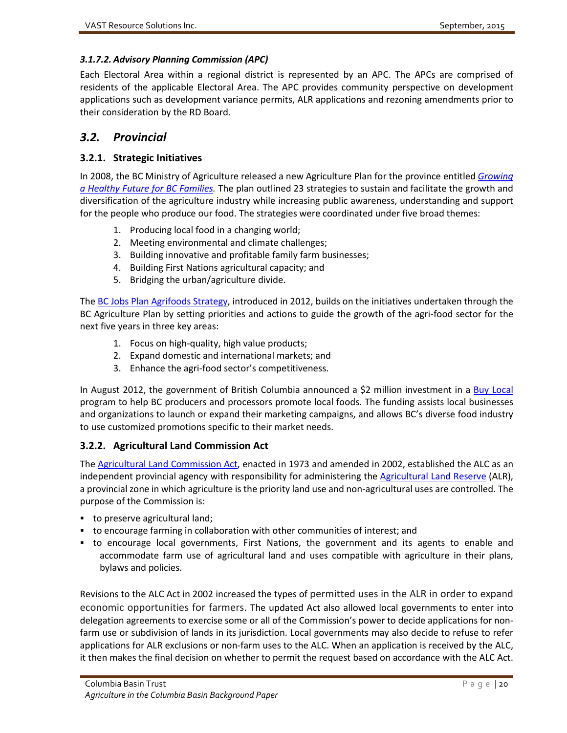#### *3.1.7.2. Advisory Planning Commission (APC)*

Each Electoral Area within a regional district is represented by an APC. The APCs are comprised of residents of the applicable Electoral Area. The APC provides community perspective on development applications such as development variance permits, ALR applications and rezoning amendments prior to their consideration by the RD Board.

## *3.2. Provincial*

### 3.2.1. Strategic Initiatives

In 2008, the BC Ministry of Agriculture released a new Agriculture Plan for the province entitled *Growing a Healthy Future for BC Families.* The plan outlined 23 strategies to sustain and facilitate the growth and diversification of the agriculture industry while increasing public awareness, understanding and support for the people who produce our food. The strategies were coordinated under five broad themes:

1. Producing local food in a changing world;
2. Meeting environmental and climate challenges;
3. Building innovative and profitable family farm businesses;
4. Building First Nations agricultural capacity; and
5. Bridging the urban/agriculture divide.

The BC Jobs Plan Agrifoods Strategy, introduced in 2012, builds on the initiatives undertaken through the BC Agriculture Plan by setting priorities and actions to guide the growth of the agri-food sector for the next five years in three key areas:

1. Focus on high-quality, high value products;
2. Expand domestic and international markets; and
3. Enhance the agri-food sector's competitiveness.

In August 2012, the government of British Columbia announced a $2 million investment in a Buy Local program to help BC producers and processors promote local foods. The funding assists local businesses and organizations to launch or expand their marketing campaigns, and allows BC's diverse food industry to use customized promotions specific to their market needs.

### 3.2.2. Agricultural Land Commission Act

The Agricultural Land Commission Act, enacted in 1973 and amended in 2002, established the ALC as an independent provincial agency with responsibility for administering the Agricultural Land Reserve (ALR), a provincial zone in which agriculture is the priority land use and non-agricultural uses are controlled. The purpose of the Commission is:

- to preserve agricultural land;
- to encourage farming in collaboration with other communities of interest; and
- to encourage local governments, First Nations, the government and its agents to enable and accommodate farm use of agricultural land and uses compatible with agriculture in their plans, bylaws and policies.

Revisions to the ALC Act in 2002 increased the types of permitted uses in the ALR in order to expand economic opportunities for farmers. The updated Act also allowed local governments to enter into delegation agreements to exercise some or all of the Commission's power to decide applications for non-farm use or subdivision of lands in its jurisdiction. Local governments may also decide to refuse to refer applications for ALR exclusions or non-farm uses to the ALC. When an application is received by the ALC, it then makes the final decision on whether to permit the request based on accordance with the ALC Act.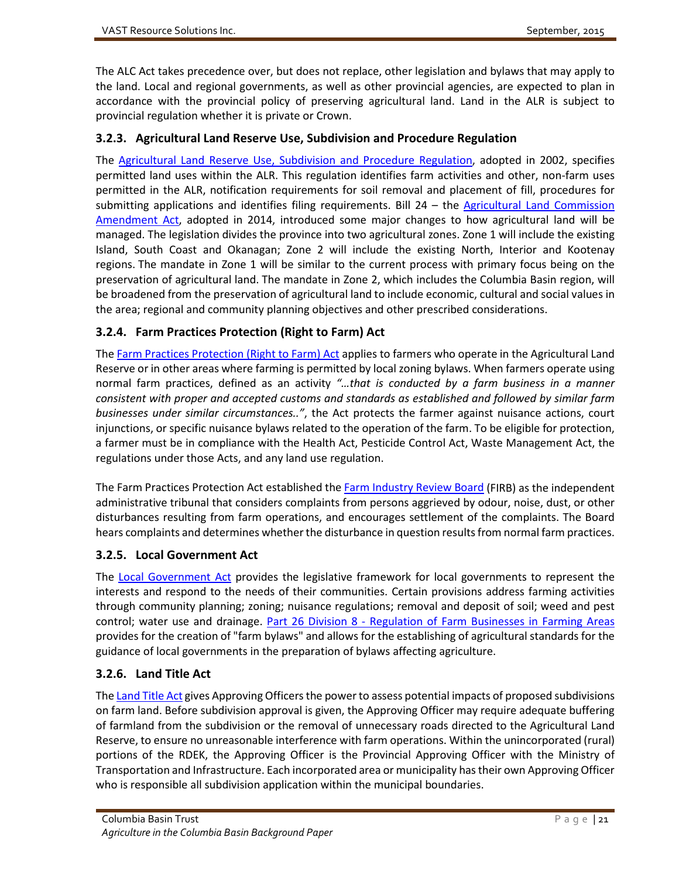The ALC Act takes precedence over, but does not replace, other legislation and bylaws that may apply to the land. Local and regional governments, as well as other provincial agencies, are expected to plan in accordance with the provincial policy of preserving agricultural land. Land in the ALR is subject to provincial regulation whether it is private or Crown.

### 3.2.3. Agricultural Land Reserve Use, Subdivision and Procedure Regulation

The Agricultural Land Reserve Use, Subdivision and Procedure Regulation, adopted in 2002, specifies permitted land uses within the ALR. This regulation identifies farm activities and other, non-farm uses permitted in the ALR, notification requirements for soil removal and placement of fill, procedures for submitting applications and identifies filing requirements. Bill 24 – the Agricultural Land Commission Amendment Act, adopted in 2014, introduced some major changes to how agricultural land will be managed. The legislation divides the province into two agricultural zones. Zone 1 will include the existing Island, South Coast and Okanagan; Zone 2 will include the existing North, Interior and Kootenay regions. The mandate in Zone 1 will be similar to the current process with primary focus being on the preservation of agricultural land. The mandate in Zone 2, which includes the Columbia Basin region, will be broadened from the preservation of agricultural land to include economic, cultural and social values in the area; regional and community planning objectives and other prescribed considerations.

### 3.2.4. Farm Practices Protection (Right to Farm) Act

The Farm Practices Protection (Right to Farm) Act applies to farmers who operate in the Agricultural Land Reserve or in other areas where farming is permitted by local zoning bylaws. When farmers operate using normal farm practices, defined as an activity *"…that is conducted by a farm business in a manner consistent with proper and accepted customs and standards as established and followed by similar farm businesses under similar circumstances.."*, the Act protects the farmer against nuisance actions, court injunctions, or specific nuisance bylaws related to the operation of the farm. To be eligible for protection, a farmer must be in compliance with the Health Act, Pesticide Control Act, Waste Management Act, the regulations under those Acts, and any land use regulation.

The Farm Practices Protection Act established the Farm Industry Review Board (FIRB) as the independent administrative tribunal that considers complaints from persons aggrieved by odour, noise, dust, or other disturbances resulting from farm operations, and encourages settlement of the complaints. The Board hears complaints and determines whether the disturbance in question results from normal farm practices.

### 3.2.5. Local Government Act

The Local Government Act provides the legislative framework for local governments to represent the interests and respond to the needs of their communities. Certain provisions address farming activities through community planning; zoning; nuisance regulations; removal and deposit of soil; weed and pest control; water use and drainage. Part 26 Division 8 - Regulation of Farm Businesses in Farming Areas provides for the creation of "farm bylaws" and allows for the establishing of agricultural standards for the guidance of local governments in the preparation of bylaws affecting agriculture.

### 3.2.6. Land Title Act

The Land Title Act gives Approving Officers the power to assess potential impacts of proposed subdivisions on farm land. Before subdivision approval is given, the Approving Officer may require adequate buffering of farmland from the subdivision or the removal of unnecessary roads directed to the Agricultural Land Reserve, to ensure no unreasonable interference with farm operations. Within the unincorporated (rural) portions of the RDEK, the Approving Officer is the Provincial Approving Officer with the Ministry of Transportation and Infrastructure. Each incorporated area or municipality has their own Approving Officer who is responsible all subdivision application within the municipal boundaries.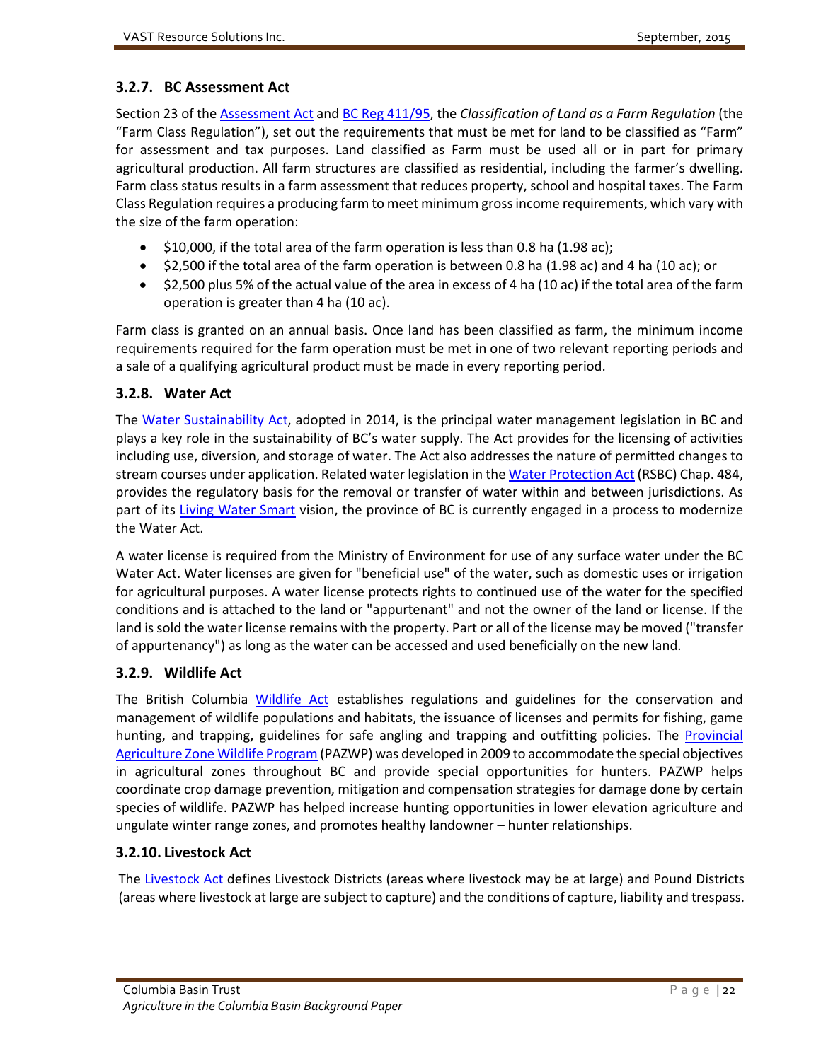### 3.2.7. BC Assessment Act

Section 23 of the Assessment Act and BC Reg 411/95, the *Classification of Land as a Farm Regulation* (the "Farm Class Regulation"), set out the requirements that must be met for land to be classified as "Farm" for assessment and tax purposes. Land classified as Farm must be used all or in part for primary agricultural production. All farm structures are classified as residential, including the farmer's dwelling. Farm class status results in a farm assessment that reduces property, school and hospital taxes. The Farm Class Regulation requires a producing farm to meet minimum gross income requirements, which vary with the size of the farm operation:

- $10,000, if the total area of the farm operation is less than 0.8 ha (1.98 ac);
- $2,500 if the total area of the farm operation is between 0.8 ha (1.98 ac) and 4 ha (10 ac); or
- $2,500 plus 5% of the actual value of the area in excess of 4 ha (10 ac) if the total area of the farm operation is greater than 4 ha (10 ac).

Farm class is granted on an annual basis. Once land has been classified as farm, the minimum income requirements required for the farm operation must be met in one of two relevant reporting periods and a sale of a qualifying agricultural product must be made in every reporting period.

### 3.2.8. Water Act

The Water Sustainability Act, adopted in 2014, is the principal water management legislation in BC and plays a key role in the sustainability of BC's water supply. The Act provides for the licensing of activities including use, diversion, and storage of water. The Act also addresses the nature of permitted changes to stream courses under application. Related water legislation in the Water Protection Act (RSBC) Chap. 484, provides the regulatory basis for the removal or transfer of water within and between jurisdictions. As part of its Living Water Smart vision, the province of BC is currently engaged in a process to modernize the Water Act.

A water license is required from the Ministry of Environment for use of any surface water under the BC Water Act. Water licenses are given for "beneficial use" of the water, such as domestic uses or irrigation for agricultural purposes. A water license protects rights to continued use of the water for the specified conditions and is attached to the land or "appurtenant" and not the owner of the land or license. If the land is sold the water license remains with the property. Part or all of the license may be moved ("transfer of appurtenancy") as long as the water can be accessed and used beneficially on the new land.

### 3.2.9. Wildlife Act

The British Columbia Wildlife Act establishes regulations and guidelines for the conservation and management of wildlife populations and habitats, the issuance of licenses and permits for fishing, game hunting, and trapping, guidelines for safe angling and trapping and outfitting policies. The Provincial Agriculture Zone Wildlife Program (PAZWP) was developed in 2009 to accommodate the special objectives in agricultural zones throughout BC and provide special opportunities for hunters. PAZWP helps coordinate crop damage prevention, mitigation and compensation strategies for damage done by certain species of wildlife. PAZWP has helped increase hunting opportunities in lower elevation agriculture and ungulate winter range zones, and promotes healthy landowner – hunter relationships.

### 3.2.10. Livestock Act

The Livestock Act defines Livestock Districts (areas where livestock may be at large) and Pound Districts (areas where livestock at large are subject to capture) and the conditions of capture, liability and trespass.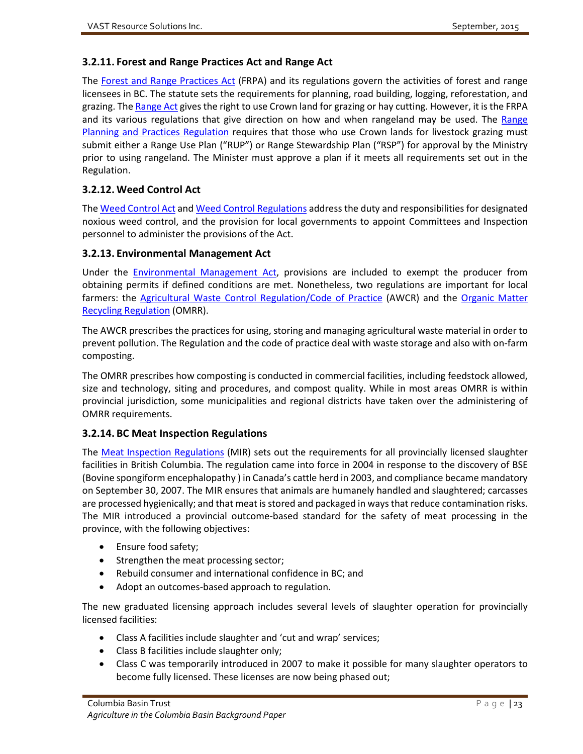### 3.2.11. Forest and Range Practices Act and Range Act

The Forest and Range Practices Act (FRPA) and its regulations govern the activities of forest and range licensees in BC. The statute sets the requirements for planning, road building, logging, reforestation, and grazing. The Range Act gives the right to use Crown land for grazing or hay cutting. However, it is the FRPA and its various regulations that give direction on how and when rangeland may be used. The Range Planning and Practices Regulation requires that those who use Crown lands for livestock grazing must submit either a Range Use Plan ("RUP") or Range Stewardship Plan ("RSP") for approval by the Ministry prior to using rangeland. The Minister must approve a plan if it meets all requirements set out in the Regulation.

### 3.2.12. Weed Control Act

The Weed Control Act and Weed Control Regulations address the duty and responsibilities for designated noxious weed control, and the provision for local governments to appoint Committees and Inspection personnel to administer the provisions of the Act.

### 3.2.13. Environmental Management Act

Under the Environmental Management Act, provisions are included to exempt the producer from obtaining permits if defined conditions are met. Nonetheless, two regulations are important for local farmers: the Agricultural Waste Control Regulation/Code of Practice (AWCR) and the Organic Matter Recycling Regulation (OMRR).

The AWCR prescribes the practices for using, storing and managing agricultural waste material in order to prevent pollution. The Regulation and the code of practice deal with waste storage and also with on-farm composting.

The OMRR prescribes how composting is conducted in commercial facilities, including feedstock allowed, size and technology, siting and procedures, and compost quality. While in most areas OMRR is within provincial jurisdiction, some municipalities and regional districts have taken over the administering of OMRR requirements.

### 3.2.14. BC Meat Inspection Regulations

The Meat Inspection Regulations (MIR) sets out the requirements for all provincially licensed slaughter facilities in British Columbia. The regulation came into force in 2004 in response to the discovery of BSE (Bovine spongiform encephalopathy ) in Canada's cattle herd in 2003, and compliance became mandatory on September 30, 2007. The MIR ensures that animals are humanely handled and slaughtered; carcasses are processed hygienically; and that meat is stored and packaged in ways that reduce contamination risks. The MIR introduced a provincial outcome-based standard for the safety of meat processing in the province, with the following objectives:

- Ensure food safety;
- Strengthen the meat processing sector;
- Rebuild consumer and international confidence in BC; and
- Adopt an outcomes-based approach to regulation.

The new graduated licensing approach includes several levels of slaughter operation for provincially licensed facilities:

- Class A facilities include slaughter and 'cut and wrap' services;
- Class B facilities include slaughter only;
- Class C was temporarily introduced in 2007 to make it possible for many slaughter operators to become fully licensed. These licenses are now being phased out;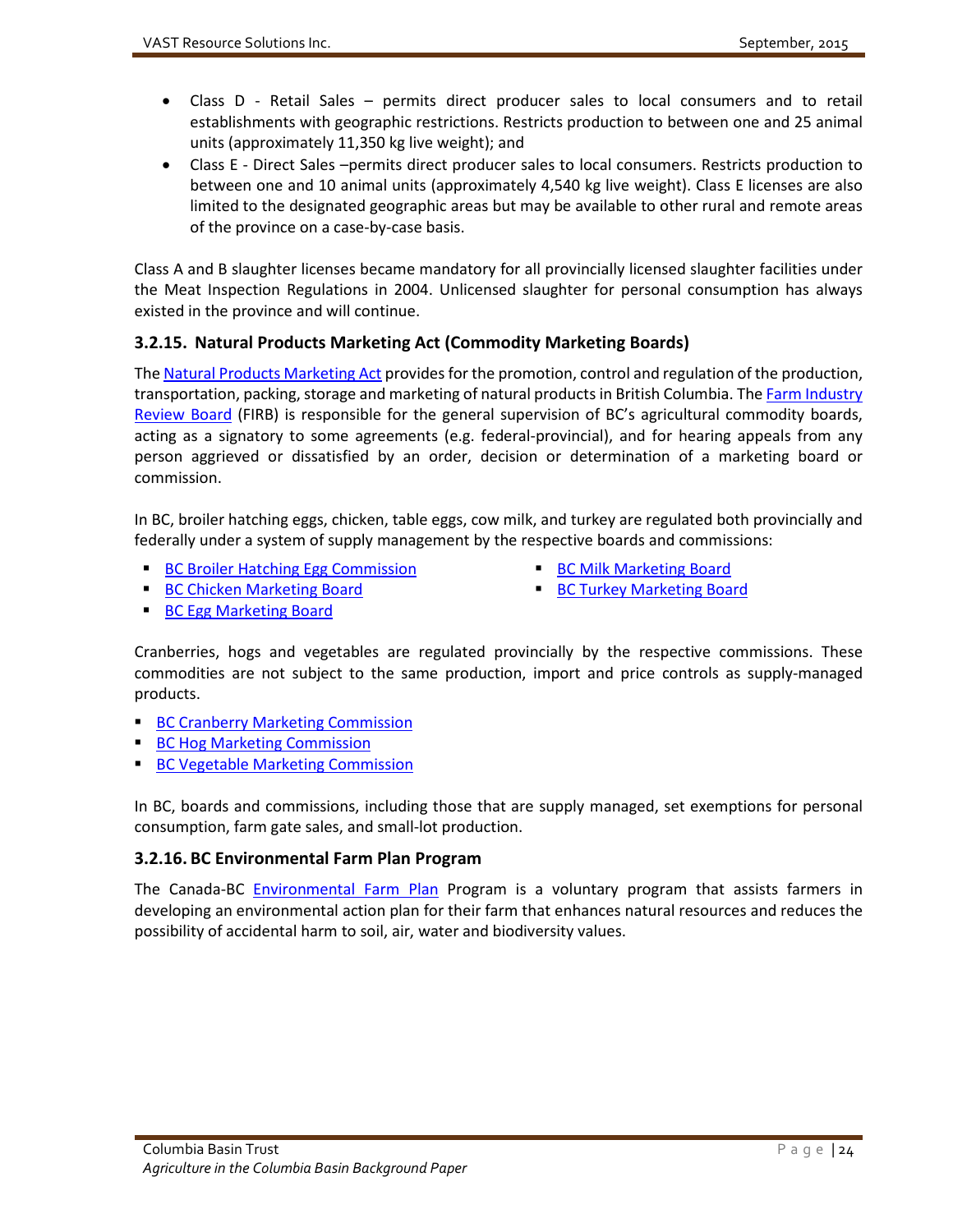- Class D - Retail Sales – permits direct producer sales to local consumers and to retail establishments with geographic restrictions. Restricts production to between one and 25 animal units (approximately 11,350 kg live weight); and
- Class E - Direct Sales –permits direct producer sales to local consumers. Restricts production to between one and 10 animal units (approximately 4,540 kg live weight). Class E licenses are also limited to the designated geographic areas but may be available to other rural and remote areas of the province on a case-by-case basis.

Class A and B slaughter licenses became mandatory for all provincially licensed slaughter facilities under the Meat Inspection Regulations in 2004. Unlicensed slaughter for personal consumption has always existed in the province and will continue.

### 3.2.15. Natural Products Marketing Act (Commodity Marketing Boards)

The Natural Products Marketing Act provides for the promotion, control and regulation of the production, transportation, packing, storage and marketing of natural products in British Columbia. The Farm Industry Review Board (FIRB) is responsible for the general supervision of BC's agricultural commodity boards, acting as a signatory to some agreements (e.g. federal-provincial), and for hearing appeals from any person aggrieved or dissatisfied by an order, decision or determination of a marketing board or commission.

In BC, broiler hatching eggs, chicken, table eggs, cow milk, and turkey are regulated both provincially and federally under a system of supply management by the respective boards and commissions:

- BC Broiler Hatching Egg Commission
- BC Chicken Marketing Board
- BC Egg Marketing Board
- BC Milk Marketing Board
- BC Turkey Marketing Board

Cranberries, hogs and vegetables are regulated provincially by the respective commissions. These commodities are not subject to the same production, import and price controls as supply-managed products.

- BC Cranberry Marketing Commission
- BC Hog Marketing Commission
- BC Vegetable Marketing Commission

In BC, boards and commissions, including those that are supply managed, set exemptions for personal consumption, farm gate sales, and small-lot production.

### 3.2.16. BC Environmental Farm Plan Program

The Canada-BC Environmental Farm Plan Program is a voluntary program that assists farmers in developing an environmental action plan for their farm that enhances natural resources and reduces the possibility of accidental harm to soil, air, water and biodiversity values.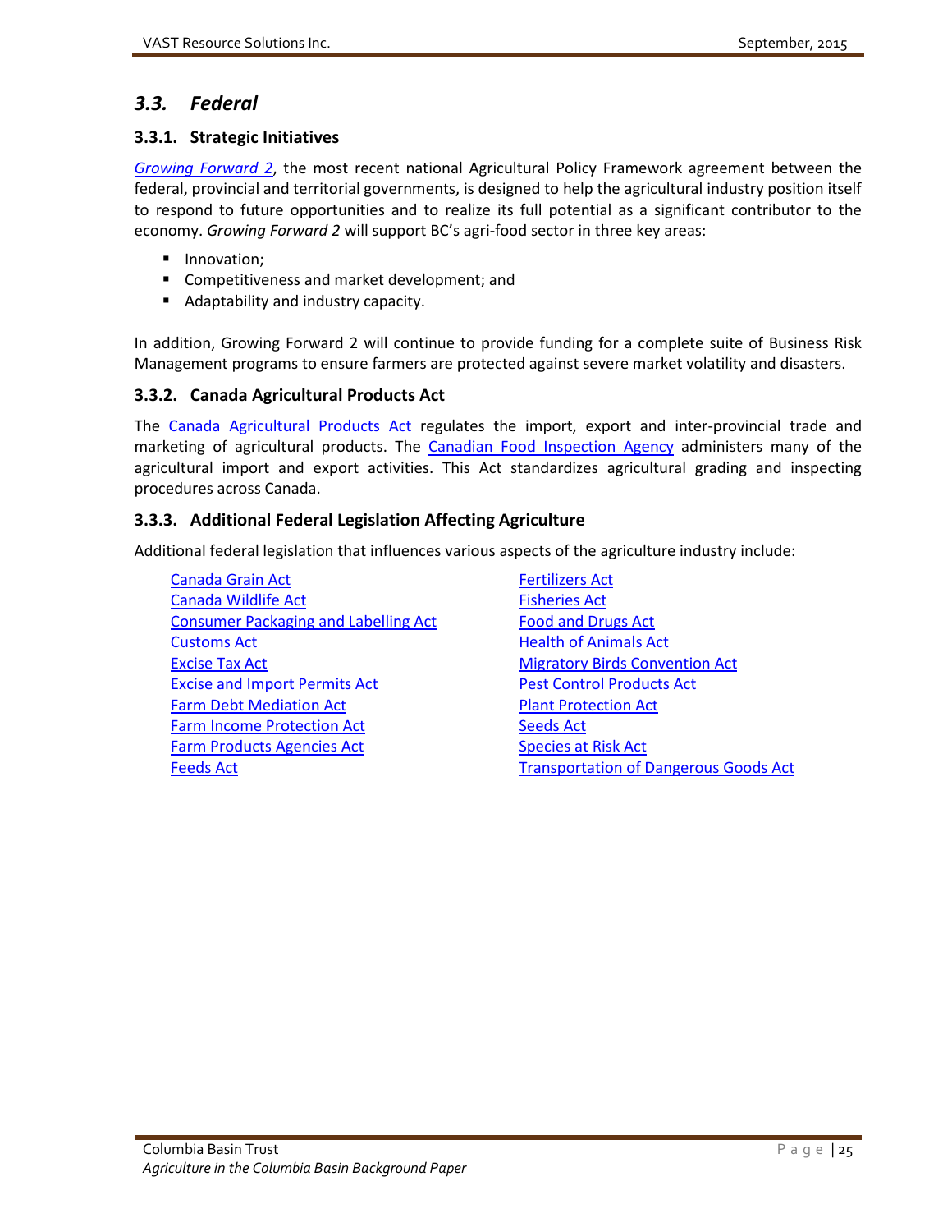## *3.3. Federal*

### 3.3.1. Strategic Initiatives

*Growing Forward 2*, the most recent national Agricultural Policy Framework agreement between the federal, provincial and territorial governments, is designed to help the agricultural industry position itself to respond to future opportunities and to realize its full potential as a significant contributor to the economy. *Growing Forward 2* will support BC's agri-food sector in three key areas:

- Innovation;
- Competitiveness and market development; and
- Adaptability and industry capacity.

In addition, Growing Forward 2 will continue to provide funding for a complete suite of Business Risk Management programs to ensure farmers are protected against severe market volatility and disasters.

### 3.3.2. Canada Agricultural Products Act

The Canada Agricultural Products Act regulates the import, export and inter-provincial trade and marketing of agricultural products. The Canadian Food Inspection Agency administers many of the agricultural import and export activities. This Act standardizes agricultural grading and inspecting procedures across Canada.

### 3.3.3. Additional Federal Legislation Affecting Agriculture

Additional federal legislation that influences various aspects of the agriculture industry include:

- Canada Grain Act
- Canada Wildlife Act
- Consumer Packaging and Labelling Act
- Customs Act
- Excise Tax Act
- Excise and Import Permits Act
- Farm Debt Mediation Act
- Farm Income Protection Act
- Farm Products Agencies Act
- Feeds Act
- Fertilizers Act
- Fisheries Act
- Food and Drugs Act
- Health of Animals Act
- Migratory Birds Convention Act
- Pest Control Products Act
- Plant Protection Act
- Seeds Act
- Species at Risk Act
- Transportation of Dangerous Goods Act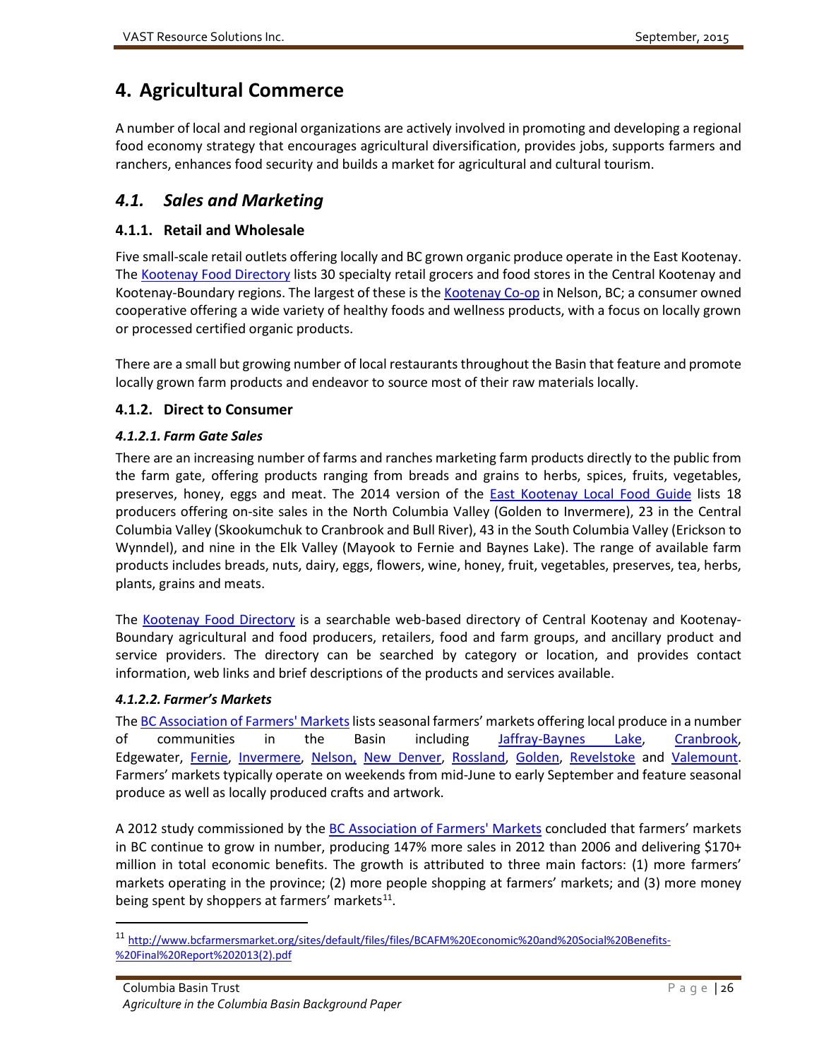# 4. Agricultural Commerce

A number of local and regional organizations are actively involved in promoting and developing a regional food economy strategy that encourages agricultural diversification, provides jobs, supports farmers and ranchers, enhances food security and builds a market for agricultural and cultural tourism.

## *4.1. Sales and Marketing*

### 4.1.1. Retail and Wholesale

Five small-scale retail outlets offering locally and BC grown organic produce operate in the East Kootenay. The Kootenay Food Directory lists 30 specialty retail grocers and food stores in the Central Kootenay and Kootenay-Boundary regions. The largest of these is the Kootenay Co-op in Nelson, BC; a consumer owned cooperative offering a wide variety of healthy foods and wellness products, with a focus on locally grown or processed certified organic products.

There are a small but growing number of local restaurants throughout the Basin that feature and promote locally grown farm products and endeavor to source most of their raw materials locally.

### 4.1.2. Direct to Consumer

#### *4.1.2.1. Farm Gate Sales*

There are an increasing number of farms and ranches marketing farm products directly to the public from the farm gate, offering products ranging from breads and grains to herbs, spices, fruits, vegetables, preserves, honey, eggs and meat. The 2014 version of the East Kootenay Local Food Guide lists 18 producers offering on-site sales in the North Columbia Valley (Golden to Invermere), 23 in the Central Columbia Valley (Skookumchuk to Cranbrook and Bull River), 43 in the South Columbia Valley (Erickson to Wynndel), and nine in the Elk Valley (Mayook to Fernie and Baynes Lake). The range of available farm products includes breads, nuts, dairy, eggs, flowers, wine, honey, fruit, vegetables, preserves, tea, herbs, plants, grains and meats.

The Kootenay Food Directory is a searchable web-based directory of Central Kootenay and Kootenay-Boundary agricultural and food producers, retailers, food and farm groups, and ancillary product and service providers. The directory can be searched by category or location, and provides contact information, web links and brief descriptions of the products and services available.

#### *4.1.2.2. Farmer's Markets*

The BC Association of Farmers' Markets lists seasonal farmers' markets offering local produce in a number of communities in the Basin including Jaffray-Baynes Lake, Cranbrook, Edgewater, Fernie, Invermere, Nelson, New Denver, Rossland, Golden, Revelstoke and Valemount. Farmers' markets typically operate on weekends from mid-June to early September and feature seasonal produce as well as locally produced crafts and artwork.

A 2012 study commissioned by the BC Association of Farmers' Markets concluded that farmers' markets in BC continue to grow in number, producing 147% more sales in 2012 than 2006 and delivering $170+ million in total economic benefits. The growth is attributed to three main factors: (1) more farmers' markets operating in the province; (2) more people shopping at farmers' markets; and (3) more money being spent by shoppers at farmers' markets[11].

[11] http://www.bcfarmersmarket.org/sites/default/files/files/BCAFM%20Economic%20and%20Social%20Benefits-%20Final%20Report%202013(2).pdf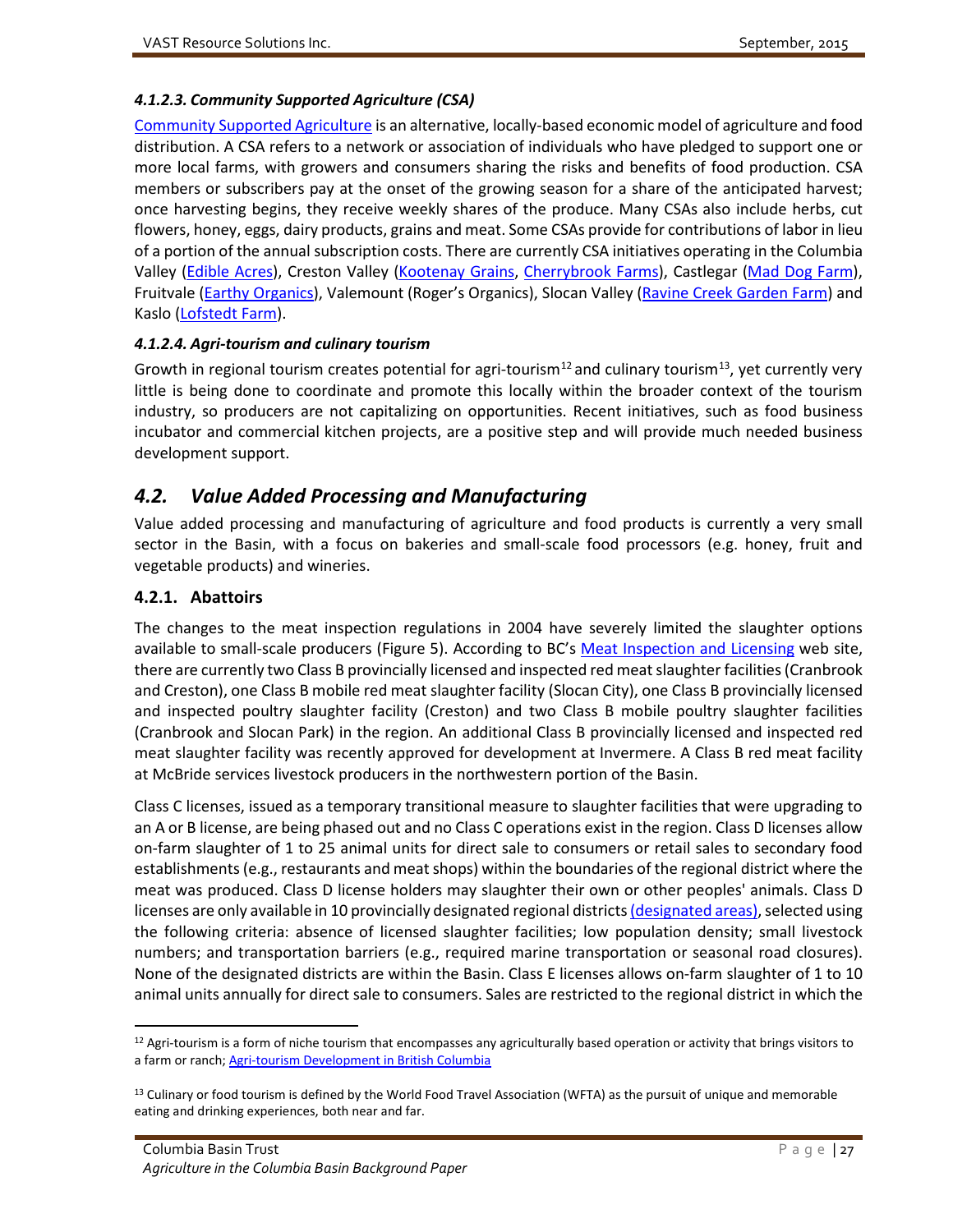#### *4.1.2.3. Community Supported Agriculture (CSA)*

Community Supported Agriculture is an alternative, locally-based economic model of agriculture and food distribution. A CSA refers to a network or association of individuals who have pledged to support one or more local farms, with growers and consumers sharing the risks and benefits of food production. CSA members or subscribers pay at the onset of the growing season for a share of the anticipated harvest; once harvesting begins, they receive weekly shares of the produce. Many CSAs also include herbs, cut flowers, honey, eggs, dairy products, grains and meat. Some CSAs provide for contributions of labor in lieu of a portion of the annual subscription costs. There are currently CSA initiatives operating in the Columbia Valley (Edible Acres), Creston Valley (Kootenay Grains, Cherrybrook Farms), Castlegar (Mad Dog Farm), Fruitvale (Earthy Organics), Valemount (Roger's Organics), Slocan Valley (Ravine Creek Garden Farm) and Kaslo (Lofstedt Farm).

#### *4.1.2.4. Agri-tourism and culinary tourism*

Growth in regional tourism creates potential for agri-tourism[12] and culinary tourism[13], yet currently very little is being done to coordinate and promote this locally within the broader context of the tourism industry, so producers are not capitalizing on opportunities. Recent initiatives, such as food business incubator and commercial kitchen projects, are a positive step and will provide much needed business development support.

## *4.2. Value Added Processing and Manufacturing*

Value added processing and manufacturing of agriculture and food products is currently a very small sector in the Basin, with a focus on bakeries and small-scale food processors (e.g. honey, fruit and vegetable products) and wineries.

### 4.2.1. Abattoirs

The changes to the meat inspection regulations in 2004 have severely limited the slaughter options available to small-scale producers (Figure 5). According to BC's Meat Inspection and Licensing web site, there are currently two Class B provincially licensed and inspected red meat slaughter facilities (Cranbrook and Creston), one Class B mobile red meat slaughter facility (Slocan City), one Class B provincially licensed and inspected poultry slaughter facility (Creston) and two Class B mobile poultry slaughter facilities (Cranbrook and Slocan Park) in the region. An additional Class B provincially licensed and inspected red meat slaughter facility was recently approved for development at Invermere. A Class B red meat facility at McBride services livestock producers in the northwestern portion of the Basin.

Class C licenses, issued as a temporary transitional measure to slaughter facilities that were upgrading to an A or B license, are being phased out and no Class C operations exist in the region. Class D licenses allow on-farm slaughter of 1 to 25 animal units for direct sale to consumers or retail sales to secondary food establishments (e.g., restaurants and meat shops) within the boundaries of the regional district where the meat was produced. Class D license holders may slaughter their own or other peoples' animals. Class D licenses are only available in 10 provincially designated regional districts (designated areas), selected using the following criteria: absence of licensed slaughter facilities; low population density; small livestock numbers; and transportation barriers (e.g., required marine transportation or seasonal road closures). None of the designated districts are within the Basin. Class E licenses allows on-farm slaughter of 1 to 10 animal units annually for direct sale to consumers. Sales are restricted to the regional district in which the

---

[12] Agri-tourism is a form of niche tourism that encompasses any agriculturally based operation or activity that brings visitors to a farm or ranch; Agri-tourism Development in British Columbia

[13] Culinary or food tourism is defined by the World Food Travel Association (WFTA) as the pursuit of unique and memorable eating and drinking experiences, both near and far.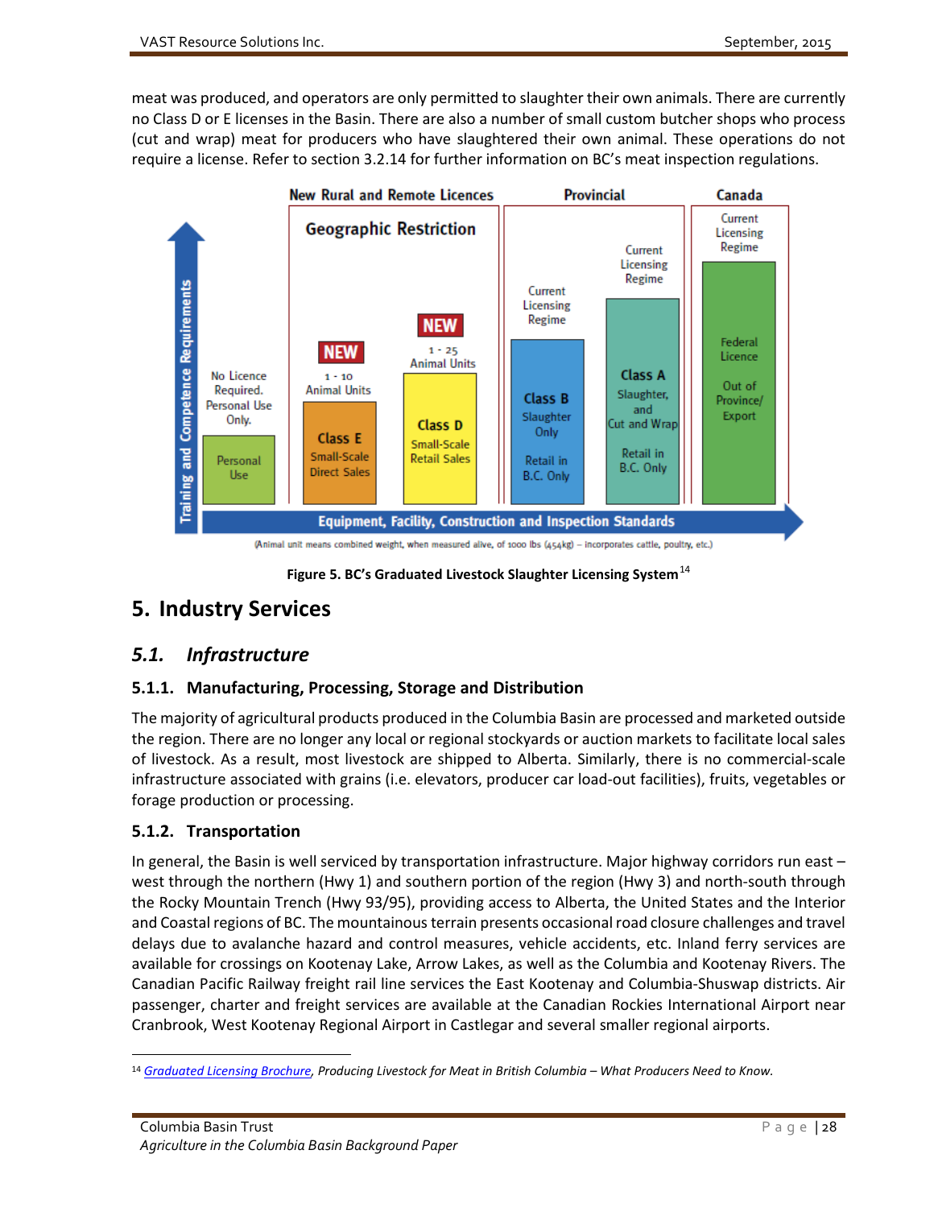meat was produced, and operators are only permitted to slaughter their own animals. There are currently no Class D or E licenses in the Basin. There are also a number of small custom butcher shops who process (cut and wrap) meat for producers who have slaughtered their own animal. These operations do not require a license. Refer to section 3.2.14 for further information on BC's meat inspection regulations.

Figure 5. BC's Graduated Livestock Slaughter Licensing System[14]

# 5. Industry Services

## 5.1. *Infrastructure*

### 5.1.1. Manufacturing, Processing, Storage and Distribution

The majority of agricultural products produced in the Columbia Basin are processed and marketed outside the region. There are no longer any local or regional stockyards or auction markets to facilitate local sales of livestock. As a result, most livestock are shipped to Alberta. Similarly, there is no commercial-scale infrastructure associated with grains (i.e. elevators, producer car load-out facilities), fruits, vegetables or forage production or processing.

### 5.1.2. Transportation

In general, the Basin is well serviced by transportation infrastructure. Major highway corridors run east – west through the northern (Hwy 1) and southern portion of the region (Hwy 3) and north-south through the Rocky Mountain Trench (Hwy 93/95), providing access to Alberta, the United States and the Interior and Coastal regions of BC. The mountainous terrain presents occasional road closure challenges and travel delays due to avalanche hazard and control measures, vehicle accidents, etc. Inland ferry services are available for crossings on Kootenay Lake, Arrow Lakes, as well as the Columbia and Kootenay Rivers. The Canadian Pacific Railway freight rail line services the East Kootenay and Columbia-Shuswap districts. Air passenger, charter and freight services are available at the Canadian Rockies International Airport near Cranbrook, West Kootenay Regional Airport in Castlegar and several smaller regional airports.

---

[14] Graduated Licensing Brochure, *Producing Livestock for Meat in British Columbia – What Producers Need to Know.*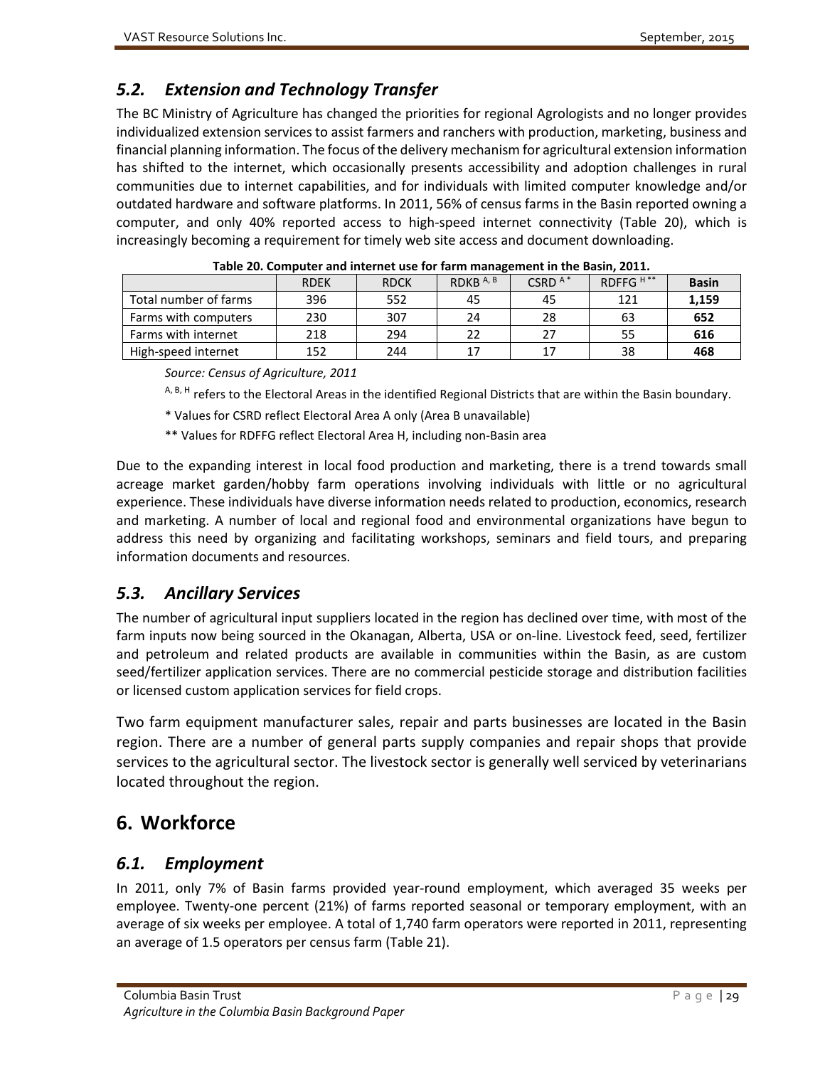## 5.2. *Extension and Technology Transfer*

The BC Ministry of Agriculture has changed the priorities for regional Agrologists and no longer provides individualized extension services to assist farmers and ranchers with production, marketing, business and financial planning information. The focus of the delivery mechanism for agricultural extension information has shifted to the internet, which occasionally presents accessibility and adoption challenges in rural communities due to internet capabilities, and for individuals with limited computer knowledge and/or outdated hardware and software platforms. In 2011, 56% of census farms in the Basin reported owning a computer, and only 40% reported access to high-speed internet connectivity (Table 20), which is increasingly becoming a requirement for timely web site access and document downloading.

**Table 20. Computer and internet use for farm management in the Basin, 2011.**

| | RDEK | RDCK | RDKB [A, B] | CSRD [A *] | RDFFG [H **] | **Basin** |
|---|---|---|---|---|---|---|
| Total number of farms | 396 | 552 | 45 | 45 | 121 | **1,159** |
| Farms with computers | 230 | 307 | 24 | 28 | 63 | **652** |
| Farms with internet | 218 | 294 | 22 | 27 | 55 | **616** |
| High-speed internet | 152 | 244 | 17 | 17 | 38 | **468** |

*Source: Census of Agriculture, 2011*

[A, B, H] refers to the Electoral Areas in the identified Regional Districts that are within the Basin boundary.

* Values for CSRD reflect Electoral Area A only (Area B unavailable)

** Values for RDFFG reflect Electoral Area H, including non-Basin area

Due to the expanding interest in local food production and marketing, there is a trend towards small acreage market garden/hobby farm operations involving individuals with little or no agricultural experience. These individuals have diverse information needs related to production, economics, research and marketing. A number of local and regional food and environmental organizations have begun to address this need by organizing and facilitating workshops, seminars and field tours, and preparing information documents and resources.

## 5.3. *Ancillary Services*

The number of agricultural input suppliers located in the region has declined over time, with most of the farm inputs now being sourced in the Okanagan, Alberta, USA or on-line. Livestock feed, seed, fertilizer and petroleum and related products are available in communities within the Basin, as are custom seed/fertilizer application services. There are no commercial pesticide storage and distribution facilities or licensed custom application services for field crops.

Two farm equipment manufacturer sales, repair and parts businesses are located in the Basin region. There are a number of general parts supply companies and repair shops that provide services to the agricultural sector. The livestock sector is generally well serviced by veterinarians located throughout the region.

# 6. Workforce

## 6.1. *Employment*

In 2011, only 7% of Basin farms provided year-round employment, which averaged 35 weeks per employee. Twenty-one percent (21%) of farms reported seasonal or temporary employment, with an average of six weeks per employee. A total of 1,740 farm operators were reported in 2011, representing an average of 1.5 operators per census farm (Table 21).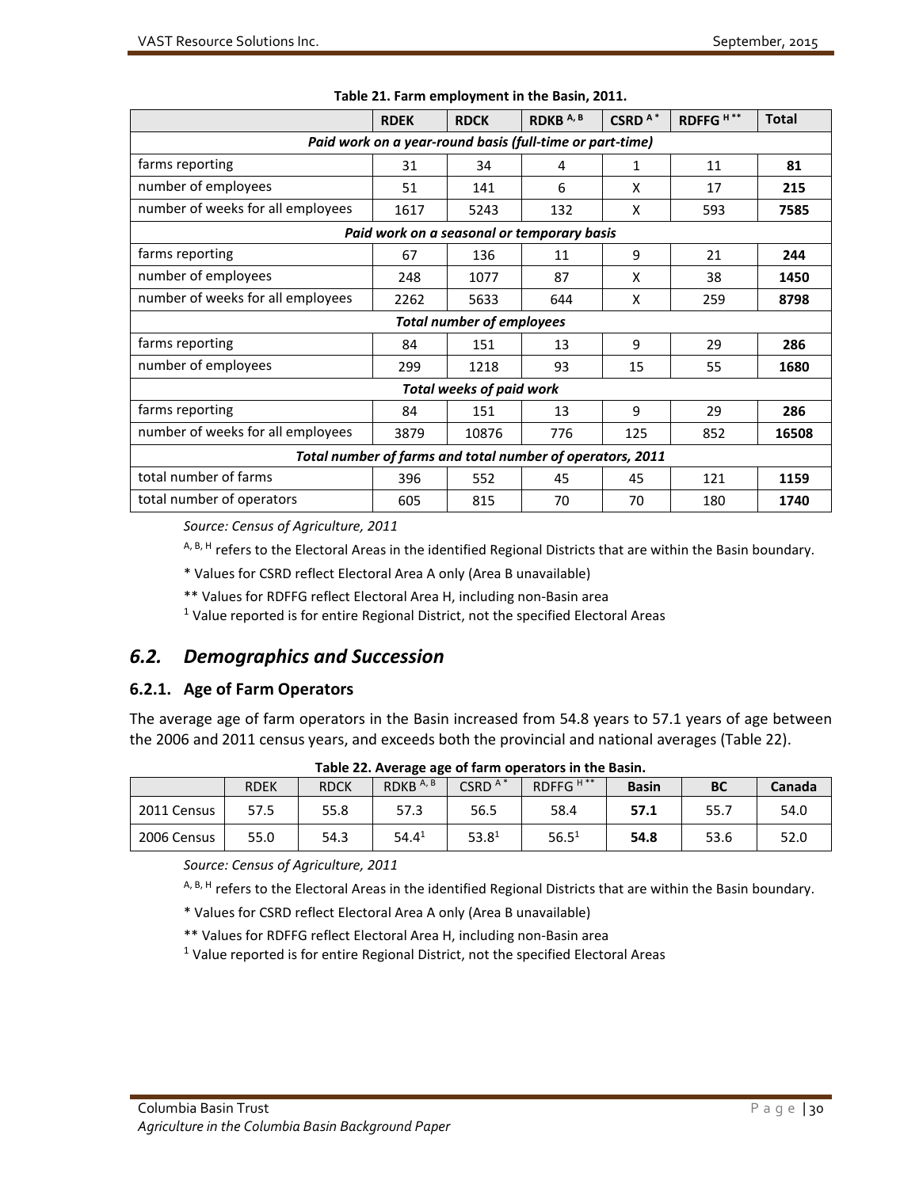**Table 21. Farm employment in the Basin, 2011.**

| | RDEK | RDCK | RDKB [A, B] | CSRD [A*] | RDFFG [H**] | Total |
|---|---|---|---|---|---|---|
| ***Paid work on a year-round basis (full-time or part-time)*** | | | | | | |
| farms reporting | 31 | 34 | 4 | 1 | 11 | **81** |
| number of employees | 51 | 141 | 6 | X | 17 | **215** |
| number of weeks for all employees | 1617 | 5243 | 132 | X | 593 | **7585** |
| ***Paid work on a seasonal or temporary basis*** | | | | | | |
| farms reporting | 67 | 136 | 11 | 9 | 21 | **244** |
| number of employees | 248 | 1077 | 87 | X | 38 | **1450** |
| number of weeks for all employees | 2262 | 5633 | 644 | X | 259 | **8798** |
| ***Total number of employees*** | | | | | | |
| farms reporting | 84 | 151 | 13 | 9 | 29 | **286** |
| number of employees | 299 | 1218 | 93 | 15 | 55 | **1680** |
| ***Total weeks of paid work*** | | | | | | |
| farms reporting | 84 | 151 | 13 | 9 | 29 | **286** |
| number of weeks for all employees | 3879 | 10876 | 776 | 125 | 852 | **16508** |
| ***Total number of farms and total number of operators, 2011*** | | | | | | |
| total number of farms | 396 | 552 | 45 | 45 | 121 | **1159** |
| total number of operators | 605 | 815 | 70 | 70 | 180 | **1740** |

*Source: Census of Agriculture, 2011*

[A, B, H] refers to the Electoral Areas in the identified Regional Districts that are within the Basin boundary.

\* Values for CSRD reflect Electoral Area A only (Area B unavailable)

\*\* Values for RDFFG reflect Electoral Area H, including non-Basin area

[1] Value reported is for entire Regional District, not the specified Electoral Areas

## *6.2. Demographics and Succession*

### 6.2.1. Age of Farm Operators

The average age of farm operators in the Basin increased from 54.8 years to 57.1 years of age between the 2006 and 2011 census years, and exceeds both the provincial and national averages (Table 22).

**Table 22. Average age of farm operators in the Basin.**

| | RDEK | RDCK | RDKB [A, B] | CSRD [A*] | RDFFG [H**] | Basin | BC | Canada |
|---|---|---|---|---|---|---|---|---|
| 2011 Census | 57.5 | 55.8 | 57.3 | 56.5 | 58.4 | **57.1** | 55.7 | 54.0 |
| 2006 Census | 55.0 | 54.3 | 54.4[1] | 53.8[1] | 56.5[1] | **54.8** | 53.6 | 52.0 |

*Source: Census of Agriculture, 2011*

[A, B, H] refers to the Electoral Areas in the identified Regional Districts that are within the Basin boundary.

\* Values for CSRD reflect Electoral Area A only (Area B unavailable)

\*\* Values for RDFFG reflect Electoral Area H, including non-Basin area

[1] Value reported is for entire Regional District, not the specified Electoral Areas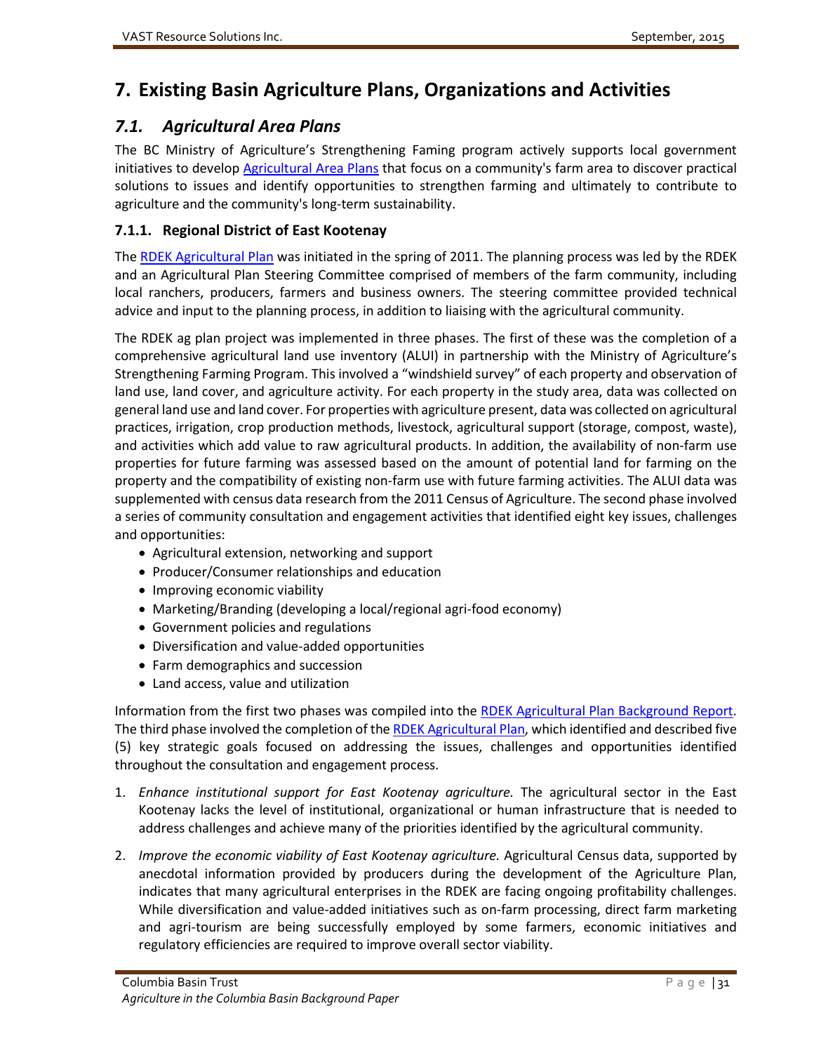# 7. Existing Basin Agriculture Plans, Organizations and Activities

## 7.1. *Agricultural Area Plans*

The BC Ministry of Agriculture's Strengthening Faming program actively supports local government initiatives to develop Agricultural Area Plans that focus on a community's farm area to discover practical solutions to issues and identify opportunities to strengthen farming and ultimately to contribute to agriculture and the community's long-term sustainability.

### 7.1.1. Regional District of East Kootenay

The RDEK Agricultural Plan was initiated in the spring of 2011. The planning process was led by the RDEK and an Agricultural Plan Steering Committee comprised of members of the farm community, including local ranchers, producers, farmers and business owners. The steering committee provided technical advice and input to the planning process, in addition to liaising with the agricultural community.

The RDEK ag plan project was implemented in three phases. The first of these was the completion of a comprehensive agricultural land use inventory (ALUI) in partnership with the Ministry of Agriculture's Strengthening Farming Program. This involved a "windshield survey" of each property and observation of land use, land cover, and agriculture activity. For each property in the study area, data was collected on general land use and land cover. For properties with agriculture present, data was collected on agricultural practices, irrigation, crop production methods, livestock, agricultural support (storage, compost, waste), and activities which add value to raw agricultural products. In addition, the availability of non-farm use properties for future farming was assessed based on the amount of potential land for farming on the property and the compatibility of existing non-farm use with future farming activities. The ALUI data was supplemented with census data research from the 2011 Census of Agriculture. The second phase involved a series of community consultation and engagement activities that identified eight key issues, challenges and opportunities:

- Agricultural extension, networking and support
- Producer/Consumer relationships and education
- Improving economic viability
- Marketing/Branding (developing a local/regional agri-food economy)
- Government policies and regulations
- Diversification and value-added opportunities
- Farm demographics and succession
- Land access, value and utilization

Information from the first two phases was compiled into the RDEK Agricultural Plan Background Report. The third phase involved the completion of the RDEK Agricultural Plan, which identified and described five (5) key strategic goals focused on addressing the issues, challenges and opportunities identified throughout the consultation and engagement process.

1. *Enhance institutional support for East Kootenay agriculture.* The agricultural sector in the East Kootenay lacks the level of institutional, organizational or human infrastructure that is needed to address challenges and achieve many of the priorities identified by the agricultural community.
2. *Improve the economic viability of East Kootenay agriculture.* Agricultural Census data, supported by anecdotal information provided by producers during the development of the Agriculture Plan, indicates that many agricultural enterprises in the RDEK are facing ongoing profitability challenges. While diversification and value-added initiatives such as on-farm processing, direct farm marketing and agri-tourism are being successfully employed by some farmers, economic initiatives and regulatory efficiencies are required to improve overall sector viability.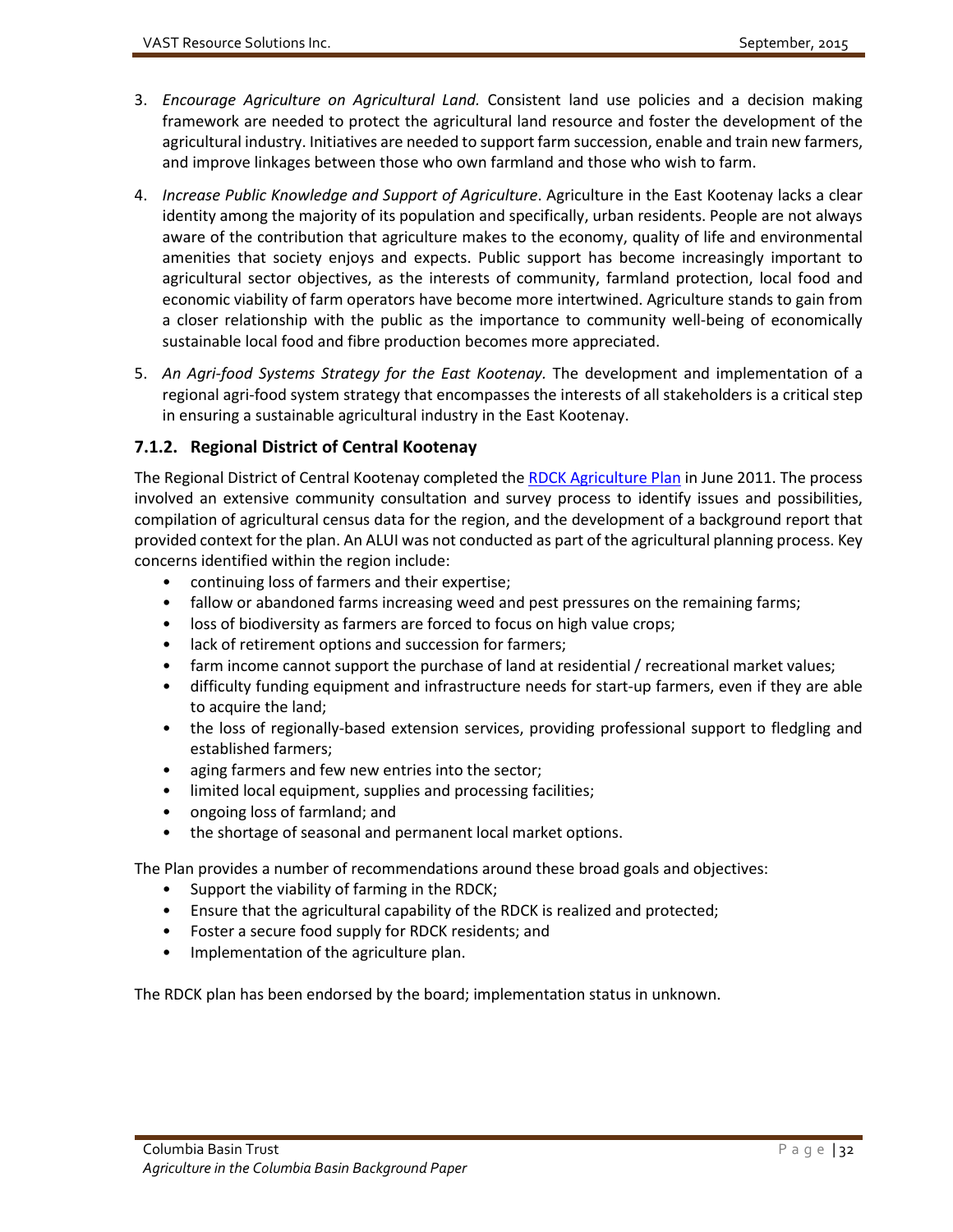3. *Encourage Agriculture on Agricultural Land.* Consistent land use policies and a decision making framework are needed to protect the agricultural land resource and foster the development of the agricultural industry. Initiatives are needed to support farm succession, enable and train new farmers, and improve linkages between those who own farmland and those who wish to farm.

4. *Increase Public Knowledge and Support of Agriculture*. Agriculture in the East Kootenay lacks a clear identity among the majority of its population and specifically, urban residents. People are not always aware of the contribution that agriculture makes to the economy, quality of life and environmental amenities that society enjoys and expects. Public support has become increasingly important to agricultural sector objectives, as the interests of community, farmland protection, local food and economic viability of farm operators have become more intertwined. Agriculture stands to gain from a closer relationship with the public as the importance to community well-being of economically sustainable local food and fibre production becomes more appreciated.

5. *An Agri-food Systems Strategy for the East Kootenay.* The development and implementation of a regional agri-food system strategy that encompasses the interests of all stakeholders is a critical step in ensuring a sustainable agricultural industry in the East Kootenay.

### 7.1.2. Regional District of Central Kootenay

The Regional District of Central Kootenay completed the RDCK Agriculture Plan in June 2011. The process involved an extensive community consultation and survey process to identify issues and possibilities, compilation of agricultural census data for the region, and the development of a background report that provided context for the plan. An ALUI was not conducted as part of the agricultural planning process. Key concerns identified within the region include:

- continuing loss of farmers and their expertise;
- fallow or abandoned farms increasing weed and pest pressures on the remaining farms;
- loss of biodiversity as farmers are forced to focus on high value crops;
- lack of retirement options and succession for farmers;
- farm income cannot support the purchase of land at residential / recreational market values;
- difficulty funding equipment and infrastructure needs for start-up farmers, even if they are able to acquire the land;
- the loss of regionally-based extension services, providing professional support to fledgling and established farmers;
- aging farmers and few new entries into the sector;
- limited local equipment, supplies and processing facilities;
- ongoing loss of farmland; and
- the shortage of seasonal and permanent local market options.

The Plan provides a number of recommendations around these broad goals and objectives:

- Support the viability of farming in the RDCK;
- Ensure that the agricultural capability of the RDCK is realized and protected;
- Foster a secure food supply for RDCK residents; and
- Implementation of the agriculture plan.

The RDCK plan has been endorsed by the board; implementation status in unknown.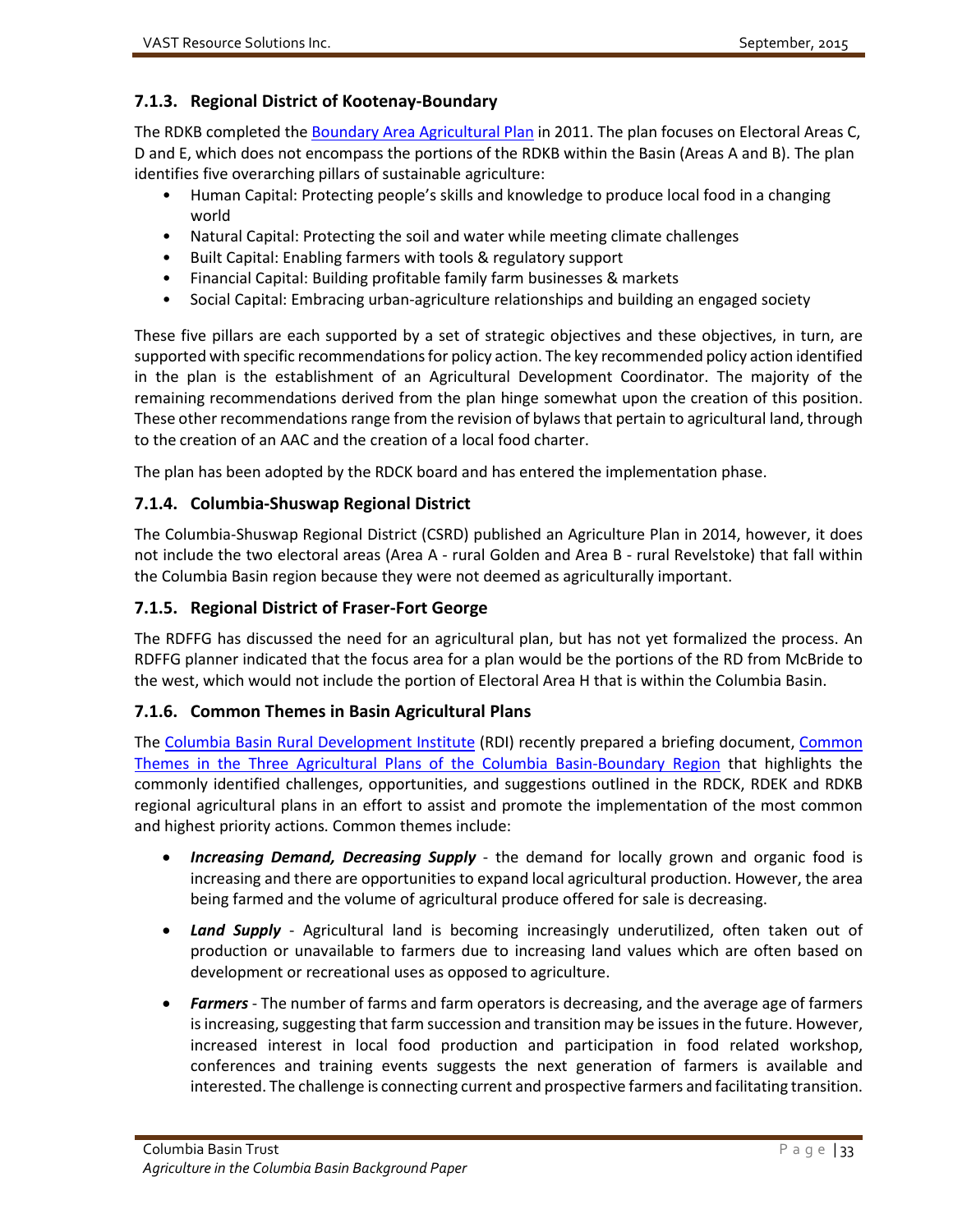### 7.1.3. Regional District of Kootenay-Boundary

The RDKB completed the Boundary Area Agricultural Plan in 2011. The plan focuses on Electoral Areas C, D and E, which does not encompass the portions of the RDKB within the Basin (Areas A and B). The plan identifies five overarching pillars of sustainable agriculture:

- Human Capital: Protecting people's skills and knowledge to produce local food in a changing world
- Natural Capital: Protecting the soil and water while meeting climate challenges
- Built Capital: Enabling farmers with tools & regulatory support
- Financial Capital: Building profitable family farm businesses & markets
- Social Capital: Embracing urban-agriculture relationships and building an engaged society

These five pillars are each supported by a set of strategic objectives and these objectives, in turn, are supported with specific recommendations for policy action. The key recommended policy action identified in the plan is the establishment of an Agricultural Development Coordinator. The majority of the remaining recommendations derived from the plan hinge somewhat upon the creation of this position. These other recommendations range from the revision of bylaws that pertain to agricultural land, through to the creation of an AAC and the creation of a local food charter.

The plan has been adopted by the RDCK board and has entered the implementation phase.

### 7.1.4. Columbia-Shuswap Regional District

The Columbia-Shuswap Regional District (CSRD) published an Agriculture Plan in 2014, however, it does not include the two electoral areas (Area A - rural Golden and Area B - rural Revelstoke) that fall within the Columbia Basin region because they were not deemed as agriculturally important.

### 7.1.5. Regional District of Fraser-Fort George

The RDFFG has discussed the need for an agricultural plan, but has not yet formalized the process. An RDFFG planner indicated that the focus area for a plan would be the portions of the RD from McBride to the west, which would not include the portion of Electoral Area H that is within the Columbia Basin.

### 7.1.6. Common Themes in Basin Agricultural Plans

The Columbia Basin Rural Development Institute (RDI) recently prepared a briefing document, Common Themes in the Three Agricultural Plans of the Columbia Basin-Boundary Region that highlights the commonly identified challenges, opportunities, and suggestions outlined in the RDCK, RDEK and RDKB regional agricultural plans in an effort to assist and promote the implementation of the most common and highest priority actions. Common themes include:

- ***Increasing Demand, Decreasing Supply*** - the demand for locally grown and organic food is increasing and there are opportunities to expand local agricultural production. However, the area being farmed and the volume of agricultural produce offered for sale is decreasing.

- ***Land Supply*** - Agricultural land is becoming increasingly underutilized, often taken out of production or unavailable to farmers due to increasing land values which are often based on development or recreational uses as opposed to agriculture.

- ***Farmers*** - The number of farms and farm operators is decreasing, and the average age of farmers is increasing, suggesting that farm succession and transition may be issues in the future. However, increased interest in local food production and participation in food related workshop, conferences and training events suggests the next generation of farmers is available and interested. The challenge is connecting current and prospective farmers and facilitating transition.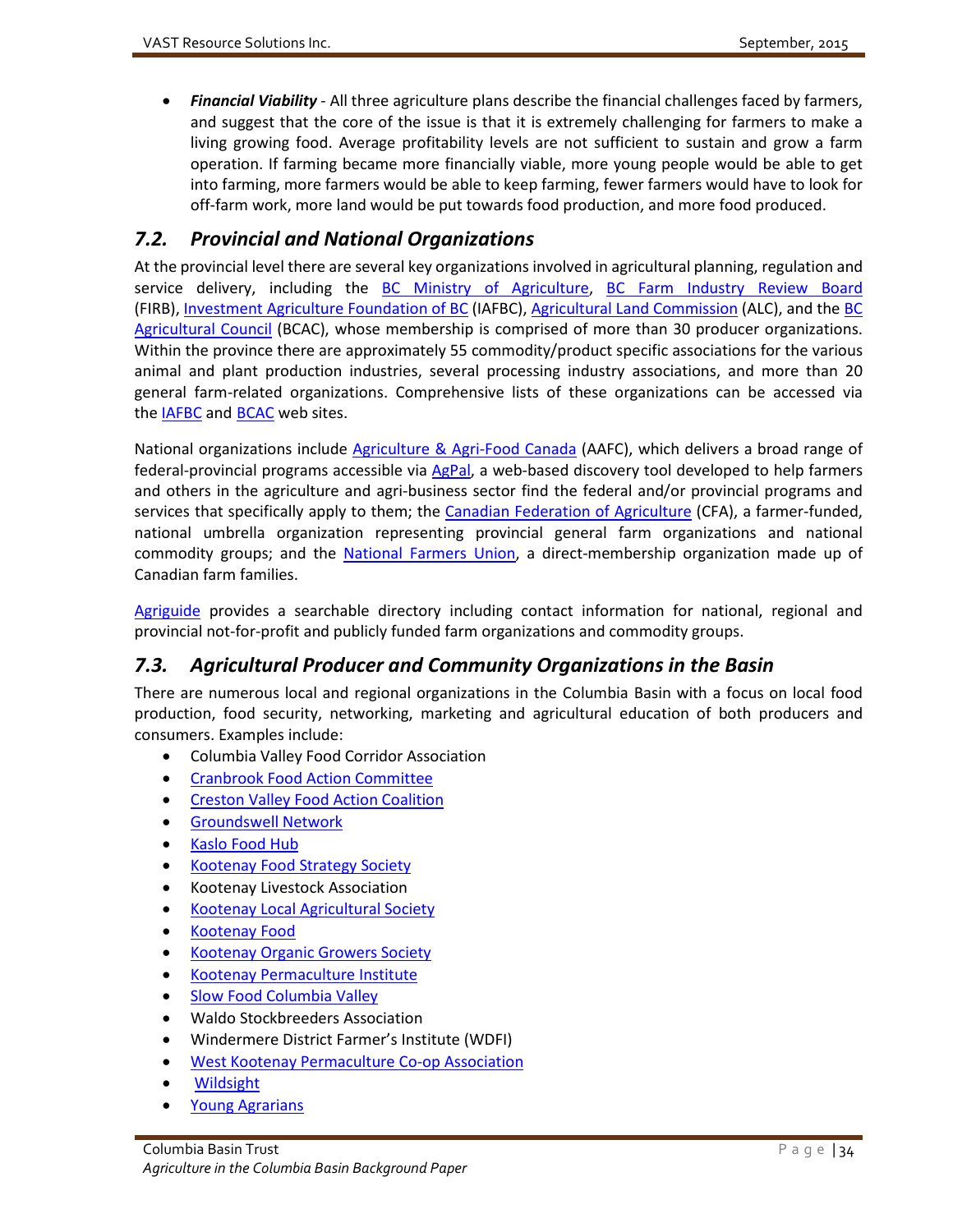- ***Financial Viability*** - All three agriculture plans describe the financial challenges faced by farmers, and suggest that the core of the issue is that it is extremely challenging for farmers to make a living growing food. Average profitability levels are not sufficient to sustain and grow a farm operation. If farming became more financially viable, more young people would be able to get into farming, more farmers would be able to keep farming, fewer farmers would have to look for off-farm work, more land would be put towards food production, and more food produced.

## *7.2. Provincial and National Organizations*

At the provincial level there are several key organizations involved in agricultural planning, regulation and service delivery, including the BC Ministry of Agriculture, BC Farm Industry Review Board (FIRB), Investment Agriculture Foundation of BC (IAFBC), Agricultural Land Commission (ALC), and the BC Agricultural Council (BCAC), whose membership is comprised of more than 30 producer organizations. Within the province there are approximately 55 commodity/product specific associations for the various animal and plant production industries, several processing industry associations, and more than 20 general farm-related organizations. Comprehensive lists of these organizations can be accessed via the IAFBC and BCAC web sites.

National organizations include Agriculture & Agri-Food Canada (AAFC), which delivers a broad range of federal-provincial programs accessible via AgPal, a web-based discovery tool developed to help farmers and others in the agriculture and agri-business sector find the federal and/or provincial programs and services that specifically apply to them; the Canadian Federation of Agriculture (CFA), a farmer-funded, national umbrella organization representing provincial general farm organizations and national commodity groups; and the National Farmers Union, a direct-membership organization made up of Canadian farm families.

Agriguide provides a searchable directory including contact information for national, regional and provincial not-for-profit and publicly funded farm organizations and commodity groups.

## *7.3. Agricultural Producer and Community Organizations in the Basin*

There are numerous local and regional organizations in the Columbia Basin with a focus on local food production, food security, networking, marketing and agricultural education of both producers and consumers. Examples include:

- Columbia Valley Food Corridor Association
- Cranbrook Food Action Committee
- Creston Valley Food Action Coalition
- Groundswell Network
- Kaslo Food Hub
- Kootenay Food Strategy Society
- Kootenay Livestock Association
- Kootenay Local Agricultural Society
- Kootenay Food
- Kootenay Organic Growers Society
- Kootenay Permaculture Institute
- Slow Food Columbia Valley
- Waldo Stockbreeders Association
- Windermere District Farmer's Institute (WDFI)
- West Kootenay Permaculture Co-op Association
- Wildsight
- Young Agrarians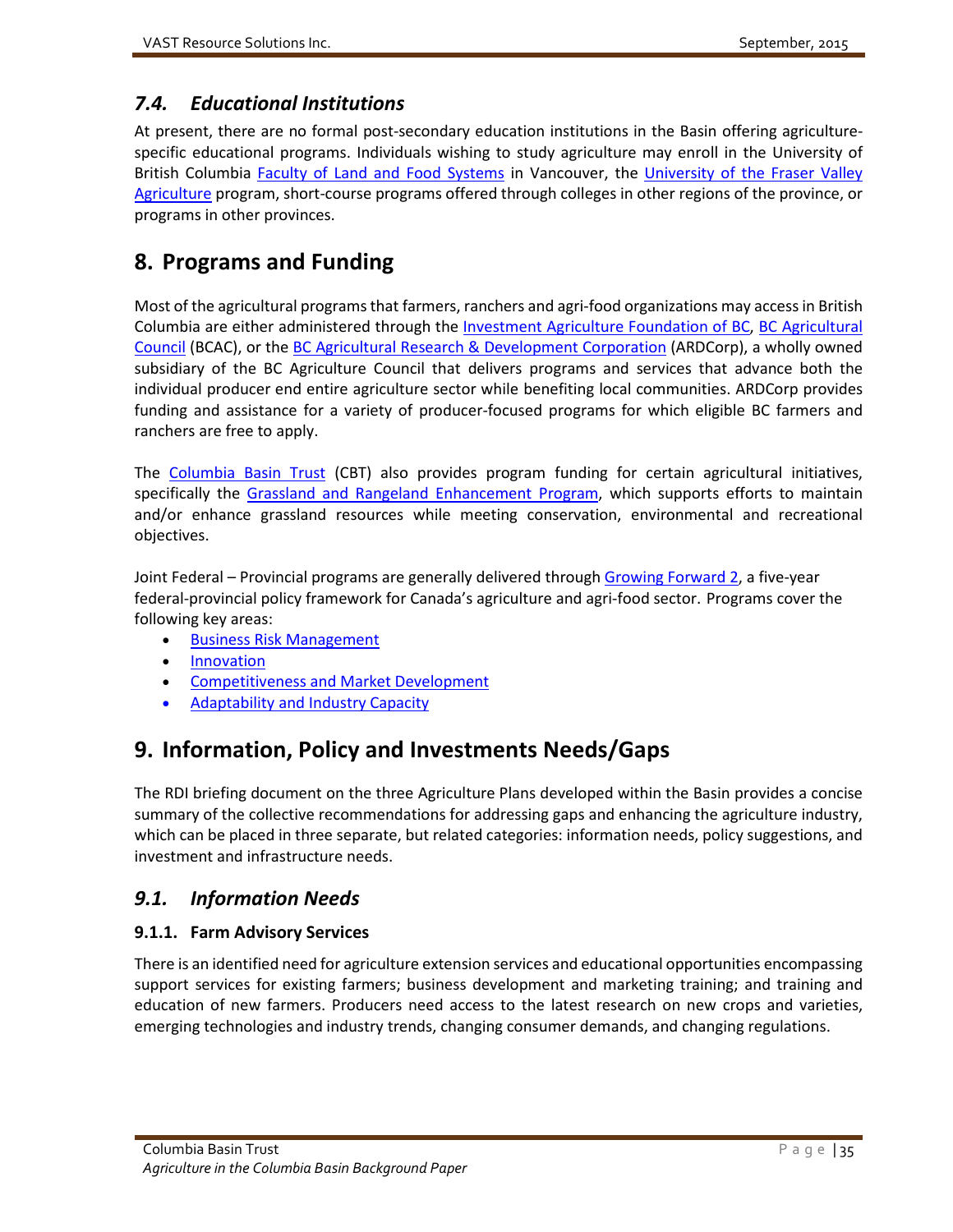## *7.4. Educational Institutions*

At present, there are no formal post-secondary education institutions in the Basin offering agriculture-specific educational programs. Individuals wishing to study agriculture may enroll in the University of British Columbia Faculty of Land and Food Systems in Vancouver, the University of the Fraser Valley Agriculture program, short-course programs offered through colleges in other regions of the province, or programs in other provinces.

# 8. Programs and Funding

Most of the agricultural programs that farmers, ranchers and agri-food organizations may access in British Columbia are either administered through the Investment Agriculture Foundation of BC, BC Agricultural Council (BCAC), or the BC Agricultural Research & Development Corporation (ARDCorp), a wholly owned subsidiary of the BC Agriculture Council that delivers programs and services that advance both the individual producer end entire agriculture sector while benefiting local communities. ARDCorp provides funding and assistance for a variety of producer-focused programs for which eligible BC farmers and ranchers are free to apply.

The Columbia Basin Trust (CBT) also provides program funding for certain agricultural initiatives, specifically the Grassland and Rangeland Enhancement Program, which supports efforts to maintain and/or enhance grassland resources while meeting conservation, environmental and recreational objectives.

Joint Federal – Provincial programs are generally delivered through Growing Forward 2, a five-year federal-provincial policy framework for Canada's agriculture and agri-food sector. Programs cover the following key areas:

- Business Risk Management
- Innovation
- Competitiveness and Market Development
- Adaptability and Industry Capacity

# 9. Information, Policy and Investments Needs/Gaps

The RDI briefing document on the three Agriculture Plans developed within the Basin provides a concise summary of the collective recommendations for addressing gaps and enhancing the agriculture industry, which can be placed in three separate, but related categories: information needs, policy suggestions, and investment and infrastructure needs.

## *9.1. Information Needs*

### 9.1.1. Farm Advisory Services

There is an identified need for agriculture extension services and educational opportunities encompassing support services for existing farmers; business development and marketing training; and training and education of new farmers. Producers need access to the latest research on new crops and varieties, emerging technologies and industry trends, changing consumer demands, and changing regulations.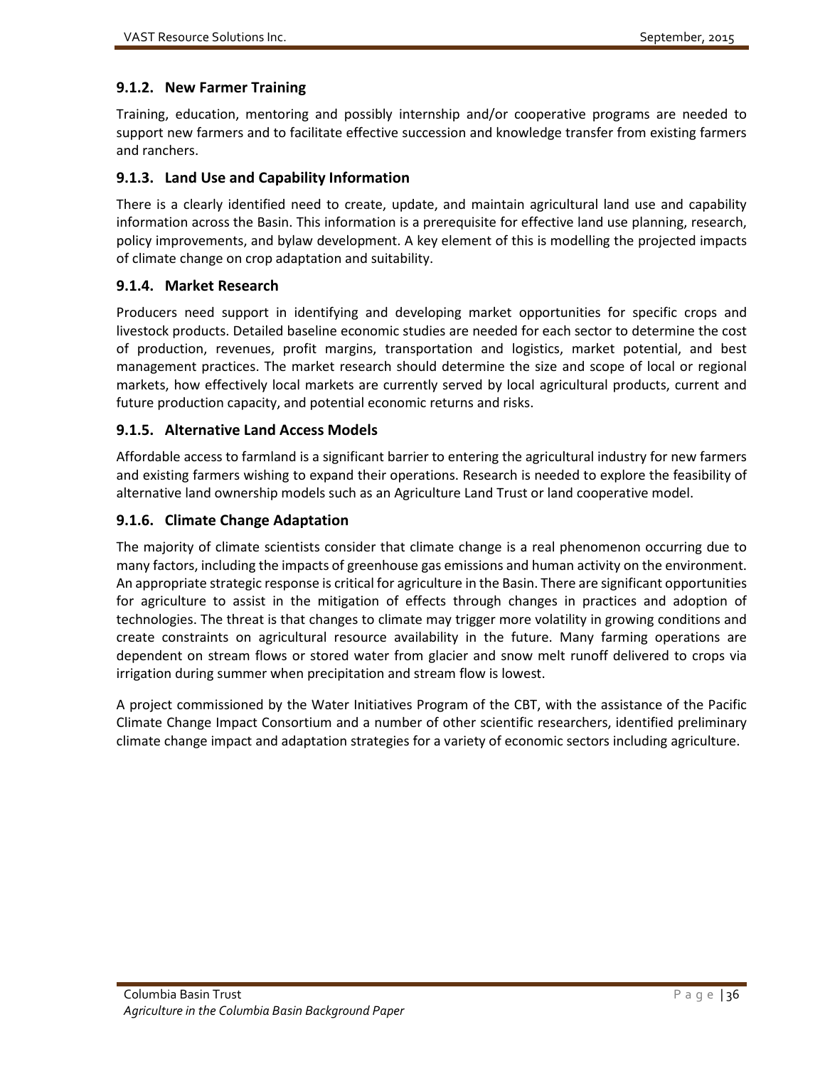### 9.1.2. New Farmer Training

Training, education, mentoring and possibly internship and/or cooperative programs are needed to support new farmers and to facilitate effective succession and knowledge transfer from existing farmers and ranchers.

### 9.1.3. Land Use and Capability Information

There is a clearly identified need to create, update, and maintain agricultural land use and capability information across the Basin. This information is a prerequisite for effective land use planning, research, policy improvements, and bylaw development. A key element of this is modelling the projected impacts of climate change on crop adaptation and suitability.

### 9.1.4. Market Research

Producers need support in identifying and developing market opportunities for specific crops and livestock products. Detailed baseline economic studies are needed for each sector to determine the cost of production, revenues, profit margins, transportation and logistics, market potential, and best management practices. The market research should determine the size and scope of local or regional markets, how effectively local markets are currently served by local agricultural products, current and future production capacity, and potential economic returns and risks.

### 9.1.5. Alternative Land Access Models

Affordable access to farmland is a significant barrier to entering the agricultural industry for new farmers and existing farmers wishing to expand their operations. Research is needed to explore the feasibility of alternative land ownership models such as an Agriculture Land Trust or land cooperative model.

### 9.1.6. Climate Change Adaptation

The majority of climate scientists consider that climate change is a real phenomenon occurring due to many factors, including the impacts of greenhouse gas emissions and human activity on the environment. An appropriate strategic response is critical for agriculture in the Basin. There are significant opportunities for agriculture to assist in the mitigation of effects through changes in practices and adoption of technologies. The threat is that changes to climate may trigger more volatility in growing conditions and create constraints on agricultural resource availability in the future. Many farming operations are dependent on stream flows or stored water from glacier and snow melt runoff delivered to crops via irrigation during summer when precipitation and stream flow is lowest.

A project commissioned by the Water Initiatives Program of the CBT, with the assistance of the Pacific Climate Change Impact Consortium and a number of other scientific researchers, identified preliminary climate change impact and adaptation strategies for a variety of economic sectors including agriculture.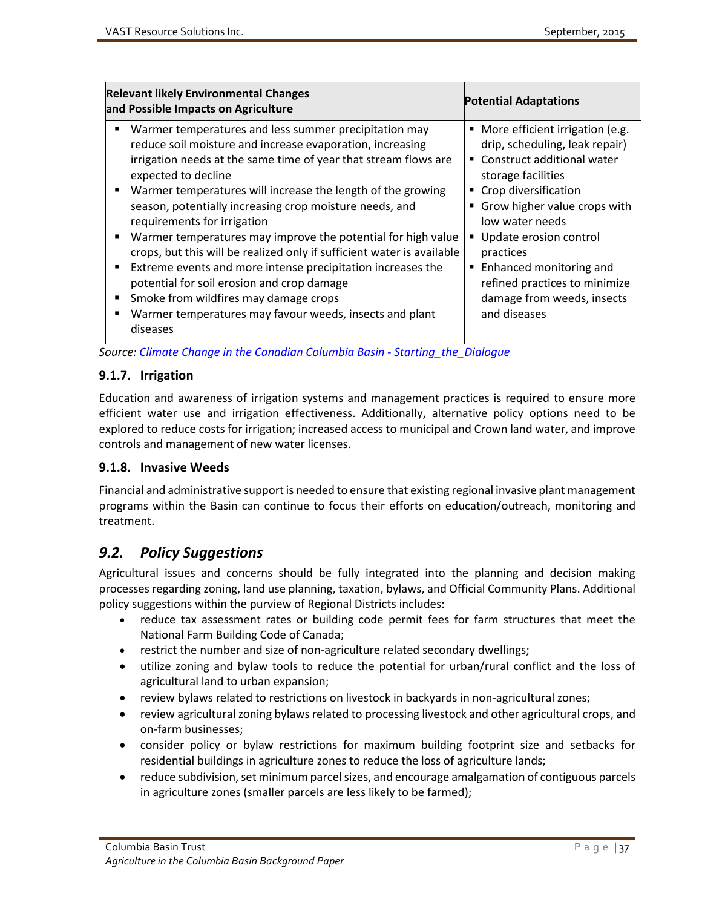| Relevant likely Environmental Changes and Possible Impacts on Agriculture | Potential Adaptations |
|---|---|
| ▪ Warmer temperatures and less summer precipitation may reduce soil moisture and increase evaporation, increasing irrigation needs at the same time of year that stream flows are expected to decline<br>▪ Warmer temperatures will increase the length of the growing season, potentially increasing crop moisture needs, and requirements for irrigation<br>▪ Warmer temperatures may improve the potential for high value crops, but this will be realized only if sufficient water is available<br>▪ Extreme events and more intense precipitation increases the potential for soil erosion and crop damage<br>▪ Smoke from wildfires may damage crops<br>▪ Warmer temperatures may favour weeds, insects and plant diseases | ▪ More efficient irrigation (e.g. drip, scheduling, leak repair)<br>▪ Construct additional water storage facilities<br>▪ Crop diversification<br>▪ Grow higher value crops with low water needs<br>▪ Update erosion control practices<br>▪ Enhanced monitoring and refined practices to minimize damage from weeds, insects and diseases |

*Source: Climate Change in the Canadian Columbia Basin - Starting_the_Dialogue*

### 9.1.7. Irrigation

Education and awareness of irrigation systems and management practices is required to ensure more efficient water use and irrigation effectiveness. Additionally, alternative policy options need to be explored to reduce costs for irrigation; increased access to municipal and Crown land water, and improve controls and management of new water licenses.

### 9.1.8. Invasive Weeds

Financial and administrative support is needed to ensure that existing regional invasive plant management programs within the Basin can continue to focus their efforts on education/outreach, monitoring and treatment.

## *9.2. Policy Suggestions*

Agricultural issues and concerns should be fully integrated into the planning and decision making processes regarding zoning, land use planning, taxation, bylaws, and Official Community Plans. Additional policy suggestions within the purview of Regional Districts includes:

- reduce tax assessment rates or building code permit fees for farm structures that meet the National Farm Building Code of Canada;
- restrict the number and size of non-agriculture related secondary dwellings;
- utilize zoning and bylaw tools to reduce the potential for urban/rural conflict and the loss of agricultural land to urban expansion;
- review bylaws related to restrictions on livestock in backyards in non-agricultural zones;
- review agricultural zoning bylaws related to processing livestock and other agricultural crops, and on-farm businesses;
- consider policy or bylaw restrictions for maximum building footprint size and setbacks for residential buildings in agriculture zones to reduce the loss of agriculture lands;
- reduce subdivision, set minimum parcel sizes, and encourage amalgamation of contiguous parcels in agriculture zones (smaller parcels are less likely to be farmed);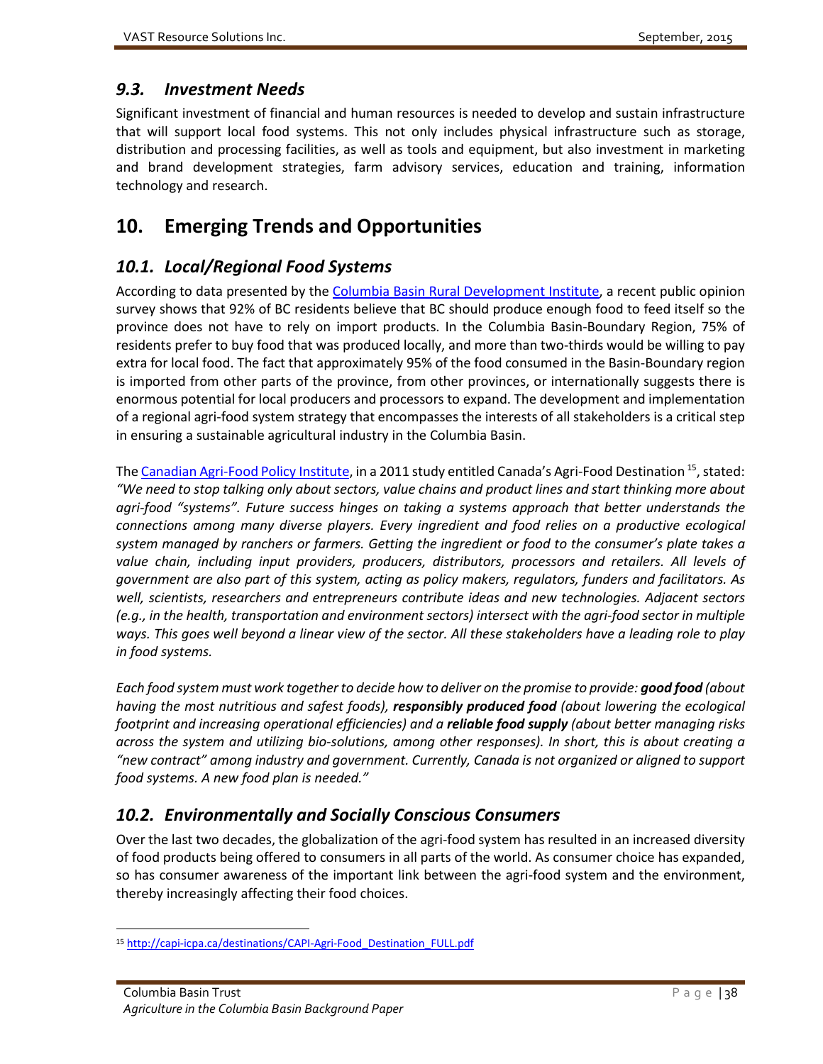## *9.3. Investment Needs*

Significant investment of financial and human resources is needed to develop and sustain infrastructure that will support local food systems. This not only includes physical infrastructure such as storage, distribution and processing facilities, as well as tools and equipment, but also investment in marketing and brand development strategies, farm advisory services, education and training, information technology and research.

# 10. Emerging Trends and Opportunities

## *10.1. Local/Regional Food Systems*

According to data presented by the [Columbia Basin Rural Development Institute](), a recent public opinion survey shows that 92% of BC residents believe that BC should produce enough food to feed itself so the province does not have to rely on import products. In the Columbia Basin-Boundary Region, 75% of residents prefer to buy food that was produced locally, and more than two-thirds would be willing to pay extra for local food. The fact that approximately 95% of the food consumed in the Basin-Boundary region is imported from other parts of the province, from other provinces, or internationally suggests there is enormous potential for local producers and processors to expand. The development and implementation of a regional agri-food system strategy that encompasses the interests of all stakeholders is a critical step in ensuring a sustainable agricultural industry in the Columbia Basin.

The [Canadian Agri-Food Policy Institute](), in a 2011 study entitled Canada's Agri-Food Destination [15], stated: *"We need to stop talking only about sectors, value chains and product lines and start thinking more about agri-food "systems". Future success hinges on taking a systems approach that better understands the connections among many diverse players. Every ingredient and food relies on a productive ecological system managed by ranchers or farmers. Getting the ingredient or food to the consumer's plate takes a value chain, including input providers, producers, distributors, processors and retailers. All levels of government are also part of this system, acting as policy makers, regulators, funders and facilitators. As well, scientists, researchers and entrepreneurs contribute ideas and new technologies. Adjacent sectors (e.g., in the health, transportation and environment sectors) intersect with the agri-food sector in multiple ways. This goes well beyond a linear view of the sector. All these stakeholders have a leading role to play in food systems.*

*Each food system must work together to decide how to deliver on the promise to provide: **good food** (about having the most nutritious and safest foods), **responsibly produced food** (about lowering the ecological footprint and increasing operational efficiencies) and a **reliable food supply** (about better managing risks across the system and utilizing bio-solutions, among other responses). In short, this is about creating a "new contract" among industry and government. Currently, Canada is not organized or aligned to support food systems. A new food plan is needed."*

## *10.2. Environmentally and Socially Conscious Consumers*

Over the last two decades, the globalization of the agri-food system has resulted in an increased diversity of food products being offered to consumers in all parts of the world. As consumer choice has expanded, so has consumer awareness of the important link between the agri-food system and the environment, thereby increasingly affecting their food choices.

---

[15] http://capi-icpa.ca/destinations/CAPI-Agri-Food_Destination_FULL.pdf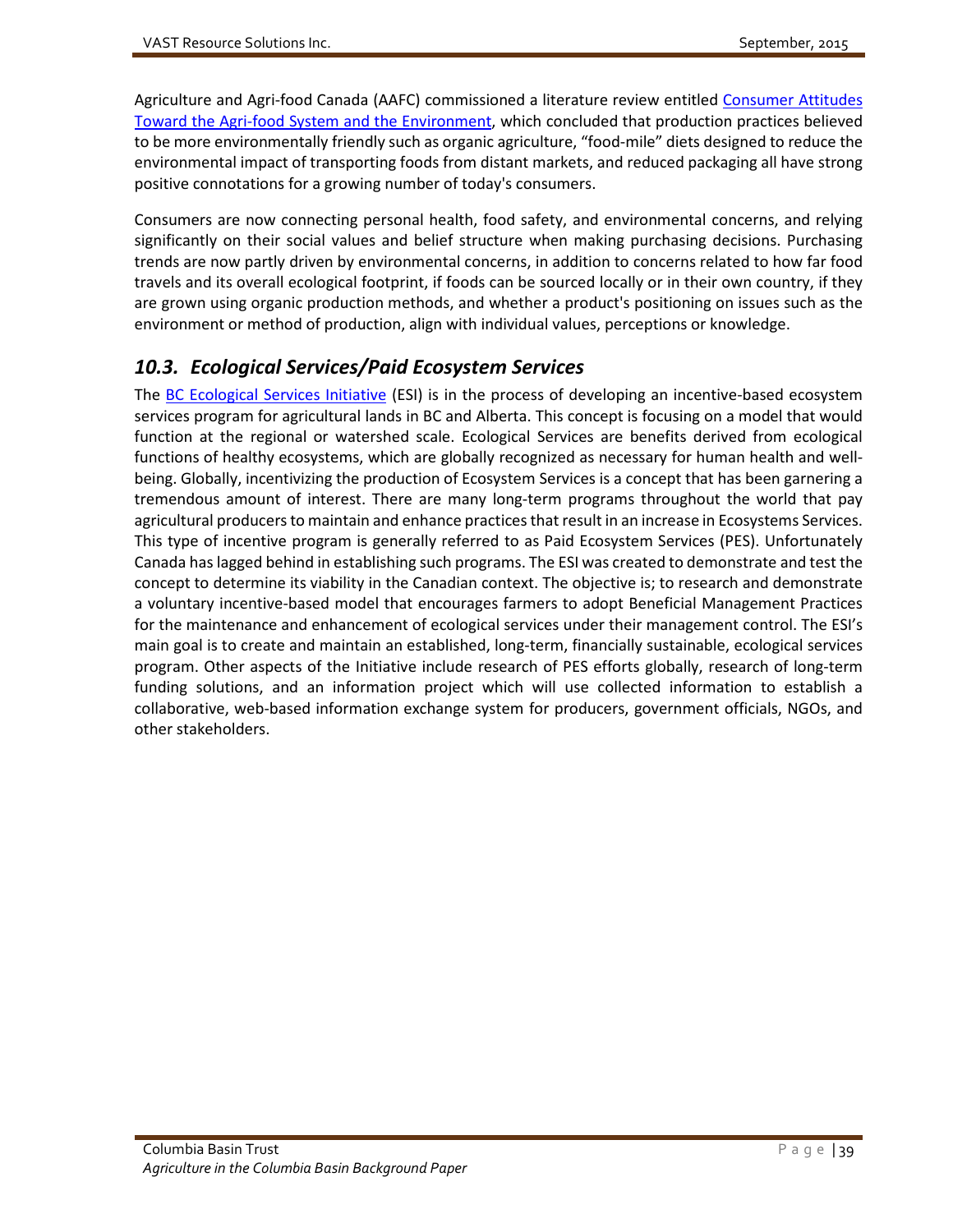Agriculture and Agri-food Canada (AAFC) commissioned a literature review entitled Consumer Attitudes Toward the Agri-food System and the Environment, which concluded that production practices believed to be more environmentally friendly such as organic agriculture, "food-mile" diets designed to reduce the environmental impact of transporting foods from distant markets, and reduced packaging all have strong positive connotations for a growing number of today's consumers.

Consumers are now connecting personal health, food safety, and environmental concerns, and relying significantly on their social values and belief structure when making purchasing decisions. Purchasing trends are now partly driven by environmental concerns, in addition to concerns related to how far food travels and its overall ecological footprint, if foods can be sourced locally or in their own country, if they are grown using organic production methods, and whether a product's positioning on issues such as the environment or method of production, align with individual values, perceptions or knowledge.

## *10.3. Ecological Services/Paid Ecosystem Services*

The BC Ecological Services Initiative (ESI) is in the process of developing an incentive-based ecosystem services program for agricultural lands in BC and Alberta. This concept is focusing on a model that would function at the regional or watershed scale. Ecological Services are benefits derived from ecological functions of healthy ecosystems, which are globally recognized as necessary for human health and well-being. Globally, incentivizing the production of Ecosystem Services is a concept that has been garnering a tremendous amount of interest. There are many long-term programs throughout the world that pay agricultural producers to maintain and enhance practices that result in an increase in Ecosystems Services. This type of incentive program is generally referred to as Paid Ecosystem Services (PES). Unfortunately Canada has lagged behind in establishing such programs. The ESI was created to demonstrate and test the concept to determine its viability in the Canadian context. The objective is; to research and demonstrate a voluntary incentive-based model that encourages farmers to adopt Beneficial Management Practices for the maintenance and enhancement of ecological services under their management control. The ESI's main goal is to create and maintain an established, long-term, financially sustainable, ecological services program. Other aspects of the Initiative include research of PES efforts globally, research of long-term funding solutions, and an information project which will use collected information to establish a collaborative, web-based information exchange system for producers, government officials, NGOs, and other stakeholders.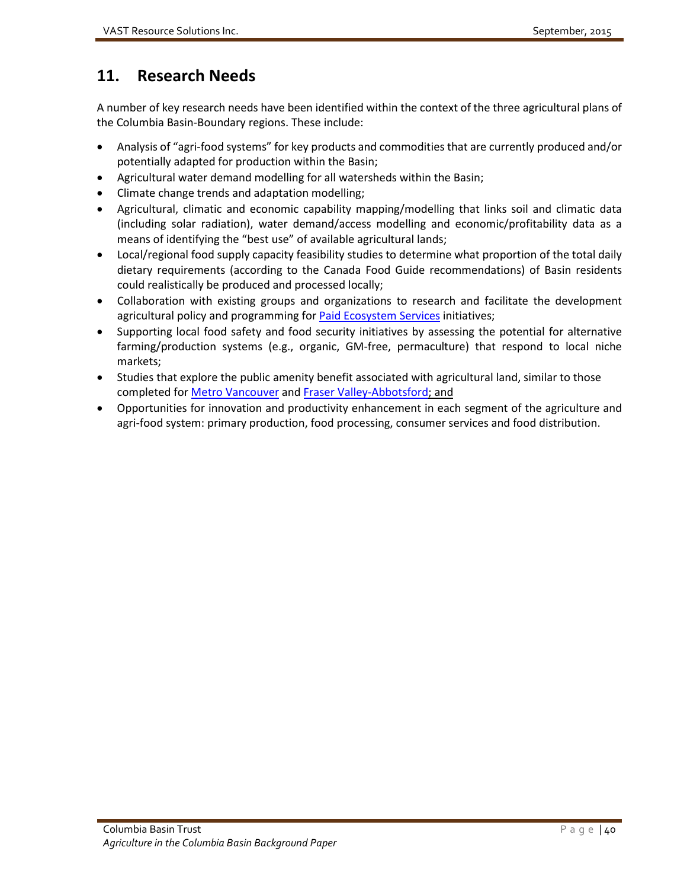## 11. Research Needs

A number of key research needs have been identified within the context of the three agricultural plans of the Columbia Basin-Boundary regions. These include:

- Analysis of "agri-food systems" for key products and commodities that are currently produced and/or potentially adapted for production within the Basin;
- Agricultural water demand modelling for all watersheds within the Basin;
- Climate change trends and adaptation modelling;
- Agricultural, climatic and economic capability mapping/modelling that links soil and climatic data (including solar radiation), water demand/access modelling and economic/profitability data as a means of identifying the "best use" of available agricultural lands;
- Local/regional food supply capacity feasibility studies to determine what proportion of the total daily dietary requirements (according to the Canada Food Guide recommendations) of Basin residents could realistically be produced and processed locally;
- Collaboration with existing groups and organizations to research and facilitate the development agricultural policy and programming for Paid Ecosystem Services initiatives;
- Supporting local food safety and food security initiatives by assessing the potential for alternative farming/production systems (e.g., organic, GM-free, permaculture) that respond to local niche markets;
- Studies that explore the public amenity benefit associated with agricultural land, similar to those completed for Metro Vancouver and Fraser Valley-Abbotsford; and
- Opportunities for innovation and productivity enhancement in each segment of the agriculture and agri-food system: primary production, food processing, consumer services and food distribution.